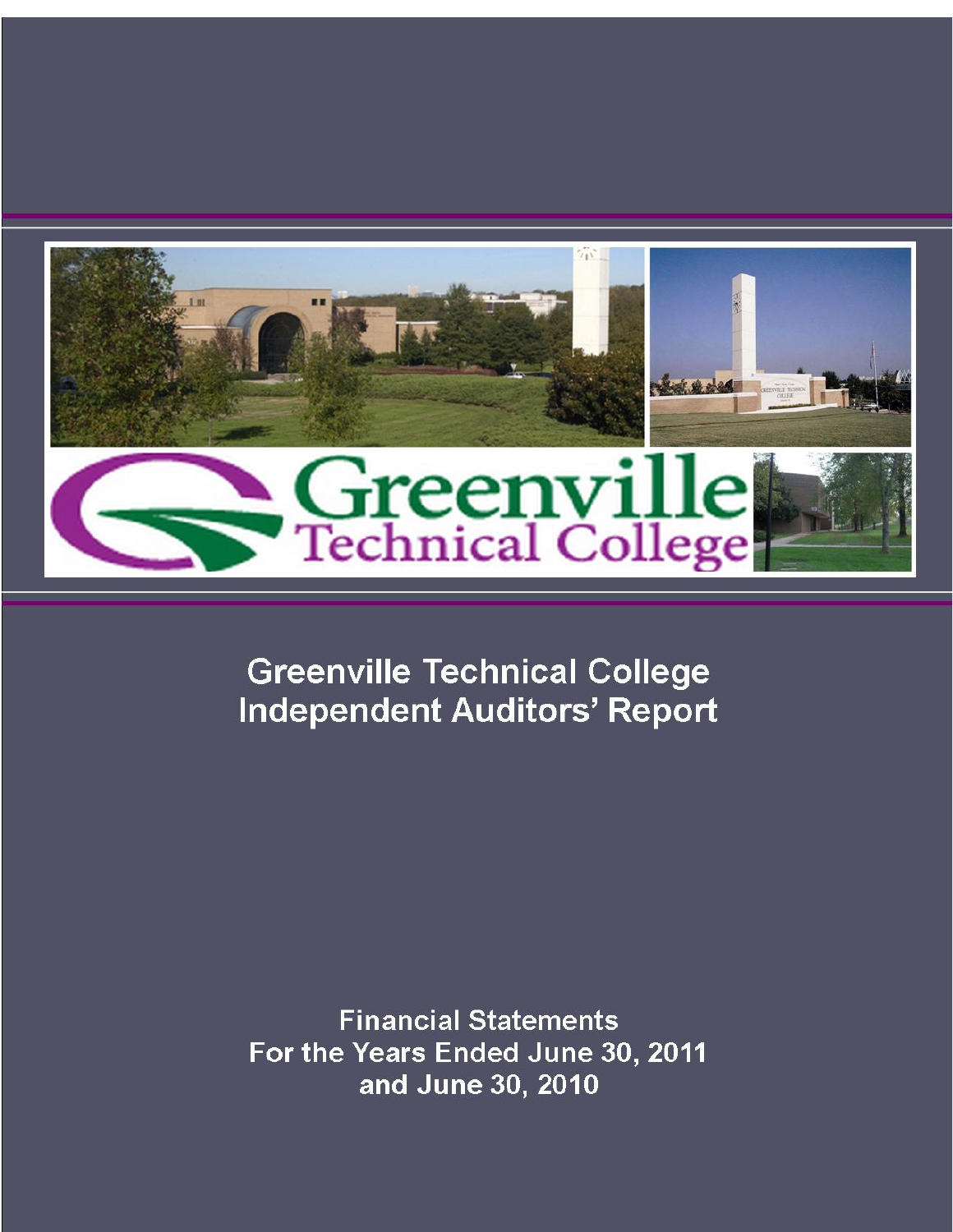# Greenville Technical College
# Independent Auditors' Report

Financial Statements
For the Years Ended June 30, 2011
and June 30, 2010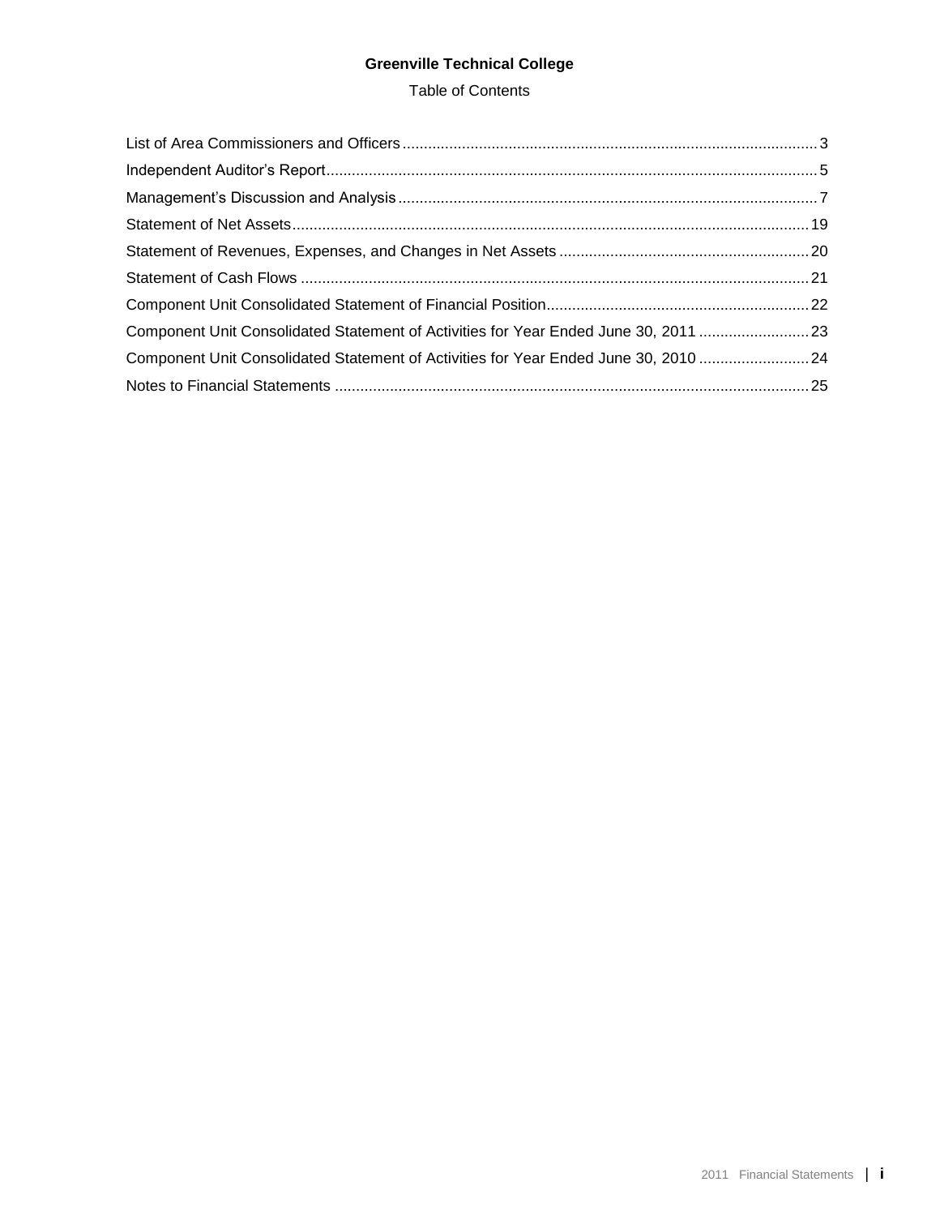# Greenville Technical College

Table of Contents

| | |
|---|---|
| List of Area Commissioners and Officers | 3 |
| Independent Auditor's Report | 5 |
| Management's Discussion and Analysis | 7 |
| Statement of Net Assets | 19 |
| Statement of Revenues, Expenses, and Changes in Net Assets | 20 |
| Statement of Cash Flows | 21 |
| Component Unit Consolidated Statement of Financial Position | 22 |
| Component Unit Consolidated Statement of Activities for Year Ended June 30, 2011 | 23 |
| Component Unit Consolidated Statement of Activities for Year Ended June 30, 2010 | 24 |
| Notes to Financial Statements | 25 |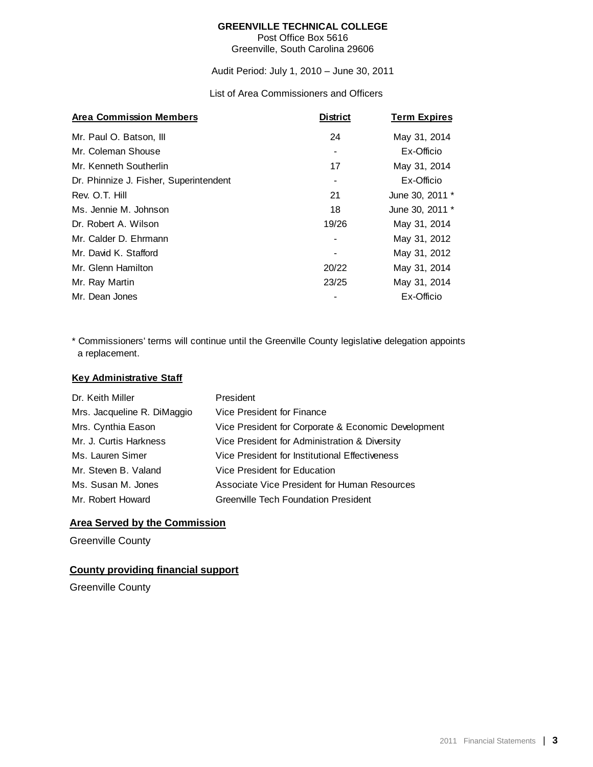**GREENVILLE TECHNICAL COLLEGE**
Post Office Box 5616
Greenville, South Carolina 29606

Audit Period: July 1, 2010 – June 30, 2011

List of Area Commissioners and Officers

| Area Commission Members | District | Term Expires |
|---|---|---|
| Mr. Paul O. Batson, III | 24 | May 31, 2014 |
| Mr. Coleman Shouse | - | Ex-Officio |
| Mr. Kenneth Southerlin | 17 | May 31, 2014 |
| Dr. Phinnize J. Fisher, Superintendent | - | Ex-Officio |
| Rev. O.T. Hill | 21 | June 30, 2011 * |
| Ms. Jennie M. Johnson | 18 | June 30, 2011 * |
| Dr. Robert A. Wilson | 19/26 | May 31, 2014 |
| Mr. Calder D. Ehrmann | - | May 31, 2012 |
| Mr. David K. Stafford | - | May 31, 2012 |
| Mr. Glenn Hamilton | 20/22 | May 31, 2014 |
| Mr. Ray Martin | 23/25 | May 31, 2014 |
| Mr. Dean Jones | - | Ex-Officio |

* Commissioners' terms will continue until the Greenville County legislative delegation appoints a replacement.

**Key Administrative Staff**

| | |
|---|---|
| Dr. Keith Miller | President |
| Mrs. Jacqueline R. DiMaggio | Vice President for Finance |
| Mrs. Cynthia Eason | Vice President for Corporate & Economic Development |
| Mr. J. Curtis Harkness | Vice President for Administration & Diversity |
| Ms. Lauren Simer | Vice President for Institutional Effectiveness |
| Mr. Steven B. Valand | Vice President for Education |
| Ms. Susan M. Jones | Associate Vice President for Human Resources |
| Mr. Robert Howard | Greenville Tech Foundation President |

**Area Served by the Commission**

Greenville County

**County providing financial support**

Greenville County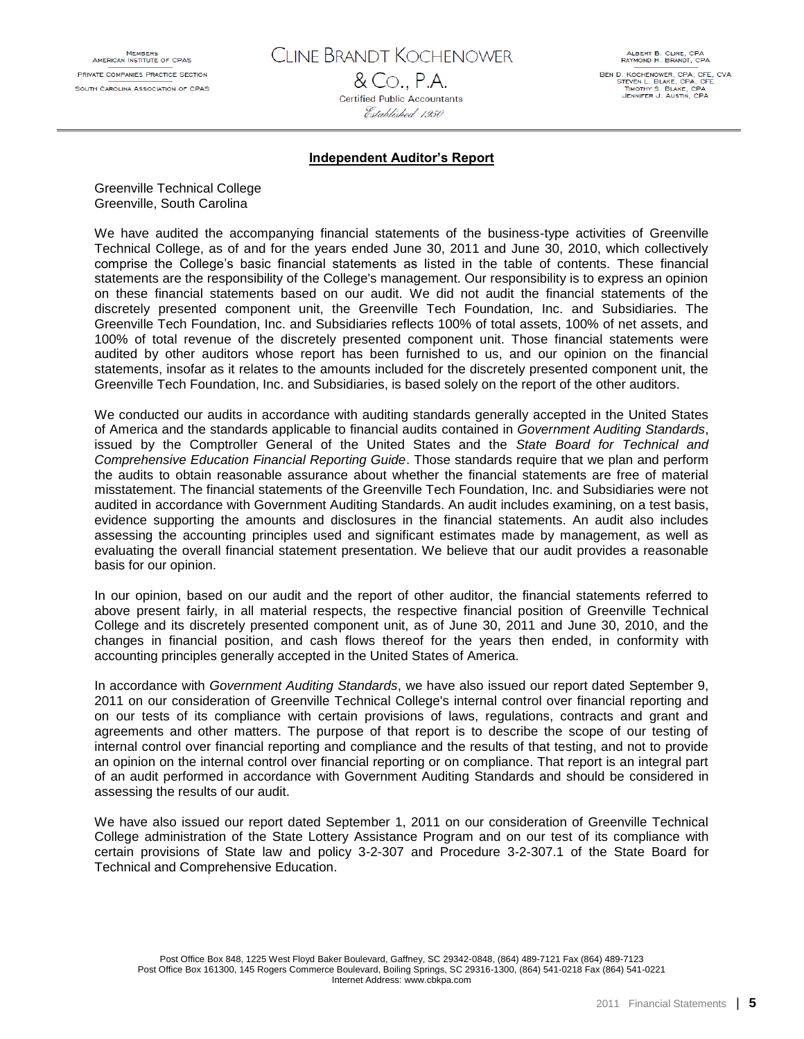MEMBERS
AMERICAN INSTITUTE OF CPAS
PRIVATE COMPANIES PRACTICE SECTION
SOUTH CAROLINA ASSOCIATION OF CPAS

CLINE BRANDT KOCHENOWER
& CO., P.A.
Certified Public Accountants
*Established 1950*

ALBERT B. CLINE, CPA
RAYMOND H. BRANDT, CPA
BEN D. KOCHENOWER, CPA, CFE, CVA
STEVEN L. BLAKE, CPA, CFE
TIMOTHY S. BLAKE, CPA
JENNIFER J. AUSTIN, CPA

## Independent Auditor's Report

Greenville Technical College
Greenville, South Carolina

We have audited the accompanying financial statements of the business-type activities of Greenville Technical College, as of and for the years ended June 30, 2011 and June 30, 2010, which collectively comprise the College's basic financial statements as listed in the table of contents. These financial statements are the responsibility of the College's management. Our responsibility is to express an opinion on these financial statements based on our audit. We did not audit the financial statements of the discretely presented component unit, the Greenville Tech Foundation, Inc. and Subsidiaries. The Greenville Tech Foundation, Inc. and Subsidiaries reflects 100% of total assets, 100% of net assets, and 100% of total revenue of the discretely presented component unit. Those financial statements were audited by other auditors whose report has been furnished to us, and our opinion on the financial statements, insofar as it relates to the amounts included for the discretely presented component unit, the Greenville Tech Foundation, Inc. and Subsidiaries, is based solely on the report of the other auditors.

We conducted our audits in accordance with auditing standards generally accepted in the United States of America and the standards applicable to financial audits contained in *Government Auditing Standards*, issued by the Comptroller General of the United States and the *State Board for Technical and Comprehensive Education Financial Reporting Guide*. Those standards require that we plan and perform the audits to obtain reasonable assurance about whether the financial statements are free of material misstatement. The financial statements of the Greenville Tech Foundation, Inc. and Subsidiaries were not audited in accordance with Government Auditing Standards. An audit includes examining, on a test basis, evidence supporting the amounts and disclosures in the financial statements. An audit also includes assessing the accounting principles used and significant estimates made by management, as well as evaluating the overall financial statement presentation. We believe that our audit provides a reasonable basis for our opinion.

In our opinion, based on our audit and the report of other auditor, the financial statements referred to above present fairly, in all material respects, the respective financial position of Greenville Technical College and its discretely presented component unit, as of June 30, 2011 and June 30, 2010, and the changes in financial position, and cash flows thereof for the years then ended, in conformity with accounting principles generally accepted in the United States of America.

In accordance with *Government Auditing Standards*, we have also issued our report dated September 9, 2011 on our consideration of Greenville Technical College's internal control over financial reporting and on our tests of its compliance with certain provisions of laws, regulations, contracts and grant and agreements and other matters. The purpose of that report is to describe the scope of our testing of internal control over financial reporting and compliance and the results of that testing, and not to provide an opinion on the internal control over financial reporting or on compliance. That report is an integral part of an audit performed in accordance with Government Auditing Standards and should be considered in assessing the results of our audit.

We have also issued our report dated September 1, 2011 on our consideration of Greenville Technical College administration of the State Lottery Assistance Program and on our test of its compliance with certain provisions of State law and policy 3-2-307 and Procedure 3-2-307.1 of the State Board for Technical and Comprehensive Education.

Post Office Box 848, 1225 West Floyd Baker Boulevard, Gaffney, SC 29342-0848, (864) 489-7121 Fax (864) 489-7123
Post Office Box 161300, 145 Rogers Commerce Boulevard, Boiling Springs, SC 29316-1300, (864) 541-0218 Fax (864) 541-0221
Internet Address: www.cbkpa.com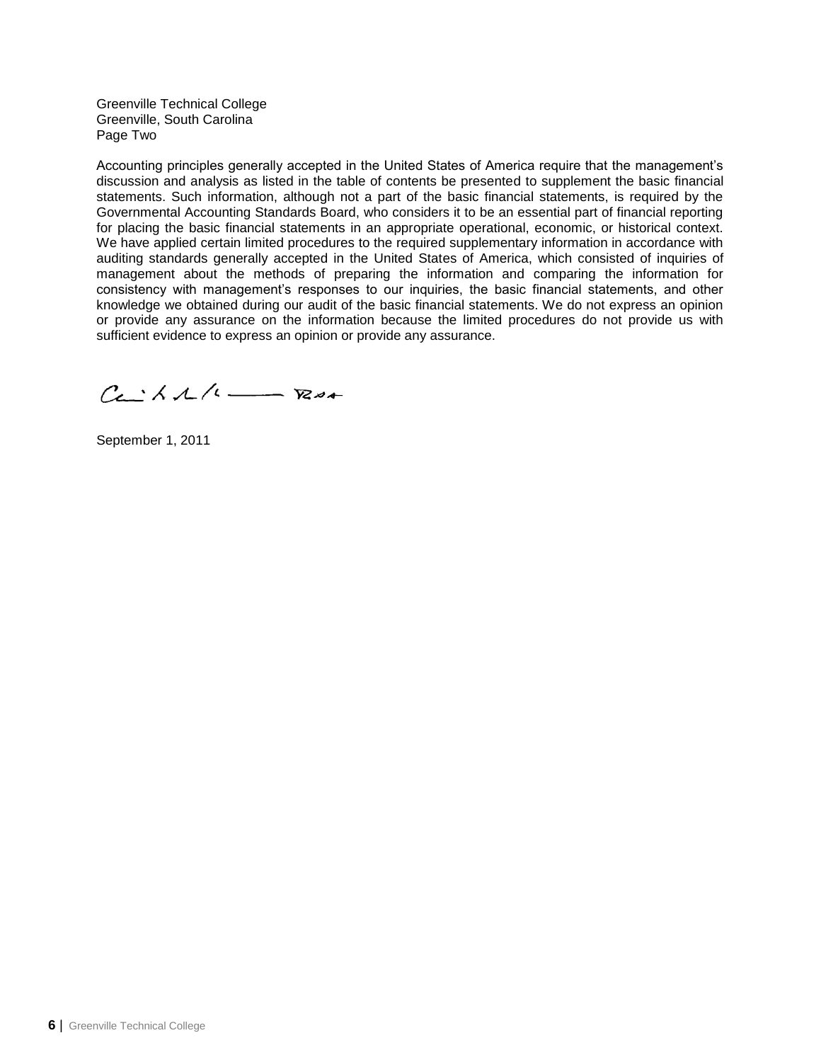Greenville Technical College
Greenville, South Carolina
Page Two

Accounting principles generally accepted in the United States of America require that the management's discussion and analysis as listed in the table of contents be presented to supplement the basic financial statements. Such information, although not a part of the basic financial statements, is required by the Governmental Accounting Standards Board, who considers it to be an essential part of financial reporting for placing the basic financial statements in an appropriate operational, economic, or historical context. We have applied certain limited procedures to the required supplementary information in accordance with auditing standards generally accepted in the United States of America, which consisted of inquiries of management about the methods of preparing the information and comparing the information for consistency with management's responses to our inquiries, the basic financial statements, and other knowledge we obtained during our audit of the basic financial statements. We do not express an opinion or provide any assurance on the information because the limited procedures do not provide us with sufficient evidence to express an opinion or provide any assurance.

September 1, 2011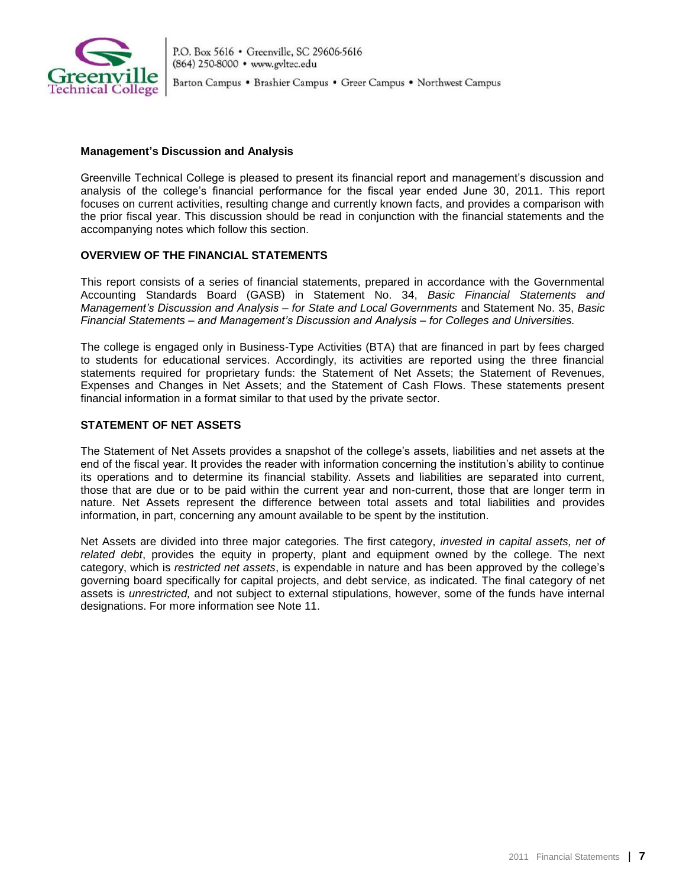**Management's Discussion and Analysis**

Greenville Technical College is pleased to present its financial report and management's discussion and analysis of the college's financial performance for the fiscal year ended June 30, 2011. This report focuses on current activities, resulting change and currently known facts, and provides a comparison with the prior fiscal year. This discussion should be read in conjunction with the financial statements and the accompanying notes which follow this section.

**OVERVIEW OF THE FINANCIAL STATEMENTS**

This report consists of a series of financial statements, prepared in accordance with the Governmental Accounting Standards Board (GASB) in Statement No. 34, *Basic Financial Statements and Management's Discussion and Analysis – for State and Local Governments* and Statement No. 35, *Basic Financial Statements – and Management's Discussion and Analysis – for Colleges and Universities.*

The college is engaged only in Business-Type Activities (BTA) that are financed in part by fees charged to students for educational services. Accordingly, its activities are reported using the three financial statements required for proprietary funds: the Statement of Net Assets; the Statement of Revenues, Expenses and Changes in Net Assets; and the Statement of Cash Flows. These statements present financial information in a format similar to that used by the private sector.

**STATEMENT OF NET ASSETS**

The Statement of Net Assets provides a snapshot of the college's assets, liabilities and net assets at the end of the fiscal year. It provides the reader with information concerning the institution's ability to continue its operations and to determine its financial stability. Assets and liabilities are separated into current, those that are due or to be paid within the current year and non-current, those that are longer term in nature. Net Assets represent the difference between total assets and total liabilities and provides information, in part, concerning any amount available to be spent by the institution.

Net Assets are divided into three major categories. The first category, *invested in capital assets, net of related debt*, provides the equity in property, plant and equipment owned by the college. The next category, which is *restricted net assets*, is expendable in nature and has been approved by the college's governing board specifically for capital projects, and debt service, as indicated. The final category of net assets is *unrestricted,* and not subject to external stipulations, however, some of the funds have internal designations. For more information see Note 11.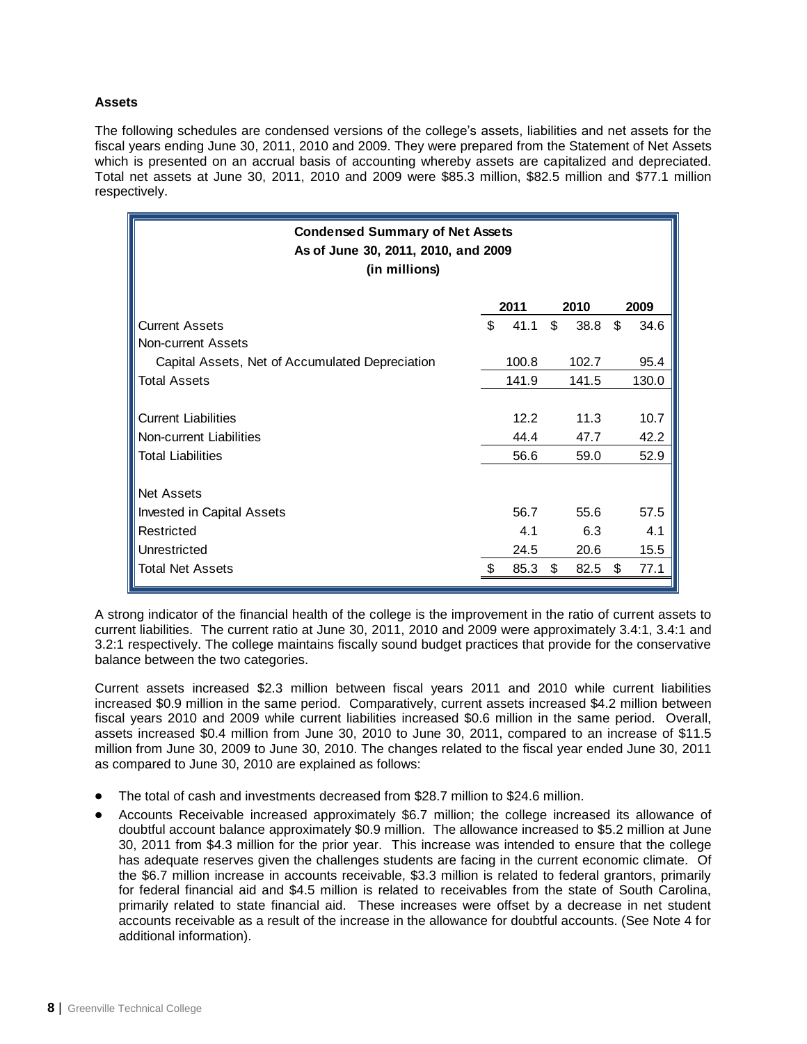### Assets

The following schedules are condensed versions of the college's assets, liabilities and net assets for the fiscal years ending June 30, 2011, 2010 and 2009. They were prepared from the Statement of Net Assets which is presented on an accrual basis of accounting whereby assets are capitalized and depreciated. Total net assets at June 30, 2011, 2010 and 2009 were $85.3 million, $82.5 million and $77.1 million respectively.

**Condensed Summary of Net Assets**
**As of June 30, 2011, 2010, and 2009**
**(in millions)**

| | 2011 | 2010 | 2009 |
|---|---|---|---|
| Current Assets | $ 41.1 | $ 38.8 | $ 34.6 |
| Non-current Assets | | | |
| Capital Assets, Net of Accumulated Depreciation | 100.8 | 102.7 | 95.4 |
| Total Assets | 141.9 | 141.5 | 130.0 |
| | | | |
| Current Liabilities | 12.2 | 11.3 | 10.7 |
| Non-current Liabilities | 44.4 | 47.7 | 42.2 |
| Total Liabilities | 56.6 | 59.0 | 52.9 |
| | | | |
| Net Assets | | | |
| Invested in Capital Assets | 56.7 | 55.6 | 57.5 |
| Restricted | 4.1 | 6.3 | 4.1 |
| Unrestricted | 24.5 | 20.6 | 15.5 |
| Total Net Assets | $ 85.3 | $ 82.5 | $ 77.1 |

A strong indicator of the financial health of the college is the improvement in the ratio of current assets to current liabilities. The current ratio at June 30, 2011, 2010 and 2009 were approximately 3.4:1, 3.4:1 and 3.2:1 respectively. The college maintains fiscally sound budget practices that provide for the conservative balance between the two categories.

Current assets increased $2.3 million between fiscal years 2011 and 2010 while current liabilities increased $0.9 million in the same period. Comparatively, current assets increased $4.2 million between fiscal years 2010 and 2009 while current liabilities increased $0.6 million in the same period. Overall, assets increased $0.4 million from June 30, 2010 to June 30, 2011, compared to an increase of $11.5 million from June 30, 2009 to June 30, 2010. The changes related to the fiscal year ended June 30, 2011 as compared to June 30, 2010 are explained as follows:

- The total of cash and investments decreased from $28.7 million to $24.6 million.
- Accounts Receivable increased approximately $6.7 million; the college increased its allowance of doubtful account balance approximately $0.9 million. The allowance increased to $5.2 million at June 30, 2011 from $4.3 million for the prior year. This increase was intended to ensure that the college has adequate reserves given the challenges students are facing in the current economic climate. Of the $6.7 million increase in accounts receivable, $3.3 million is related to federal grantors, primarily for federal financial aid and $4.5 million is related to receivables from the state of South Carolina, primarily related to state financial aid. These increases were offset by a decrease in net student accounts receivable as a result of the increase in the allowance for doubtful accounts. (See Note 4 for additional information).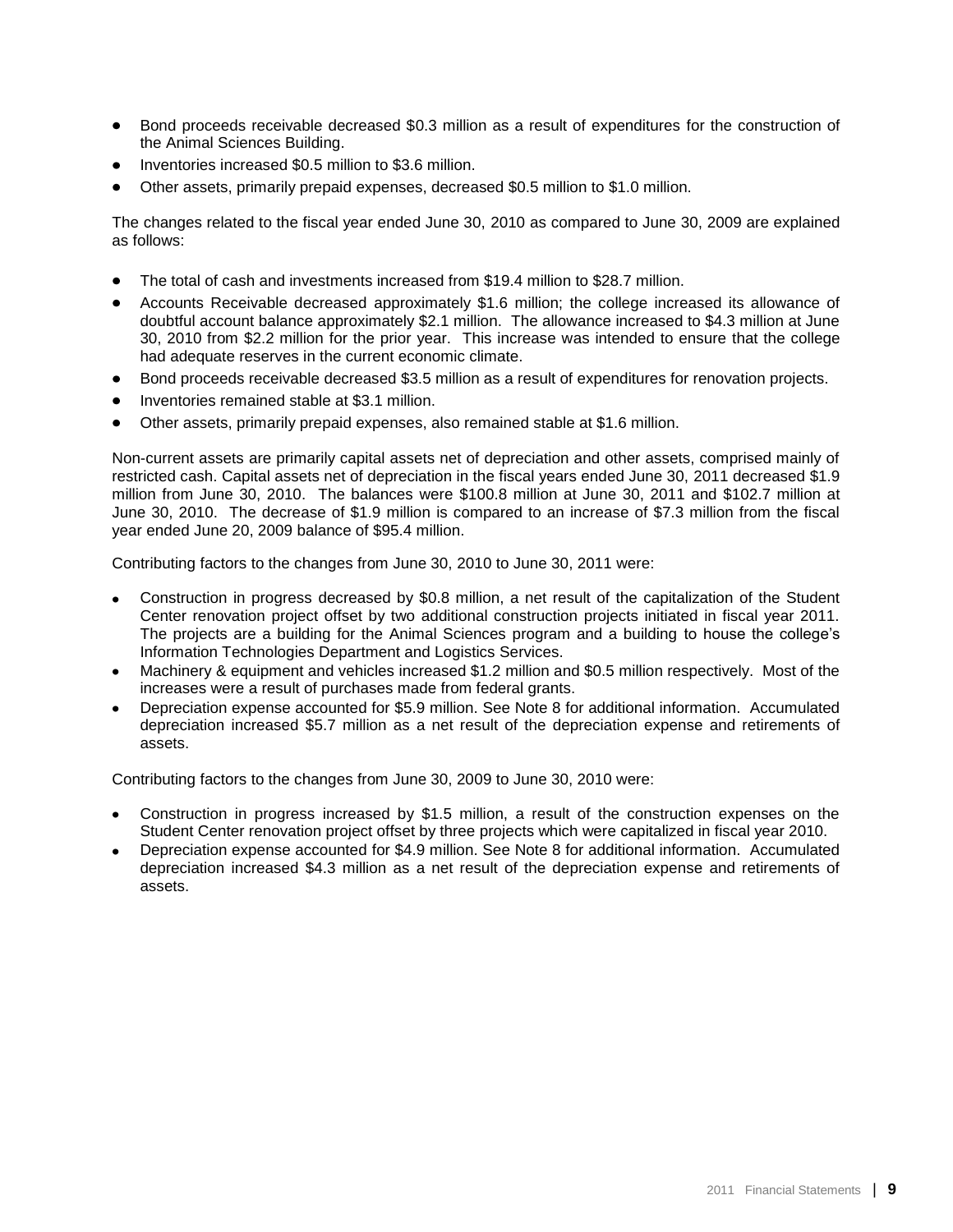- Bond proceeds receivable decreased $0.3 million as a result of expenditures for the construction of the Animal Sciences Building.
- Inventories increased $0.5 million to $3.6 million.
- Other assets, primarily prepaid expenses, decreased $0.5 million to $1.0 million.

The changes related to the fiscal year ended June 30, 2010 as compared to June 30, 2009 are explained as follows:

- The total of cash and investments increased from $19.4 million to $28.7 million.
- Accounts Receivable decreased approximately $1.6 million; the college increased its allowance of doubtful account balance approximately $2.1 million. The allowance increased to $4.3 million at June 30, 2010 from $2.2 million for the prior year. This increase was intended to ensure that the college had adequate reserves in the current economic climate.
- Bond proceeds receivable decreased $3.5 million as a result of expenditures for renovation projects.
- Inventories remained stable at $3.1 million.
- Other assets, primarily prepaid expenses, also remained stable at $1.6 million.

Non-current assets are primarily capital assets net of depreciation and other assets, comprised mainly of restricted cash. Capital assets net of depreciation in the fiscal years ended June 30, 2011 decreased $1.9 million from June 30, 2010. The balances were $100.8 million at June 30, 2011 and $102.7 million at June 30, 2010. The decrease of $1.9 million is compared to an increase of $7.3 million from the fiscal year ended June 20, 2009 balance of $95.4 million.

Contributing factors to the changes from June 30, 2010 to June 30, 2011 were:

- Construction in progress decreased by $0.8 million, a net result of the capitalization of the Student Center renovation project offset by two additional construction projects initiated in fiscal year 2011. The projects are a building for the Animal Sciences program and a building to house the college's Information Technologies Department and Logistics Services.
- Machinery & equipment and vehicles increased $1.2 million and $0.5 million respectively. Most of the increases were a result of purchases made from federal grants.
- Depreciation expense accounted for $5.9 million. See Note 8 for additional information. Accumulated depreciation increased $5.7 million as a net result of the depreciation expense and retirements of assets.

Contributing factors to the changes from June 30, 2009 to June 30, 2010 were:

- Construction in progress increased by $1.5 million, a result of the construction expenses on the Student Center renovation project offset by three projects which were capitalized in fiscal year 2010.
- Depreciation expense accounted for $4.9 million. See Note 8 for additional information. Accumulated depreciation increased $4.3 million as a net result of the depreciation expense and retirements of assets.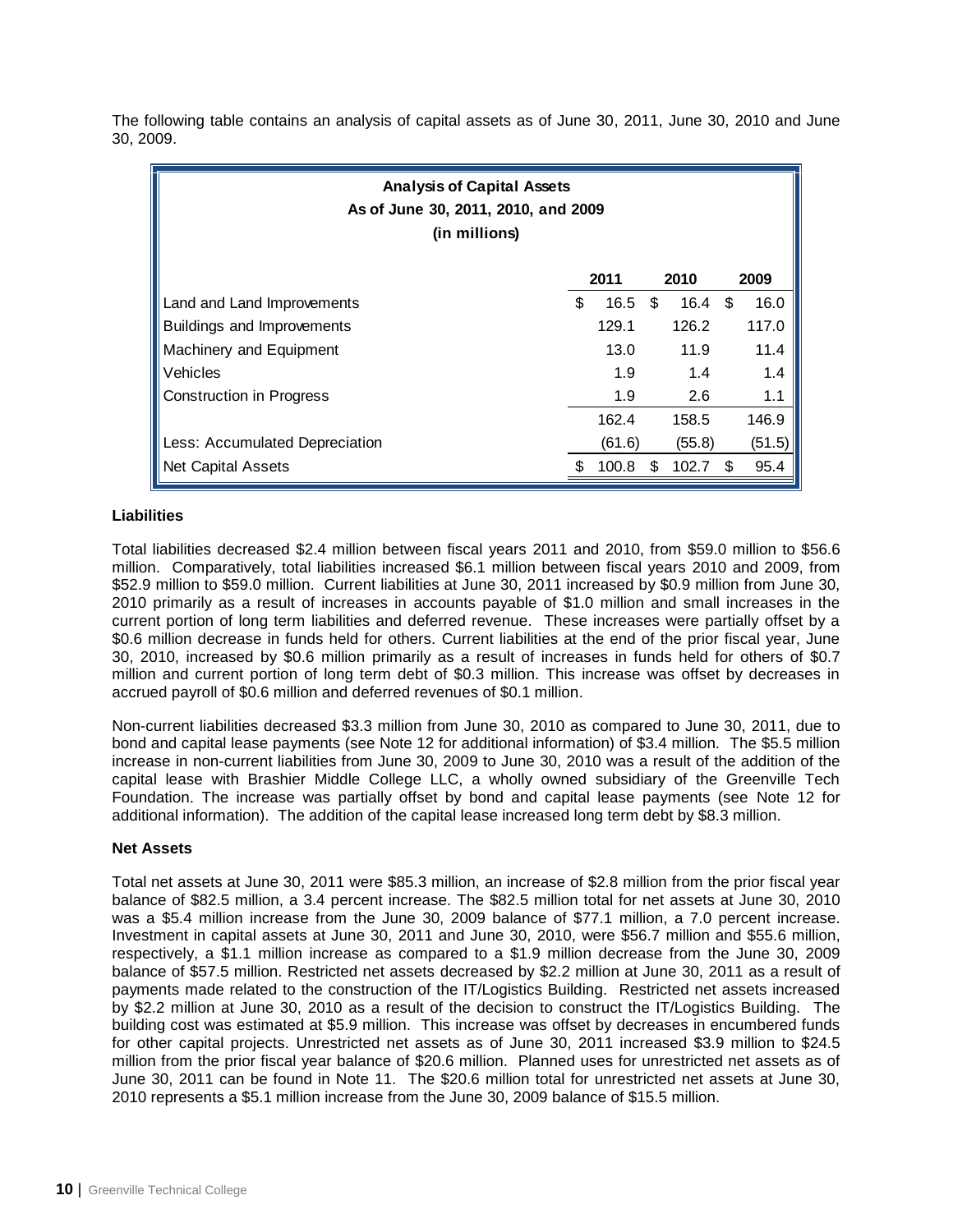The following table contains an analysis of capital assets as of June 30, 2011, June 30, 2010 and June 30, 2009.

**Analysis of Capital Assets**
**As of June 30, 2011, 2010, and 2009**
**(in millions)**

| | 2011 | 2010 | 2009 |
|---|---|---|---|
| Land and Land Improvements | $ 16.5 | $ 16.4 | $ 16.0 |
| Buildings and Improvements | 129.1 | 126.2 | 117.0 |
| Machinery and Equipment | 13.0 | 11.9 | 11.4 |
| Vehicles | 1.9 | 1.4 | 1.4 |
| Construction in Progress | 1.9 | 2.6 | 1.1 |
| | 162.4 | 158.5 | 146.9 |
| Less: Accumulated Depreciation | (61.6) | (55.8) | (51.5) |
| Net Capital Assets | $ 100.8 | $ 102.7 | $ 95.4 |

### Liabilities

Total liabilities decreased $2.4 million between fiscal years 2011 and 2010, from $59.0 million to $56.6 million. Comparatively, total liabilities increased $6.1 million between fiscal years 2010 and 2009, from $52.9 million to $59.0 million. Current liabilities at June 30, 2011 increased by $0.9 million from June 30, 2010 primarily as a result of increases in accounts payable of $1.0 million and small increases in the current portion of long term liabilities and deferred revenue. These increases were partially offset by a $0.6 million decrease in funds held for others. Current liabilities at the end of the prior fiscal year, June 30, 2010, increased by $0.6 million primarily as a result of increases in funds held for others of $0.7 million and current portion of long term debt of $0.3 million. This increase was offset by decreases in accrued payroll of $0.6 million and deferred revenues of $0.1 million.

Non-current liabilities decreased $3.3 million from June 30, 2010 as compared to June 30, 2011, due to bond and capital lease payments (see Note 12 for additional information) of $3.4 million. The $5.5 million increase in non-current liabilities from June 30, 2009 to June 30, 2010 was a result of the addition of the capital lease with Brashier Middle College LLC, a wholly owned subsidiary of the Greenville Tech Foundation. The increase was partially offset by bond and capital lease payments (see Note 12 for additional information). The addition of the capital lease increased long term debt by $8.3 million.

### Net Assets

Total net assets at June 30, 2011 were $85.3 million, an increase of $2.8 million from the prior fiscal year balance of $82.5 million, a 3.4 percent increase. The $82.5 million total for net assets at June 30, 2010 was a $5.4 million increase from the June 30, 2009 balance of $77.1 million, a 7.0 percent increase. Investment in capital assets at June 30, 2011 and June 30, 2010, were $56.7 million and $55.6 million, respectively, a $1.1 million increase as compared to a $1.9 million decrease from the June 30, 2009 balance of $57.5 million. Restricted net assets decreased by $2.2 million at June 30, 2011 as a result of payments made related to the construction of the IT/Logistics Building. Restricted net assets increased by $2.2 million at June 30, 2010 as a result of the decision to construct the IT/Logistics Building. The building cost was estimated at $5.9 million. This increase was offset by decreases in encumbered funds for other capital projects. Unrestricted net assets as of June 30, 2011 increased $3.9 million to $24.5 million from the prior fiscal year balance of $20.6 million. Planned uses for unrestricted net assets as of June 30, 2011 can be found in Note 11. The $20.6 million total for unrestricted net assets at June 30, 2010 represents a $5.1 million increase from the June 30, 2009 balance of $15.5 million.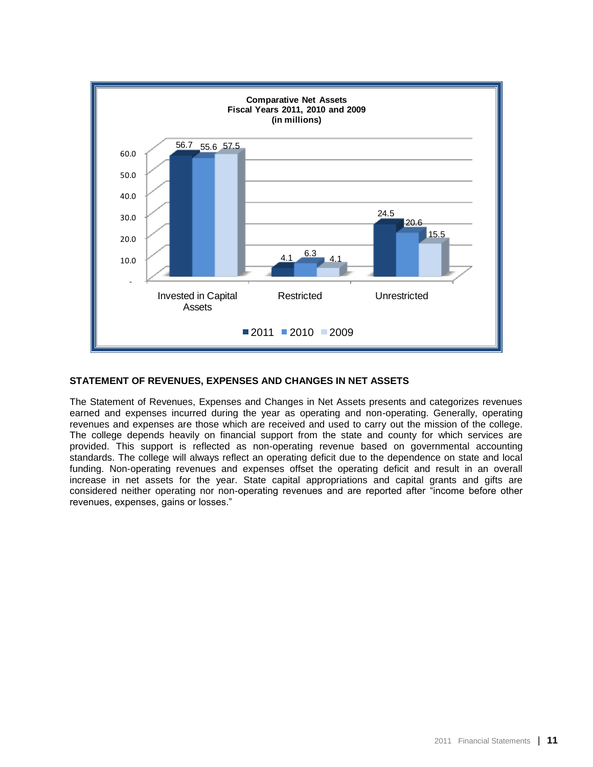**Comparative Net Assets**
**Fiscal Years 2011, 2010 and 2009**
**(in millions)**

| | 2011 | 2010 | 2009 |
|---|---|---|---|
| Invested in Capital Assets | 56.7 | 55.6 | 57.5 |
| Restricted | 4.1 | 6.3 | 4.1 |
| Unrestricted | 24.5 | 20.6 | 15.5 |

## STATEMENT OF REVENUES, EXPENSES AND CHANGES IN NET ASSETS

The Statement of Revenues, Expenses and Changes in Net Assets presents and categorizes revenues earned and expenses incurred during the year as operating and non-operating. Generally, operating revenues and expenses are those which are received and used to carry out the mission of the college. The college depends heavily on financial support from the state and county for which services are provided. This support is reflected as non-operating revenue based on governmental accounting standards. The college will always reflect an operating deficit due to the dependence on state and local funding. Non-operating revenues and expenses offset the operating deficit and result in an overall increase in net assets for the year. State capital appropriations and capital grants and gifts are considered neither operating nor non-operating revenues and are reported after "income before other revenues, expenses, gains or losses."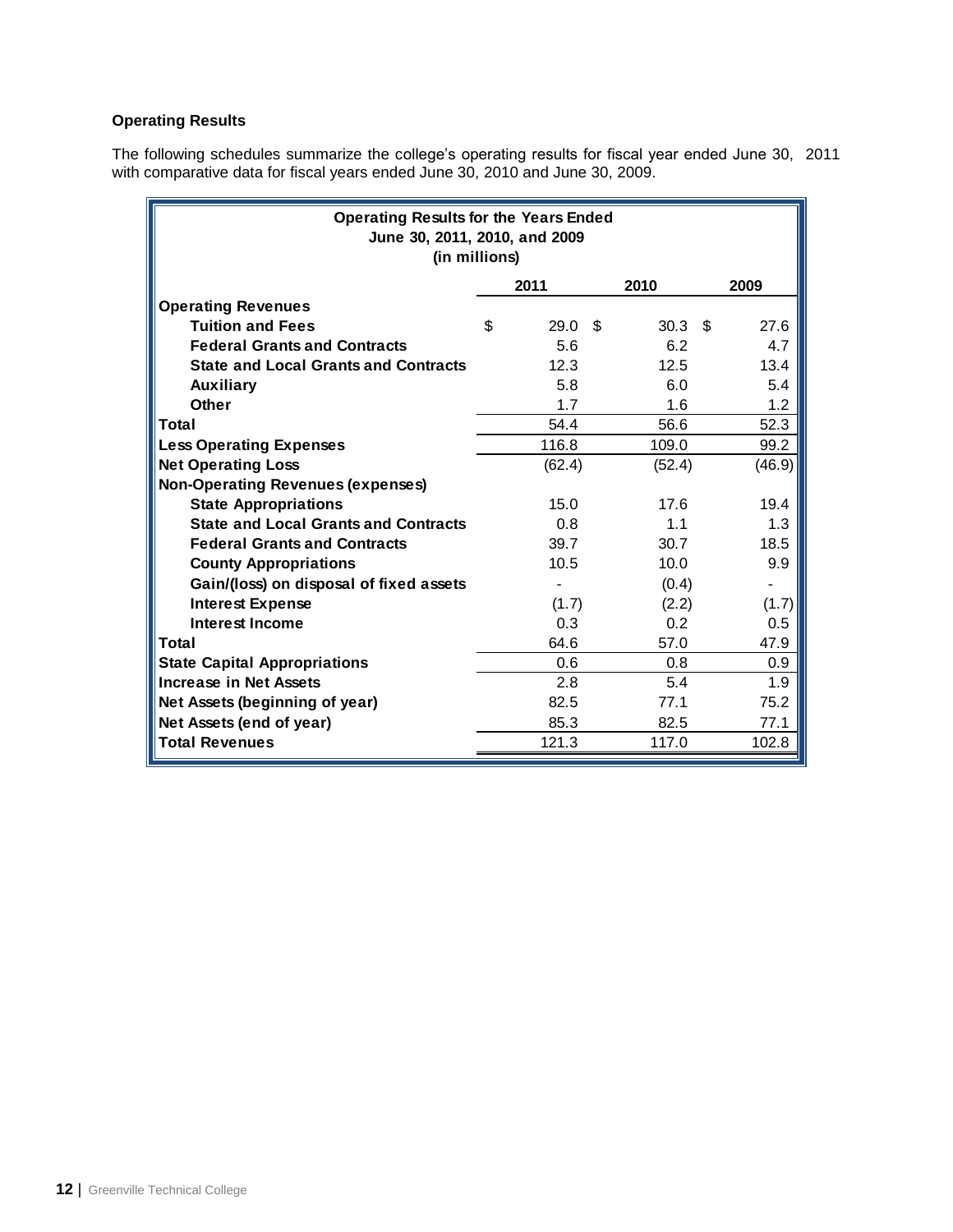**Operating Results**

The following schedules summarize the college's operating results for fiscal year ended June 30, 2011 with comparative data for fiscal years ended June 30, 2010 and June 30, 2009.

**Operating Results for the Years Ended June 30, 2011, 2010, and 2009 (in millions)**

| | 2011 | 2010 | 2009 |
|---|---|---|---|
| **Operating Revenues** | | | |
| **Tuition and Fees** | $ 29.0 | $ 30.3 | $ 27.6 |
| **Federal Grants and Contracts** | 5.6 | 6.2 | 4.7 |
| **State and Local Grants and Contracts** | 12.3 | 12.5 | 13.4 |
| **Auxiliary** | 5.8 | 6.0 | 5.4 |
| **Other** | 1.7 | 1.6 | 1.2 |
| **Total** | 54.4 | 56.6 | 52.3 |
| **Less Operating Expenses** | 116.8 | 109.0 | 99.2 |
| **Net Operating Loss** | (62.4) | (52.4) | (46.9) |
| **Non-Operating Revenues (expenses)** | | | |
| **State Appropriations** | 15.0 | 17.6 | 19.4 |
| **State and Local Grants and Contracts** | 0.8 | 1.1 | 1.3 |
| **Federal Grants and Contracts** | 39.7 | 30.7 | 18.5 |
| **County Appropriations** | 10.5 | 10.0 | 9.9 |
| **Gain/(loss) on disposal of fixed assets** | - | (0.4) | - |
| **Interest Expense** | (1.7) | (2.2) | (1.7) |
| **Interest Income** | 0.3 | 0.2 | 0.5 |
| **Total** | 64.6 | 57.0 | 47.9 |
| **State Capital Appropriations** | 0.6 | 0.8 | 0.9 |
| **Increase in Net Assets** | 2.8 | 5.4 | 1.9 |
| **Net Assets (beginning of year)** | 82.5 | 77.1 | 75.2 |
| **Net Assets (end of year)** | 85.3 | 82.5 | 77.1 |
| **Total Revenues** | 121.3 | 117.0 | 102.8 |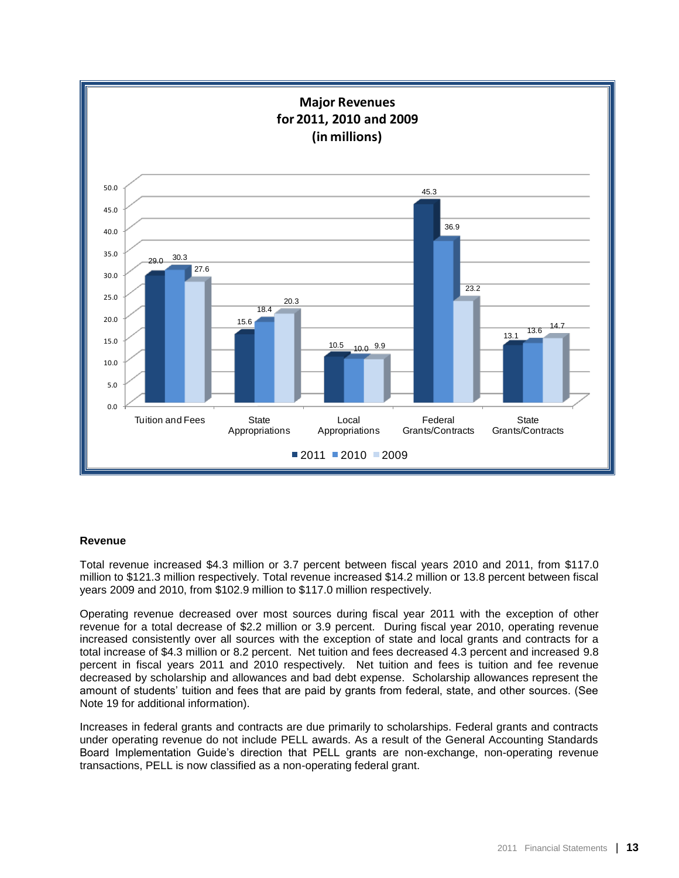**Major Revenues for 2011, 2010 and 2009 (in millions)**

| | 2011 | 2010 | 2009 |
|---|---|---|---|
| Tuition and Fees | 29.0 | 30.3 | 27.6 |
| State Appropriations | 15.6 | 18.4 | 20.3 |
| Local Appropriations | 10.5 | 10.0 | 9.9 |
| Federal Grants/Contracts | 45.3 | 36.9 | 23.2 |
| State Grants/Contracts | 13.1 | 13.6 | 14.7 |

**Revenue**

Total revenue increased $4.3 million or 3.7 percent between fiscal years 2010 and 2011, from $117.0 million to $121.3 million respectively. Total revenue increased $14.2 million or 13.8 percent between fiscal years 2009 and 2010, from $102.9 million to $117.0 million respectively.

Operating revenue decreased over most sources during fiscal year 2011 with the exception of other revenue for a total decrease of $2.2 million or 3.9 percent. During fiscal year 2010, operating revenue increased consistently over all sources with the exception of state and local grants and contracts for a total increase of $4.3 million or 8.2 percent. Net tuition and fees decreased 4.3 percent and increased 9.8 percent in fiscal years 2011 and 2010 respectively. Net tuition and fees is tuition and fee revenue decreased by scholarship and allowances and bad debt expense. Scholarship allowances represent the amount of students' tuition and fees that are paid by grants from federal, state, and other sources. (See Note 19 for additional information).

Increases in federal grants and contracts are due primarily to scholarships. Federal grants and contracts under operating revenue do not include PELL awards. As a result of the General Accounting Standards Board Implementation Guide's direction that PELL grants are non-exchange, non-operating revenue transactions, PELL is now classified as a non-operating federal grant.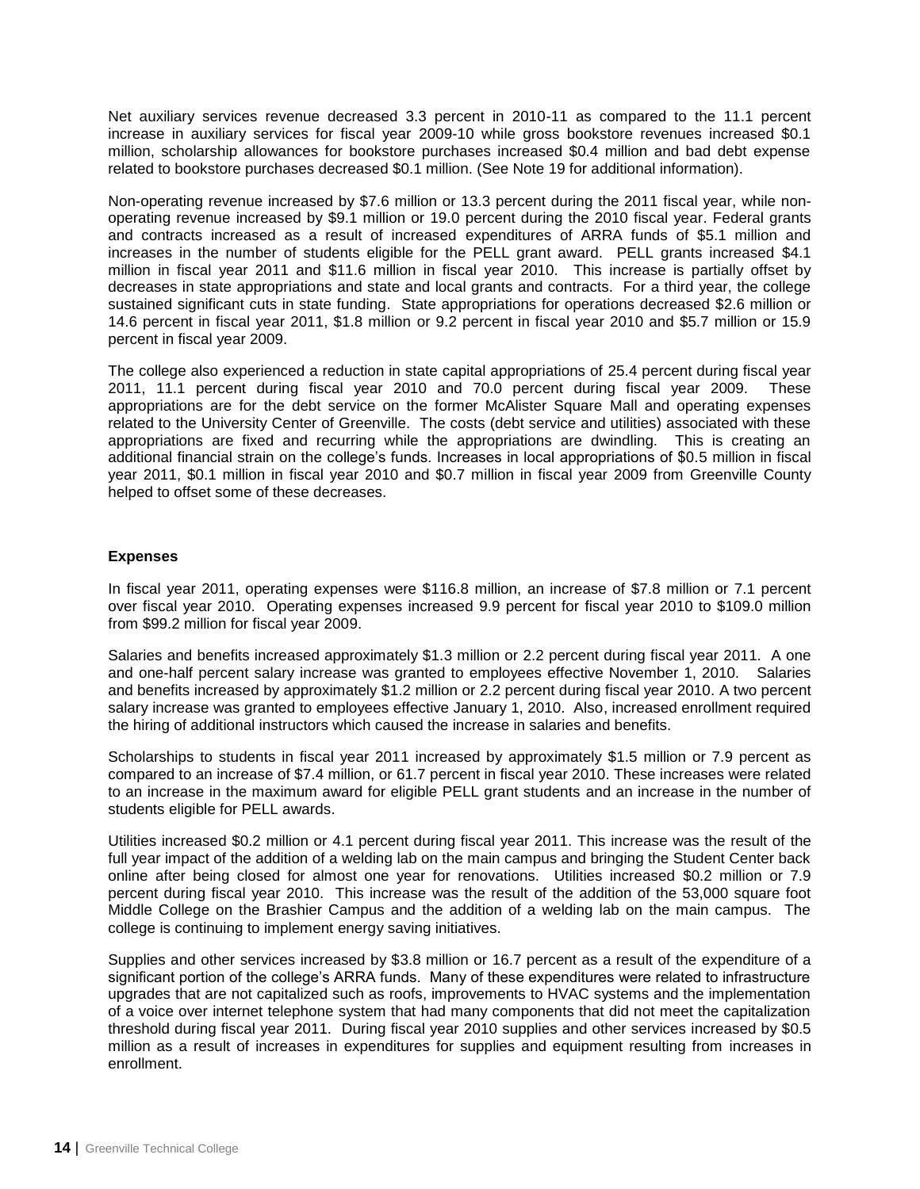Net auxiliary services revenue decreased 3.3 percent in 2010-11 as compared to the 11.1 percent increase in auxiliary services for fiscal year 2009-10 while gross bookstore revenues increased $0.1 million, scholarship allowances for bookstore purchases increased $0.4 million and bad debt expense related to bookstore purchases decreased $0.1 million. (See Note 19 for additional information).

Non-operating revenue increased by $7.6 million or 13.3 percent during the 2011 fiscal year, while non-operating revenue increased by $9.1 million or 19.0 percent during the 2010 fiscal year. Federal grants and contracts increased as a result of increased expenditures of ARRA funds of $5.1 million and increases in the number of students eligible for the PELL grant award. PELL grants increased $4.1 million in fiscal year 2011 and $11.6 million in fiscal year 2010. This increase is partially offset by decreases in state appropriations and state and local grants and contracts. For a third year, the college sustained significant cuts in state funding. State appropriations for operations decreased $2.6 million or 14.6 percent in fiscal year 2011, $1.8 million or 9.2 percent in fiscal year 2010 and $5.7 million or 15.9 percent in fiscal year 2009.

The college also experienced a reduction in state capital appropriations of 25.4 percent during fiscal year 2011, 11.1 percent during fiscal year 2010 and 70.0 percent during fiscal year 2009. These appropriations are for the debt service on the former McAlister Square Mall and operating expenses related to the University Center of Greenville. The costs (debt service and utilities) associated with these appropriations are fixed and recurring while the appropriations are dwindling. This is creating an additional financial strain on the college's funds. Increases in local appropriations of $0.5 million in fiscal year 2011, $0.1 million in fiscal year 2010 and $0.7 million in fiscal year 2009 from Greenville County helped to offset some of these decreases.

**Expenses**

In fiscal year 2011, operating expenses were $116.8 million, an increase of $7.8 million or 7.1 percent over fiscal year 2010. Operating expenses increased 9.9 percent for fiscal year 2010 to $109.0 million from $99.2 million for fiscal year 2009.

Salaries and benefits increased approximately $1.3 million or 2.2 percent during fiscal year 2011. A one and one-half percent salary increase was granted to employees effective November 1, 2010. Salaries and benefits increased by approximately $1.2 million or 2.2 percent during fiscal year 2010. A two percent salary increase was granted to employees effective January 1, 2010. Also, increased enrollment required the hiring of additional instructors which caused the increase in salaries and benefits.

Scholarships to students in fiscal year 2011 increased by approximately $1.5 million or 7.9 percent as compared to an increase of $7.4 million, or 61.7 percent in fiscal year 2010. These increases were related to an increase in the maximum award for eligible PELL grant students and an increase in the number of students eligible for PELL awards.

Utilities increased $0.2 million or 4.1 percent during fiscal year 2011. This increase was the result of the full year impact of the addition of a welding lab on the main campus and bringing the Student Center back online after being closed for almost one year for renovations. Utilities increased $0.2 million or 7.9 percent during fiscal year 2010. This increase was the result of the addition of the 53,000 square foot Middle College on the Brashier Campus and the addition of a welding lab on the main campus. The college is continuing to implement energy saving initiatives.

Supplies and other services increased by $3.8 million or 16.7 percent as a result of the expenditure of a significant portion of the college's ARRA funds. Many of these expenditures were related to infrastructure upgrades that are not capitalized such as roofs, improvements to HVAC systems and the implementation of a voice over internet telephone system that had many components that did not meet the capitalization threshold during fiscal year 2011. During fiscal year 2010 supplies and other services increased by $0.5 million as a result of increases in expenditures for supplies and equipment resulting from increases in enrollment.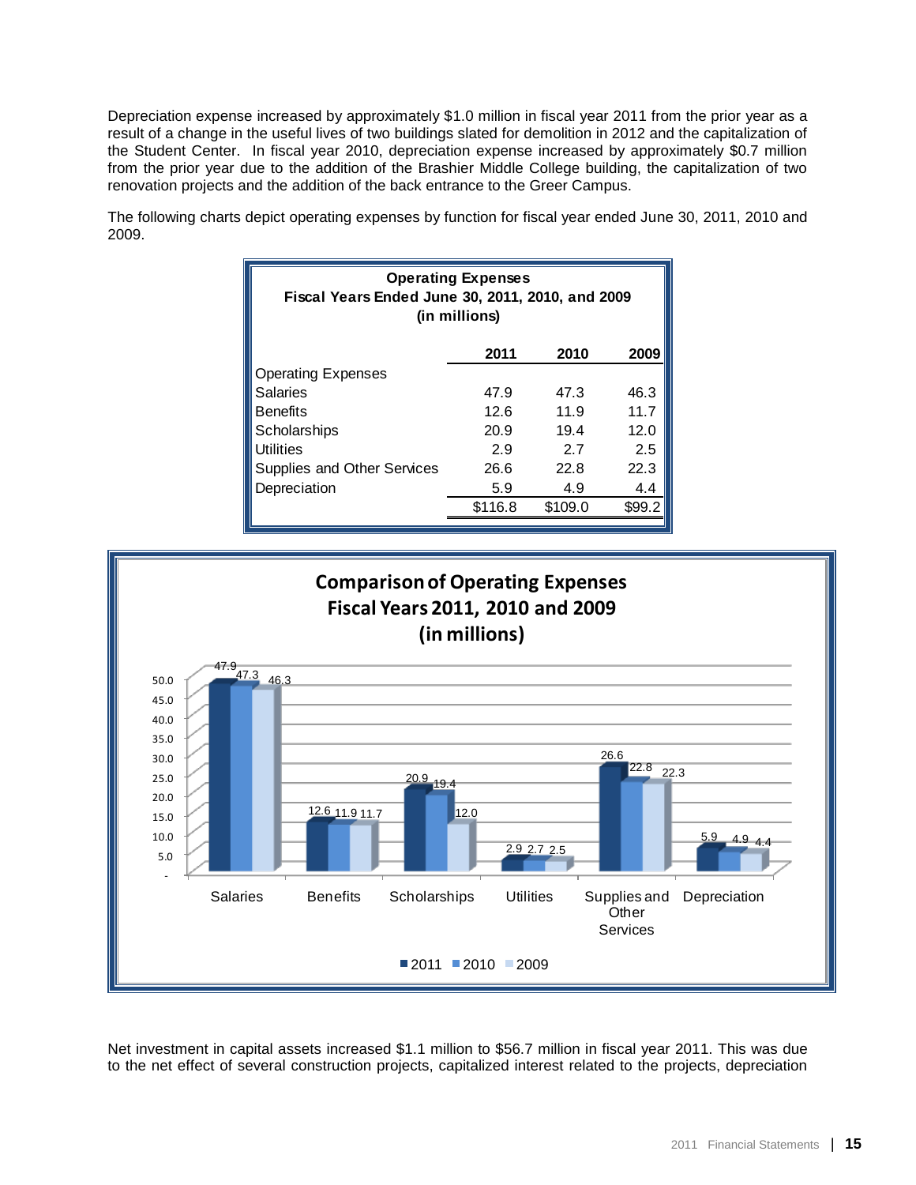Depreciation expense increased by approximately $1.0 million in fiscal year 2011 from the prior year as a result of a change in the useful lives of two buildings slated for demolition in 2012 and the capitalization of the Student Center. In fiscal year 2010, depreciation expense increased by approximately $0.7 million from the prior year due to the addition of the Brashier Middle College building, the capitalization of two renovation projects and the addition of the back entrance to the Greer Campus.

The following charts depict operating expenses by function for fiscal year ended June 30, 2011, 2010 and 2009.

**Operating Expenses**
**Fiscal Years Ended June 30, 2011, 2010, and 2009**
**(in millions)**

| | 2011 | 2010 | 2009 |
|---|---|---|---|
| Operating Expenses | | | |
| Salaries | 47.9 | 47.3 | 46.3 |
| Benefits | 12.6 | 11.9 | 11.7 |
| Scholarships | 20.9 | 19.4 | 12.0 |
| Utilities | 2.9 | 2.7 | 2.5 |
| Supplies and Other Services | 26.6 | 22.8 | 22.3 |
| Depreciation | 5.9 | 4.9 | 4.4 |
| | $116.8 | $109.0 | $99.2 |

**Comparison of Operating Expenses**
**Fiscal Years 2011, 2010 and 2009**
**(in millions)**

| | 2011 | 2010 | 2009 |
|---|---|---|---|
| Salaries | 47.9 | 47.3 | 46.3 |
| Benefits | 12.6 | 11.9 | 11.7 |
| Scholarships | 20.9 | 19.4 | 12.0 |
| Utilities | 2.9 | 2.7 | 2.5 |
| Supplies and Other Services | 26.6 | 22.8 | 22.3 |
| Depreciation | 5.9 | 4.9 | 4.4 |

Net investment in capital assets increased $1.1 million to $56.7 million in fiscal year 2011. This was due to the net effect of several construction projects, capitalized interest related to the projects, depreciation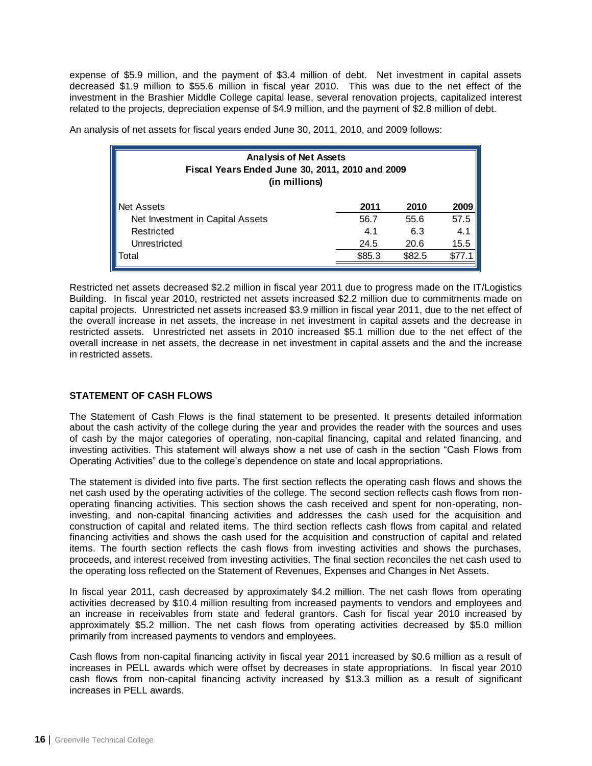expense of \$5.9 million, and the payment of \$3.4 million of debt. Net investment in capital assets decreased \$1.9 million to \$55.6 million in fiscal year 2010. This was due to the net effect of the investment in the Brashier Middle College capital lease, several renovation projects, capitalized interest related to the projects, depreciation expense of \$4.9 million, and the payment of \$2.8 million of debt.

An analysis of net assets for fiscal years ended June 30, 2011, 2010, and 2009 follows:

**Analysis of Net Assets**
**Fiscal Years Ended June 30, 2011, 2010 and 2009**
**(in millions)**

| Net Assets | 2011 | 2010 | 2009 |
|---|---|---|---|
| Net Investment in Capital Assets | 56.7 | 55.6 | 57.5 |
| Restricted | 4.1 | 6.3 | 4.1 |
| Unrestricted | 24.5 | 20.6 | 15.5 |
| Total | \$85.3 | \$82.5 | \$77.1 |

Restricted net assets decreased \$2.2 million in fiscal year 2011 due to progress made on the IT/Logistics Building. In fiscal year 2010, restricted net assets increased \$2.2 million due to commitments made on capital projects. Unrestricted net assets increased \$3.9 million in fiscal year 2011, due to the net effect of the overall increase in net assets, the increase in net investment in capital assets and the decrease in restricted assets. Unrestricted net assets in 2010 increased \$5.1 million due to the net effect of the overall increase in net assets, the decrease in net investment in capital assets and the and the increase in restricted assets.

## STATEMENT OF CASH FLOWS

The Statement of Cash Flows is the final statement to be presented. It presents detailed information about the cash activity of the college during the year and provides the reader with the sources and uses of cash by the major categories of operating, non-capital financing, capital and related financing, and investing activities. This statement will always show a net use of cash in the section "Cash Flows from Operating Activities" due to the college's dependence on state and local appropriations.

The statement is divided into five parts. The first section reflects the operating cash flows and shows the net cash used by the operating activities of the college. The second section reflects cash flows from non-operating financing activities. This section shows the cash received and spent for non-operating, non-investing, and non-capital financing activities and addresses the cash used for the acquisition and construction of capital and related items. The third section reflects cash flows from capital and related financing activities and shows the cash used for the acquisition and construction of capital and related items. The fourth section reflects the cash flows from investing activities and shows the purchases, proceeds, and interest received from investing activities. The final section reconciles the net cash used to the operating loss reflected on the Statement of Revenues, Expenses and Changes in Net Assets.

In fiscal year 2011, cash decreased by approximately \$4.2 million. The net cash flows from operating activities decreased by \$10.4 million resulting from increased payments to vendors and employees and an increase in receivables from state and federal grantors. Cash for fiscal year 2010 increased by approximately \$5.2 million. The net cash flows from operating activities decreased by \$5.0 million primarily from increased payments to vendors and employees.

Cash flows from non-capital financing activity in fiscal year 2011 increased by \$0.6 million as a result of increases in PELL awards which were offset by decreases in state appropriations. In fiscal year 2010 cash flows from non-capital financing activity increased by \$13.3 million as a result of significant increases in PELL awards.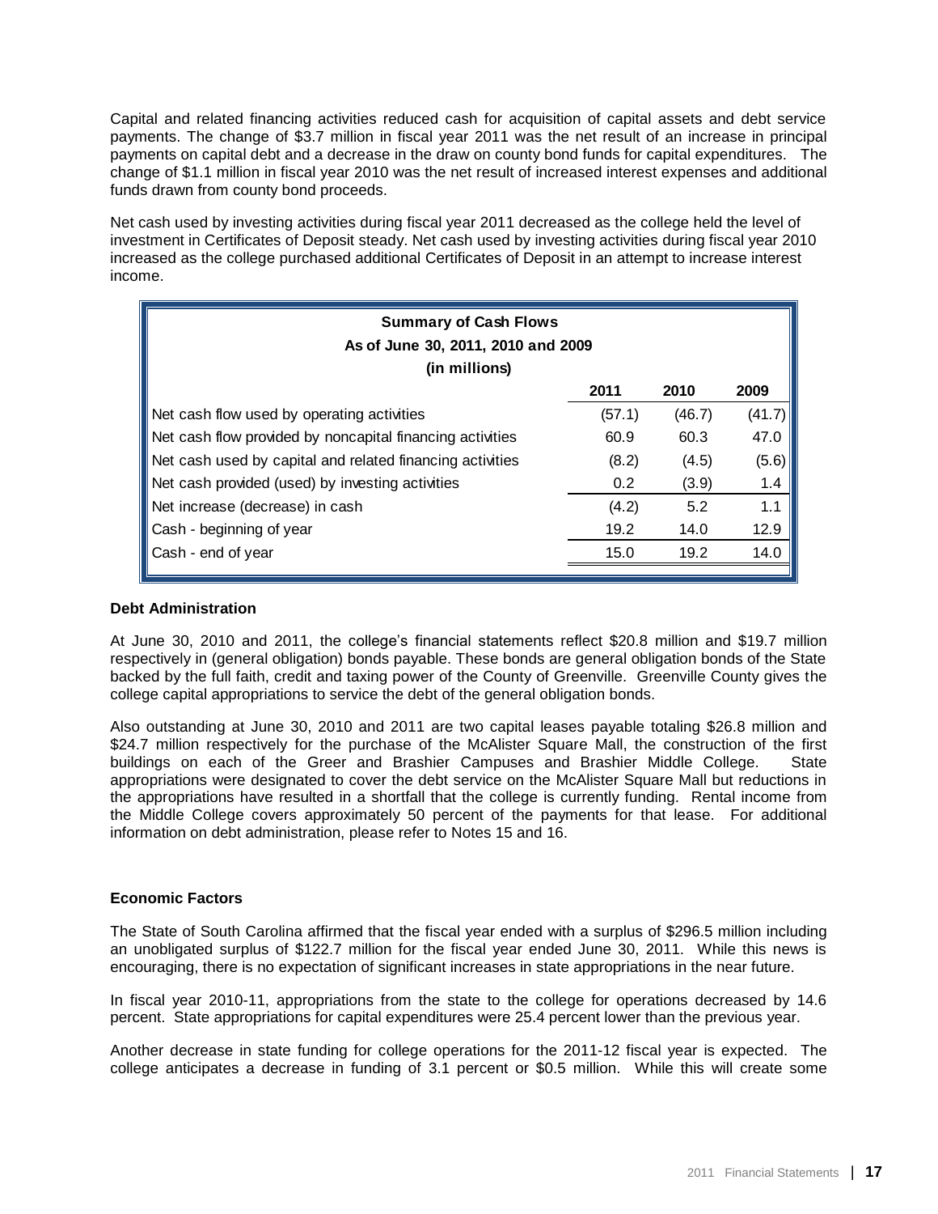Capital and related financing activities reduced cash for acquisition of capital assets and debt service payments. The change of $3.7 million in fiscal year 2011 was the net result of an increase in principal payments on capital debt and a decrease in the draw on county bond funds for capital expenditures. The change of $1.1 million in fiscal year 2010 was the net result of increased interest expenses and additional funds drawn from county bond proceeds.

Net cash used by investing activities during fiscal year 2011 decreased as the college held the level of investment in Certificates of Deposit steady. Net cash used by investing activities during fiscal year 2010 increased as the college purchased additional Certificates of Deposit in an attempt to increase interest income.

**Summary of Cash Flows**
**As of June 30, 2011, 2010 and 2009**
**(in millions)**

| | 2011 | 2010 | 2009 |
|---|---|---|---|
| Net cash flow used by operating activities | (57.1) | (46.7) | (41.7) |
| Net cash flow provided by noncapital financing activities | 60.9 | 60.3 | 47.0 |
| Net cash used by capital and related financing activities | (8.2) | (4.5) | (5.6) |
| Net cash provided (used) by investing activities | 0.2 | (3.9) | 1.4 |
| Net increase (decrease) in cash | (4.2) | 5.2 | 1.1 |
| Cash - beginning of year | 19.2 | 14.0 | 12.9 |
| Cash - end of year | 15.0 | 19.2 | 14.0 |

### Debt Administration

At June 30, 2010 and 2011, the college's financial statements reflect $20.8 million and $19.7 million respectively in (general obligation) bonds payable. These bonds are general obligation bonds of the State backed by the full faith, credit and taxing power of the County of Greenville. Greenville County gives the college capital appropriations to service the debt of the general obligation bonds.

Also outstanding at June 30, 2010 and 2011 are two capital leases payable totaling $26.8 million and $24.7 million respectively for the purchase of the McAlister Square Mall, the construction of the first buildings on each of the Greer and Brashier Campuses and Brashier Middle College. State appropriations were designated to cover the debt service on the McAlister Square Mall but reductions in the appropriations have resulted in a shortfall that the college is currently funding. Rental income from the Middle College covers approximately 50 percent of the payments for that lease. For additional information on debt administration, please refer to Notes 15 and 16.

### Economic Factors

The State of South Carolina affirmed that the fiscal year ended with a surplus of $296.5 million including an unobligated surplus of $122.7 million for the fiscal year ended June 30, 2011. While this news is encouraging, there is no expectation of significant increases in state appropriations in the near future.

In fiscal year 2010-11, appropriations from the state to the college for operations decreased by 14.6 percent. State appropriations for capital expenditures were 25.4 percent lower than the previous year.

Another decrease in state funding for college operations for the 2011-12 fiscal year is expected. The college anticipates a decrease in funding of 3.1 percent or $0.5 million. While this will create some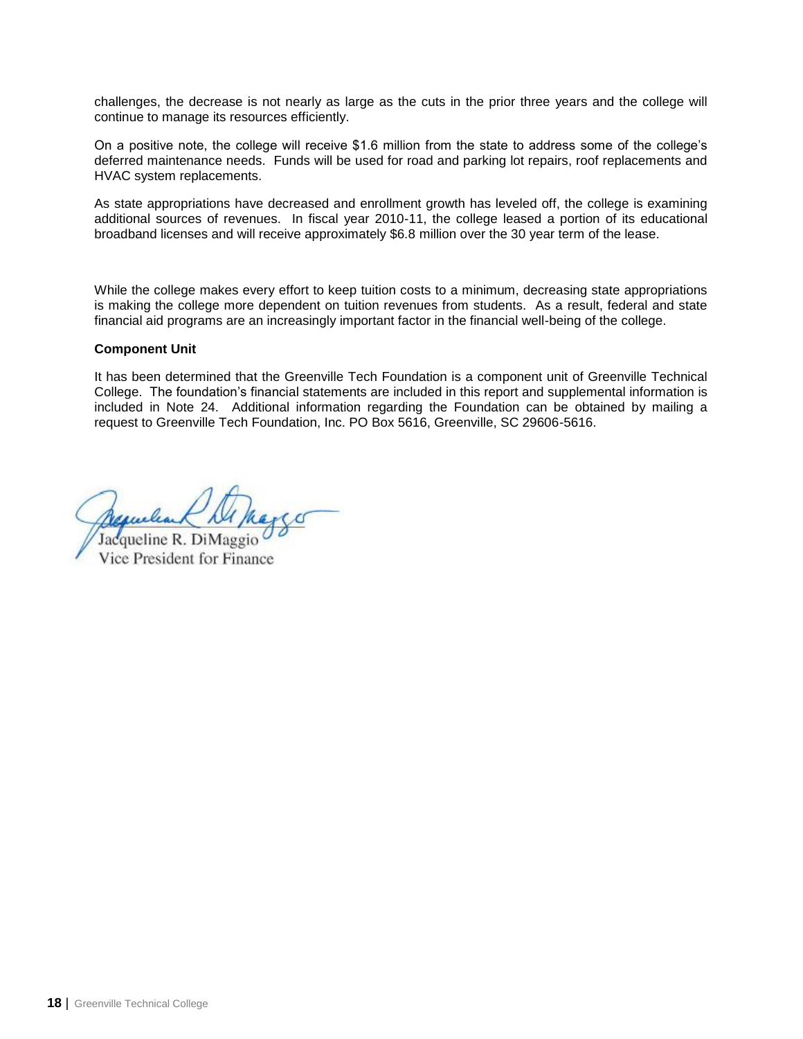challenges, the decrease is not nearly as large as the cuts in the prior three years and the college will continue to manage its resources efficiently.

On a positive note, the college will receive $1.6 million from the state to address some of the college's deferred maintenance needs. Funds will be used for road and parking lot repairs, roof replacements and HVAC system replacements.

As state appropriations have decreased and enrollment growth has leveled off, the college is examining additional sources of revenues. In fiscal year 2010-11, the college leased a portion of its educational broadband licenses and will receive approximately $6.8 million over the 30 year term of the lease.

While the college makes every effort to keep tuition costs to a minimum, decreasing state appropriations is making the college more dependent on tuition revenues from students. As a result, federal and state financial aid programs are an increasingly important factor in the financial well-being of the college.

**Component Unit**

It has been determined that the Greenville Tech Foundation is a component unit of Greenville Technical College. The foundation's financial statements are included in this report and supplemental information is included in Note 24. Additional information regarding the Foundation can be obtained by mailing a request to Greenville Tech Foundation, Inc. PO Box 5616, Greenville, SC 29606-5616.

Jacqueline R. DiMaggio
Vice President for Finance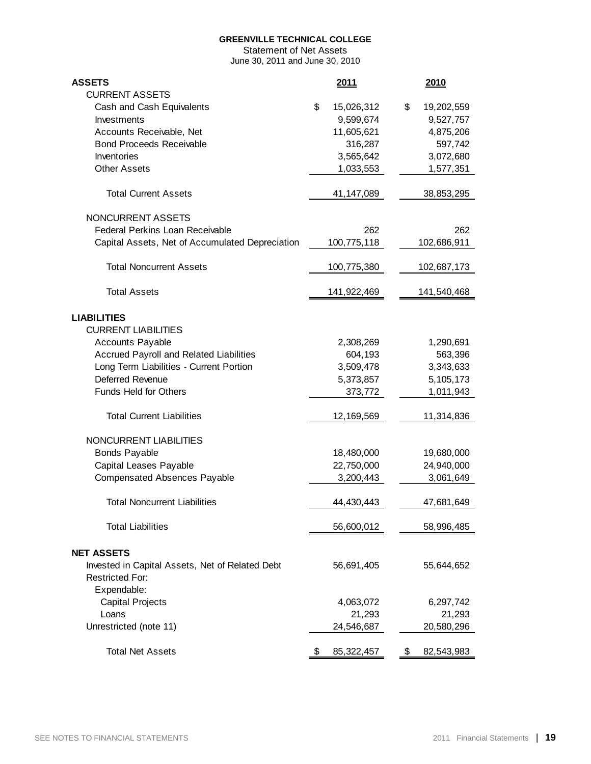**GREENVILLE TECHNICAL COLLEGE**
Statement of Net Assets
June 30, 2011 and June 30, 2010

| **ASSETS** | **2011** | **2010** |
|---|---|---|
| CURRENT ASSETS | | |
| Cash and Cash Equivalents | $ 15,026,312 | $ 19,202,559 |
| Investments | 9,599,674 | 9,527,757 |
| Accounts Receivable, Net | 11,605,621 | 4,875,206 |
| Bond Proceeds Receivable | 316,287 | 597,742 |
| Inventories | 3,565,642 | 3,072,680 |
| Other Assets | 1,033,553 | 1,577,351 |
| Total Current Assets | 41,147,089 | 38,853,295 |
| NONCURRENT ASSETS | | |
| Federal Perkins Loan Receivable | 262 | 262 |
| Capital Assets, Net of Accumulated Depreciation | 100,775,118 | 102,686,911 |
| Total Noncurrent Assets | 100,775,380 | 102,687,173 |
| Total Assets | 141,922,469 | 141,540,468 |
| **LIABILITIES** | | |
| CURRENT LIABILITIES | | |
| Accounts Payable | 2,308,269 | 1,290,691 |
| Accrued Payroll and Related Liabilities | 604,193 | 563,396 |
| Long Term Liabilities - Current Portion | 3,509,478 | 3,343,633 |
| Deferred Revenue | 5,373,857 | 5,105,173 |
| Funds Held for Others | 373,772 | 1,011,943 |
| Total Current Liabilities | 12,169,569 | 11,314,836 |
| NONCURRENT LIABILITIES | | |
| Bonds Payable | 18,480,000 | 19,680,000 |
| Capital Leases Payable | 22,750,000 | 24,940,000 |
| Compensated Absences Payable | 3,200,443 | 3,061,649 |
| Total Noncurrent Liabilities | 44,430,443 | 47,681,649 |
| Total Liabilities | 56,600,012 | 58,996,485 |
| **NET ASSETS** | | |
| Invested in Capital Assets, Net of Related Debt | 56,691,405 | 55,644,652 |
| Restricted For: | | |
| Expendable: | | |
| Capital Projects | 4,063,072 | 6,297,742 |
| Loans | 21,293 | 21,293 |
| Unrestricted (note 11) | 24,546,687 | 20,580,296 |
| Total Net Assets | $ 85,322,457 | $ 82,543,983 |

SEE NOTES TO FINANCIAL STATEMENTS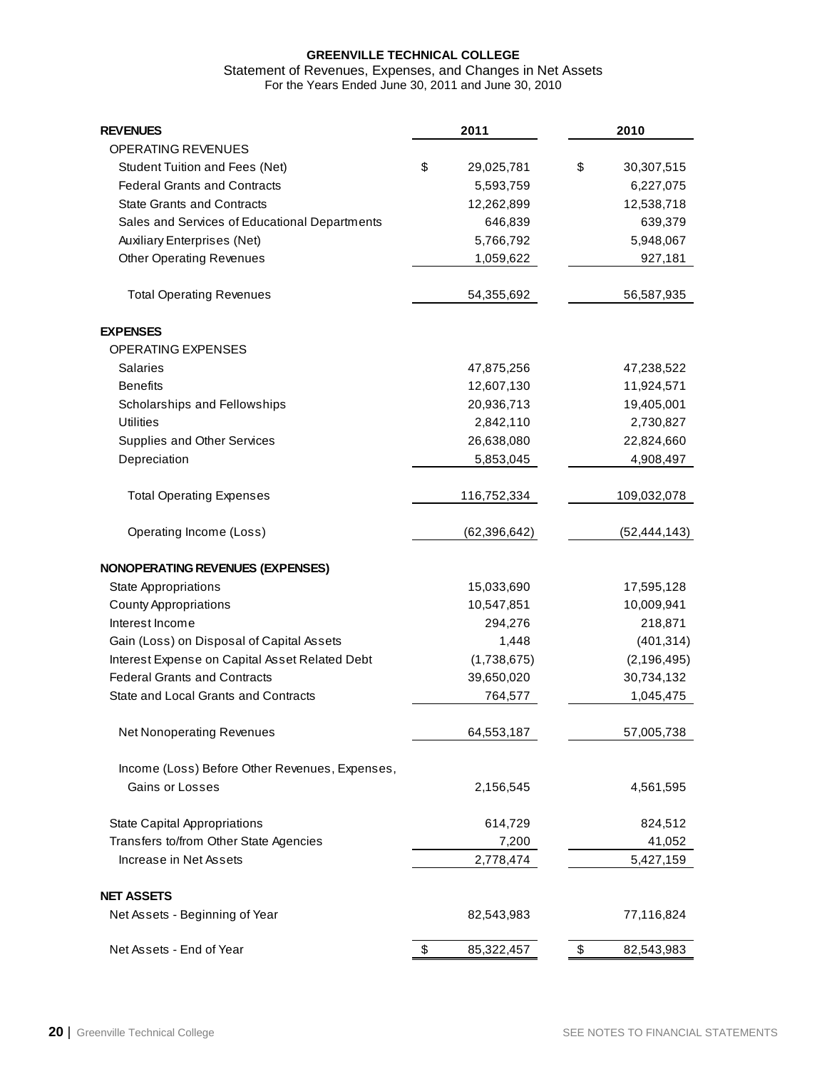**GREENVILLE TECHNICAL COLLEGE**
Statement of Revenues, Expenses, and Changes in Net Assets
For the Years Ended June 30, 2011 and June 30, 2010

| | 2011 | 2010 |
|---|---|---|
| **REVENUES** | | |
| OPERATING REVENUES | | |
| Student Tuition and Fees (Net) | $ 29,025,781 | $ 30,307,515 |
| Federal Grants and Contracts | 5,593,759 | 6,227,075 |
| State Grants and Contracts | 12,262,899 | 12,538,718 |
| Sales and Services of Educational Departments | 646,839 | 639,379 |
| Auxiliary Enterprises (Net) | 5,766,792 | 5,948,067 |
| Other Operating Revenues | 1,059,622 | 927,181 |
| Total Operating Revenues | 54,355,692 | 56,587,935 |
| **EXPENSES** | | |
| OPERATING EXPENSES | | |
| Salaries | 47,875,256 | 47,238,522 |
| Benefits | 12,607,130 | 11,924,571 |
| Scholarships and Fellowships | 20,936,713 | 19,405,001 |
| Utilities | 2,842,110 | 2,730,827 |
| Supplies and Other Services | 26,638,080 | 22,824,660 |
| Depreciation | 5,853,045 | 4,908,497 |
| Total Operating Expenses | 116,752,334 | 109,032,078 |
| Operating Income (Loss) | (62,396,642) | (52,444,143) |
| **NONOPERATING REVENUES (EXPENSES)** | | |
| State Appropriations | 15,033,690 | 17,595,128 |
| County Appropriations | 10,547,851 | 10,009,941 |
| Interest Income | 294,276 | 218,871 |
| Gain (Loss) on Disposal of Capital Assets | 1,448 | (401,314) |
| Interest Expense on Capital Asset Related Debt | (1,738,675) | (2,196,495) |
| Federal Grants and Contracts | 39,650,020 | 30,734,132 |
| State and Local Grants and Contracts | 764,577 | 1,045,475 |
| Net Nonoperating Revenues | 64,553,187 | 57,005,738 |
| Income (Loss) Before Other Revenues, Expenses, Gains or Losses | 2,156,545 | 4,561,595 |
| State Capital Appropriations | 614,729 | 824,512 |
| Transfers to/from Other State Agencies | 7,200 | 41,052 |
| Increase in Net Assets | 2,778,474 | 5,427,159 |
| **NET ASSETS** | | |
| Net Assets - Beginning of Year | 82,543,983 | 77,116,824 |
| Net Assets - End of Year | $ 85,322,457 | $ 82,543,983 |

SEE NOTES TO FINANCIAL STATEMENTS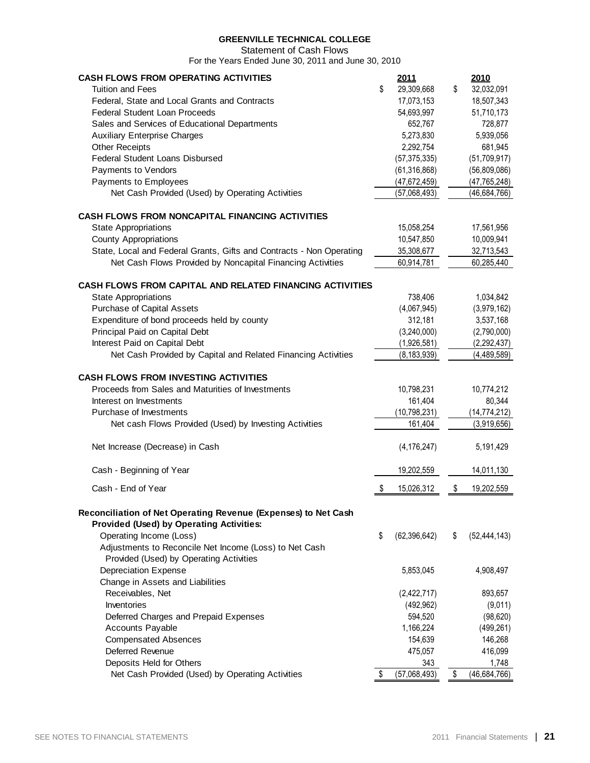# GREENVILLE TECHNICAL COLLEGE

Statement of Cash Flows

For the Years Ended June 30, 2011 and June 30, 2010

| | 2011 | 2010 |
|---|---|---|
| **CASH FLOWS FROM OPERATING ACTIVITIES** | | |
| Tuition and Fees | $ 29,309,668 | $ 32,032,091 |
| Federal, State and Local Grants and Contracts | 17,073,153 | 18,507,343 |
| Federal Student Loan Proceeds | 54,693,997 | 51,710,173 |
| Sales and Services of Educational Departments | 652,767 | 728,877 |
| Auxiliary Enterprise Charges | 5,273,830 | 5,939,056 |
| Other Receipts | 2,292,754 | 681,945 |
| Federal Student Loans Disbursed | (57,375,335) | (51,709,917) |
| Payments to Vendors | (61,316,868) | (56,809,086) |
| Payments to Employees | (47,672,459) | (47,765,248) |
| Net Cash Provided (Used) by Operating Activities | (57,068,493) | (46,684,766) |
| **CASH FLOWS FROM NONCAPITAL FINANCING ACTIVITIES** | | |
| State Appropriations | 15,058,254 | 17,561,956 |
| County Appropriations | 10,547,850 | 10,009,941 |
| State, Local and Federal Grants, Gifts and Contracts - Non Operating | 35,308,677 | 32,713,543 |
| Net Cash Flows Provided by Noncapital Financing Activities | 60,914,781 | 60,285,440 |
| **CASH FLOWS FROM CAPITAL AND RELATED FINANCING ACTIVITIES** | | |
| State Appropriations | 738,406 | 1,034,842 |
| Purchase of Capital Assets | (4,067,945) | (3,979,162) |
| Expenditure of bond proceeds held by county | 312,181 | 3,537,168 |
| Principal Paid on Capital Debt | (3,240,000) | (2,790,000) |
| Interest Paid on Capital Debt | (1,926,581) | (2,292,437) |
| Net Cash Provided by Capital and Related Financing Activities | (8,183,939) | (4,489,589) |
| **CASH FLOWS FROM INVESTING ACTIVITIES** | | |
| Proceeds from Sales and Maturities of Investments | 10,798,231 | 10,774,212 |
| Interest on Investments | 161,404 | 80,344 |
| Purchase of Investments | (10,798,231) | (14,774,212) |
| Net cash Flows Provided (Used) by Investing Activities | 161,404 | (3,919,656) |
| Net Increase (Decrease) in Cash | (4,176,247) | 5,191,429 |
| Cash - Beginning of Year | 19,202,559 | 14,011,130 |
| Cash - End of Year | $ 15,026,312 | $ 19,202,559 |
| **Reconciliation of Net Operating Revenue (Expenses) to Net Cash Provided (Used) by Operating Activities:** | | |
| Operating Income (Loss) | $ (62,396,642) | $ (52,444,143) |
| Adjustments to Reconcile Net Income (Loss) to Net Cash Provided (Used) by Operating Activities | | |
| Depreciation Expense | 5,853,045 | 4,908,497 |
| Change in Assets and Liabilities | | |
| Receivables, Net | (2,422,717) | 893,657 |
| Inventories | (492,962) | (9,011) |
| Deferred Charges and Prepaid Expenses | 594,520 | (98,620) |
| Accounts Payable | 1,166,224 | (499,261) |
| Compensated Absences | 154,639 | 146,268 |
| Deferred Revenue | 475,057 | 416,099 |
| Deposits Held for Others | 343 | 1,748 |
| Net Cash Provided (Used) by Operating Activities | $ (57,068,493) | $ (46,684,766) |

SEE NOTES TO FINANCIAL STATEMENTS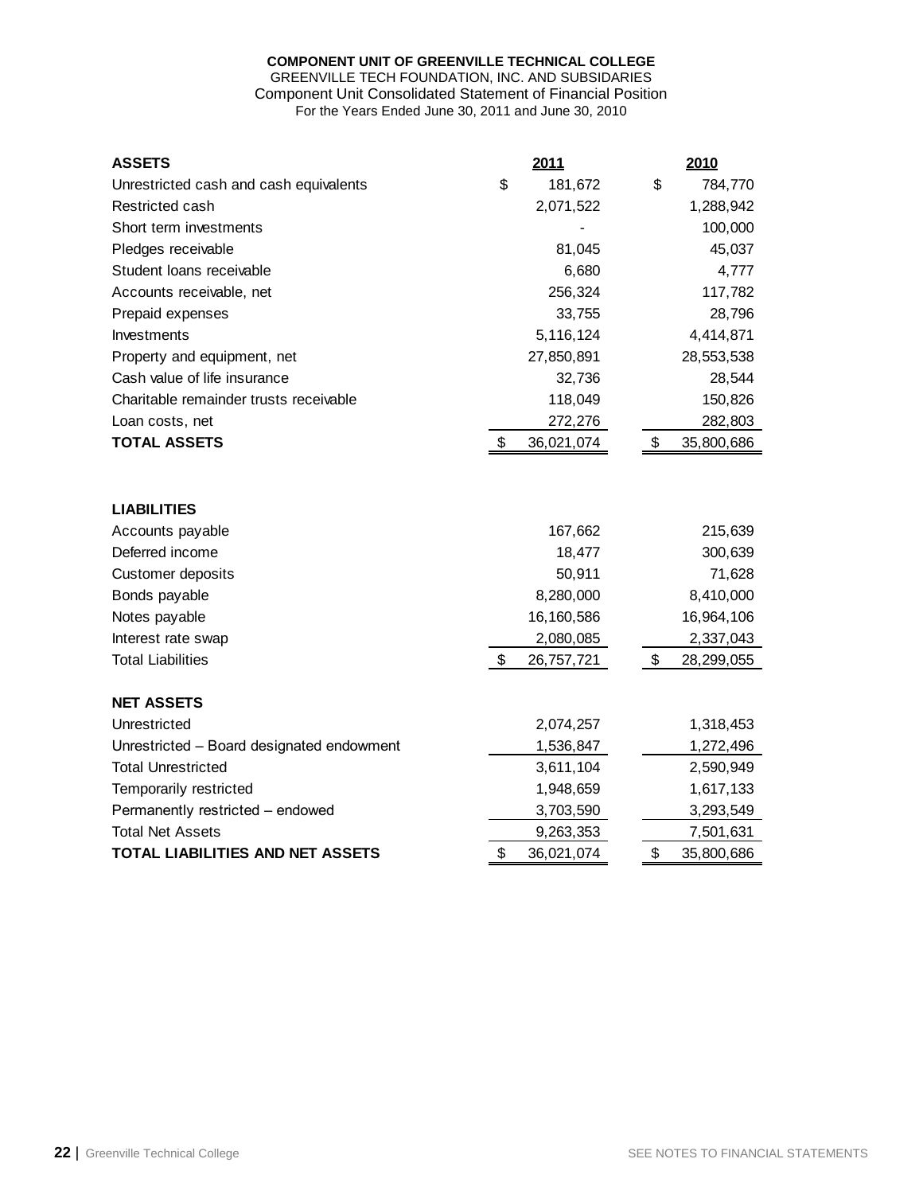**COMPONENT UNIT OF GREENVILLE TECHNICAL COLLEGE**
GREENVILLE TECH FOUNDATION, INC. AND SUBSIDARIES
Component Unit Consolidated Statement of Financial Position
For the Years Ended June 30, 2011 and June 30, 2010

| **ASSETS** | **2011** | **2010** |
|---|---|---|
| Unrestricted cash and cash equivalents | $ 181,672 | $ 784,770 |
| Restricted cash | 2,071,522 | 1,288,942 |
| Short term investments | - | 100,000 |
| Pledges receivable | 81,045 | 45,037 |
| Student loans receivable | 6,680 | 4,777 |
| Accounts receivable, net | 256,324 | 117,782 |
| Prepaid expenses | 33,755 | 28,796 |
| Investments | 5,116,124 | 4,414,871 |
| Property and equipment, net | 27,850,891 | 28,553,538 |
| Cash value of life insurance | 32,736 | 28,544 |
| Charitable remainder trusts receivable | 118,049 | 150,826 |
| Loan costs, net | 272,276 | 282,803 |
| **TOTAL ASSETS** | $ 36,021,074 | $ 35,800,686 |

| **LIABILITIES** | | |
|---|---|---|
| Accounts payable | 167,662 | 215,639 |
| Deferred income | 18,477 | 300,639 |
| Customer deposits | 50,911 | 71,628 |
| Bonds payable | 8,280,000 | 8,410,000 |
| Notes payable | 16,160,586 | 16,964,106 |
| Interest rate swap | 2,080,085 | 2,337,043 |
| Total Liabilities | $ 26,757,721 | $ 28,299,055 |
| **NET ASSETS** | | |
| Unrestricted | 2,074,257 | 1,318,453 |
| Unrestricted – Board designated endowment | 1,536,847 | 1,272,496 |
| Total Unrestricted | 3,611,104 | 2,590,949 |
| Temporarily restricted | 1,948,659 | 1,617,133 |
| Permanently restricted – endowed | 3,703,590 | 3,293,549 |
| Total Net Assets | 9,263,353 | 7,501,631 |
| **TOTAL LIABILITIES AND NET ASSETS** | $ 36,021,074 | $ 35,800,686 |

SEE NOTES TO FINANCIAL STATEMENTS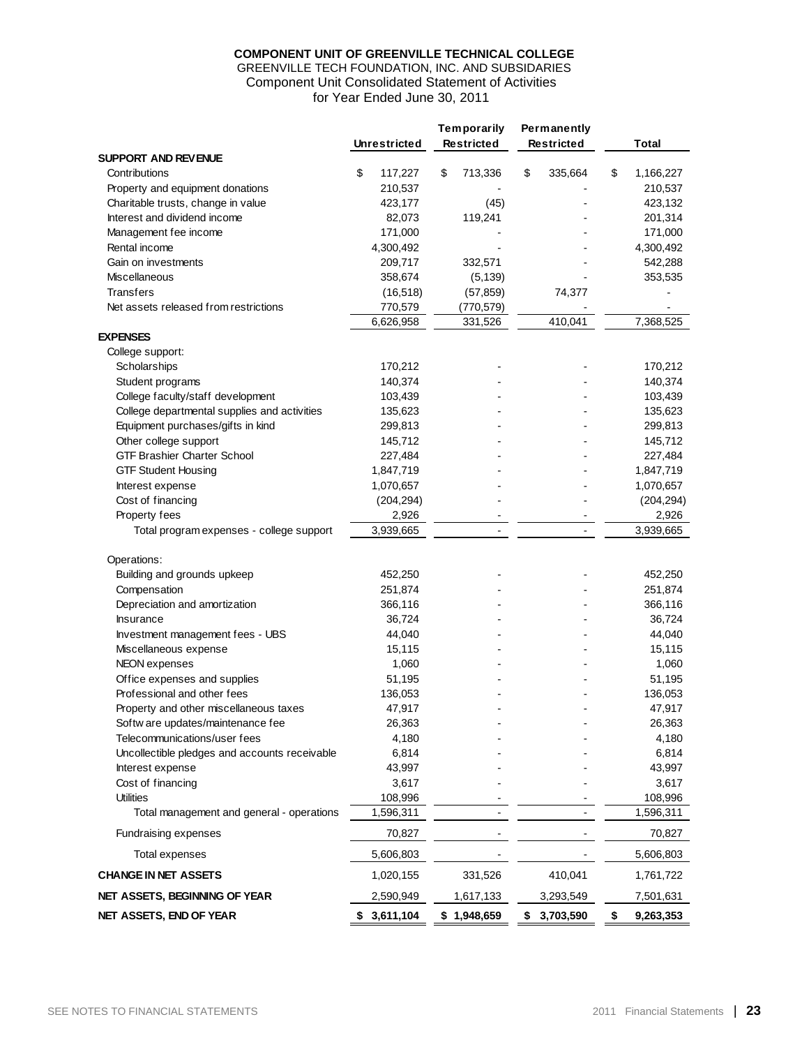**COMPONENT UNIT OF GREENVILLE TECHNICAL COLLEGE**

GREENVILLE TECH FOUNDATION, INC. AND SUBSIDARIES

Component Unit Consolidated Statement of Activities

for Year Ended June 30, 2011

| | Unrestricted | Temporarily Restricted | Permanently Restricted | Total |
|---|---|---|---|---|
| **SUPPORT AND REVENUE** | | | | |
| Contributions | $ 117,227 | $ 713,336 | $ 335,664 | $ 1,166,227 |
| Property and equipment donations | 210,537 | - | - | 210,537 |
| Charitable trusts, change in value | 423,177 | (45) | - | 423,132 |
| Interest and dividend income | 82,073 | 119,241 | - | 201,314 |
| Management fee income | 171,000 | - | - | 171,000 |
| Rental income | 4,300,492 | - | - | 4,300,492 |
| Gain on investments | 209,717 | 332,571 | - | 542,288 |
| Miscellaneous | 358,674 | (5,139) | - | 353,535 |
| Transfers | (16,518) | (57,859) | 74,377 | - |
| Net assets released from restrictions | 770,579 | (770,579) | - | - |
| | 6,626,958 | 331,526 | 410,041 | 7,368,525 |
| **EXPENSES** | | | | |
| College support: | | | | |
| Scholarships | 170,212 | - | - | 170,212 |
| Student programs | 140,374 | - | - | 140,374 |
| College faculty/staff development | 103,439 | - | - | 103,439 |
| College departmental supplies and activities | 135,623 | - | - | 135,623 |
| Equipment purchases/gifts in kind | 299,813 | - | - | 299,813 |
| Other college support | 145,712 | - | - | 145,712 |
| GTF Brashier Charter School | 227,484 | - | - | 227,484 |
| GTF Student Housing | 1,847,719 | - | - | 1,847,719 |
| Interest expense | 1,070,657 | - | - | 1,070,657 |
| Cost of financing | (204,294) | - | - | (204,294) |
| Property fees | 2,926 | - | - | 2,926 |
| Total program expenses - college support | 3,939,665 | - | - | 3,939,665 |
| Operations: | | | | |
| Building and grounds upkeep | 452,250 | - | - | 452,250 |
| Compensation | 251,874 | - | - | 251,874 |
| Depreciation and amortization | 366,116 | - | - | 366,116 |
| Insurance | 36,724 | - | - | 36,724 |
| Investment management fees - UBS | 44,040 | - | - | 44,040 |
| Miscellaneous expense | 15,115 | - | - | 15,115 |
| NEON expenses | 1,060 | - | - | 1,060 |
| Office expenses and supplies | 51,195 | - | - | 51,195 |
| Professional and other fees | 136,053 | - | - | 136,053 |
| Property and other miscellaneous taxes | 47,917 | - | - | 47,917 |
| Software updates/maintenance fee | 26,363 | - | - | 26,363 |
| Telecommunications/user fees | 4,180 | - | - | 4,180 |
| Uncollectible pledges and accounts receivable | 6,814 | - | - | 6,814 |
| Interest expense | 43,997 | - | - | 43,997 |
| Cost of financing | 3,617 | - | - | 3,617 |
| Utilities | 108,996 | - | - | 108,996 |
| Total management and general - operations | 1,596,311 | - | - | 1,596,311 |
| Fundraising expenses | 70,827 | - | - | 70,827 |
| Total expenses | 5,606,803 | - | - | 5,606,803 |
| **CHANGE IN NET ASSETS** | 1,020,155 | 331,526 | 410,041 | 1,761,722 |
| **NET ASSETS, BEGINNING OF YEAR** | 2,590,949 | 1,617,133 | 3,293,549 | 7,501,631 |
| **NET ASSETS, END OF YEAR** | **$ 3,611,104** | **$ 1,948,659** | **$ 3,703,590** | **$ 9,263,353** |

SEE NOTES TO FINANCIAL STATEMENTS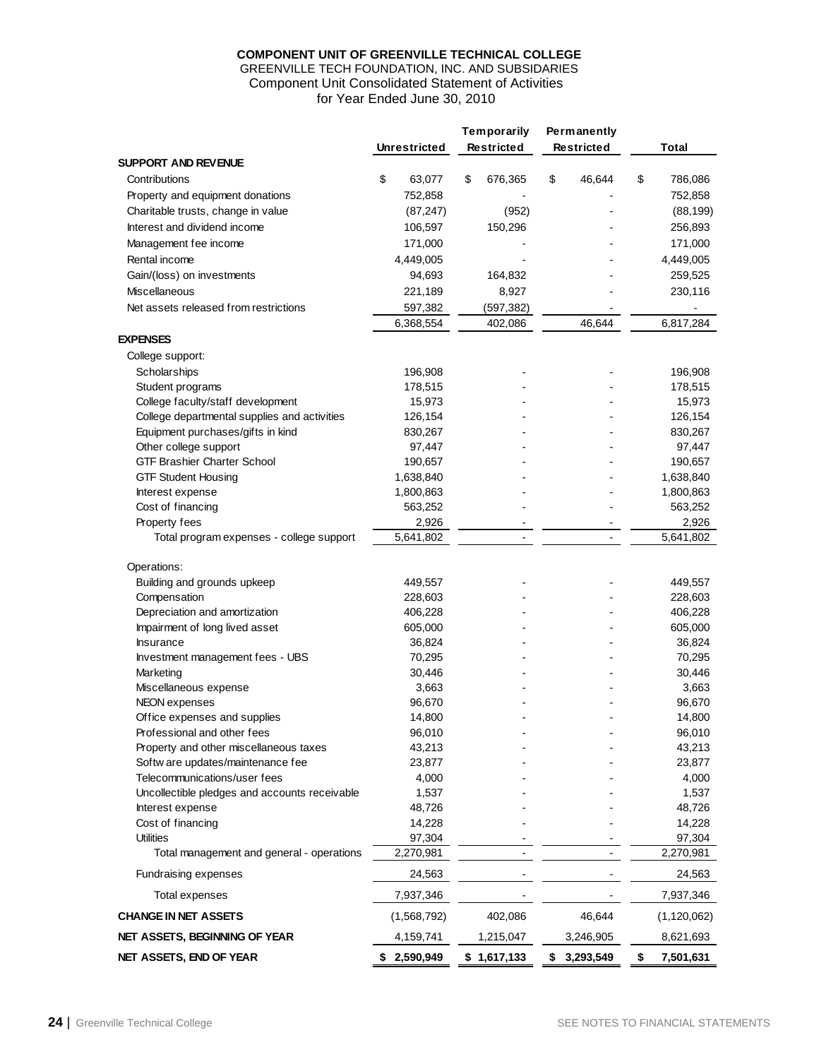**COMPONENT UNIT OF GREENVILLE TECHNICAL COLLEGE**
GREENVILLE TECH FOUNDATION, INC. AND SUBSIDARIES
Component Unit Consolidated Statement of Activities
for Year Ended June 30, 2010

| | Unrestricted | Temporarily Restricted | Permanently Restricted | Total |
|---|---|---|---|---|
| **SUPPORT AND REVENUE** | | | | |
| Contributions | $ 63,077 | $ 676,365 | $ 46,644 | $ 786,086 |
| Property and equipment donations | 752,858 | - | - | 752,858 |
| Charitable trusts, change in value | (87,247) | (952) | - | (88,199) |
| Interest and dividend income | 106,597 | 150,296 | - | 256,893 |
| Management fee income | 171,000 | - | - | 171,000 |
| Rental income | 4,449,005 | - | - | 4,449,005 |
| Gain/(loss) on investments | 94,693 | 164,832 | - | 259,525 |
| Miscellaneous | 221,189 | 8,927 | - | 230,116 |
| Net assets released from restrictions | 597,382 | (597,382) | - | - |
| | 6,368,554 | 402,086 | 46,644 | 6,817,284 |
| **EXPENSES** | | | | |
| College support: | | | | |
| Scholarships | 196,908 | - | - | 196,908 |
| Student programs | 178,515 | - | - | 178,515 |
| College faculty/staff development | 15,973 | - | - | 15,973 |
| College departmental supplies and activities | 126,154 | - | - | 126,154 |
| Equipment purchases/gifts in kind | 830,267 | - | - | 830,267 |
| Other college support | 97,447 | - | - | 97,447 |
| GTF Brashier Charter School | 190,657 | - | - | 190,657 |
| GTF Student Housing | 1,638,840 | - | - | 1,638,840 |
| Interest expense | 1,800,863 | - | - | 1,800,863 |
| Cost of financing | 563,252 | - | - | 563,252 |
| Property fees | 2,926 | - | - | 2,926 |
| Total program expenses - college support | 5,641,802 | - | - | 5,641,802 |
| Operations: | | | | |
| Building and grounds upkeep | 449,557 | - | - | 449,557 |
| Compensation | 228,603 | - | - | 228,603 |
| Depreciation and amortization | 406,228 | - | - | 406,228 |
| Impairment of long lived asset | 605,000 | - | - | 605,000 |
| Insurance | 36,824 | - | - | 36,824 |
| Investment management fees - UBS | 70,295 | - | - | 70,295 |
| Marketing | 30,446 | - | - | 30,446 |
| Miscellaneous expense | 3,663 | - | - | 3,663 |
| NEON expenses | 96,670 | - | - | 96,670 |
| Office expenses and supplies | 14,800 | - | - | 14,800 |
| Professional and other fees | 96,010 | - | - | 96,010 |
| Property and other miscellaneous taxes | 43,213 | - | - | 43,213 |
| Software updates/maintenance fee | 23,877 | - | - | 23,877 |
| Telecommunications/user fees | 4,000 | - | - | 4,000 |
| Uncollectible pledges and accounts receivable | 1,537 | - | - | 1,537 |
| Interest expense | 48,726 | - | - | 48,726 |
| Cost of financing | 14,228 | - | - | 14,228 |
| Utilities | 97,304 | - | - | 97,304 |
| Total management and general - operations | 2,270,981 | - | - | 2,270,981 |
| Fundraising expenses | 24,563 | - | - | 24,563 |
| Total expenses | 7,937,346 | - | - | 7,937,346 |
| **CHANGE IN NET ASSETS** | (1,568,792) | 402,086 | 46,644 | (1,120,062) |
| **NET ASSETS, BEGINNING OF YEAR** | 4,159,741 | 1,215,047 | 3,246,905 | 8,621,693 |
| **NET ASSETS, END OF YEAR** | **$ 2,590,949** | **$ 1,617,133** | **$ 3,293,549** | **$ 7,501,631** |

SEE NOTES TO FINANCIAL STATEMENTS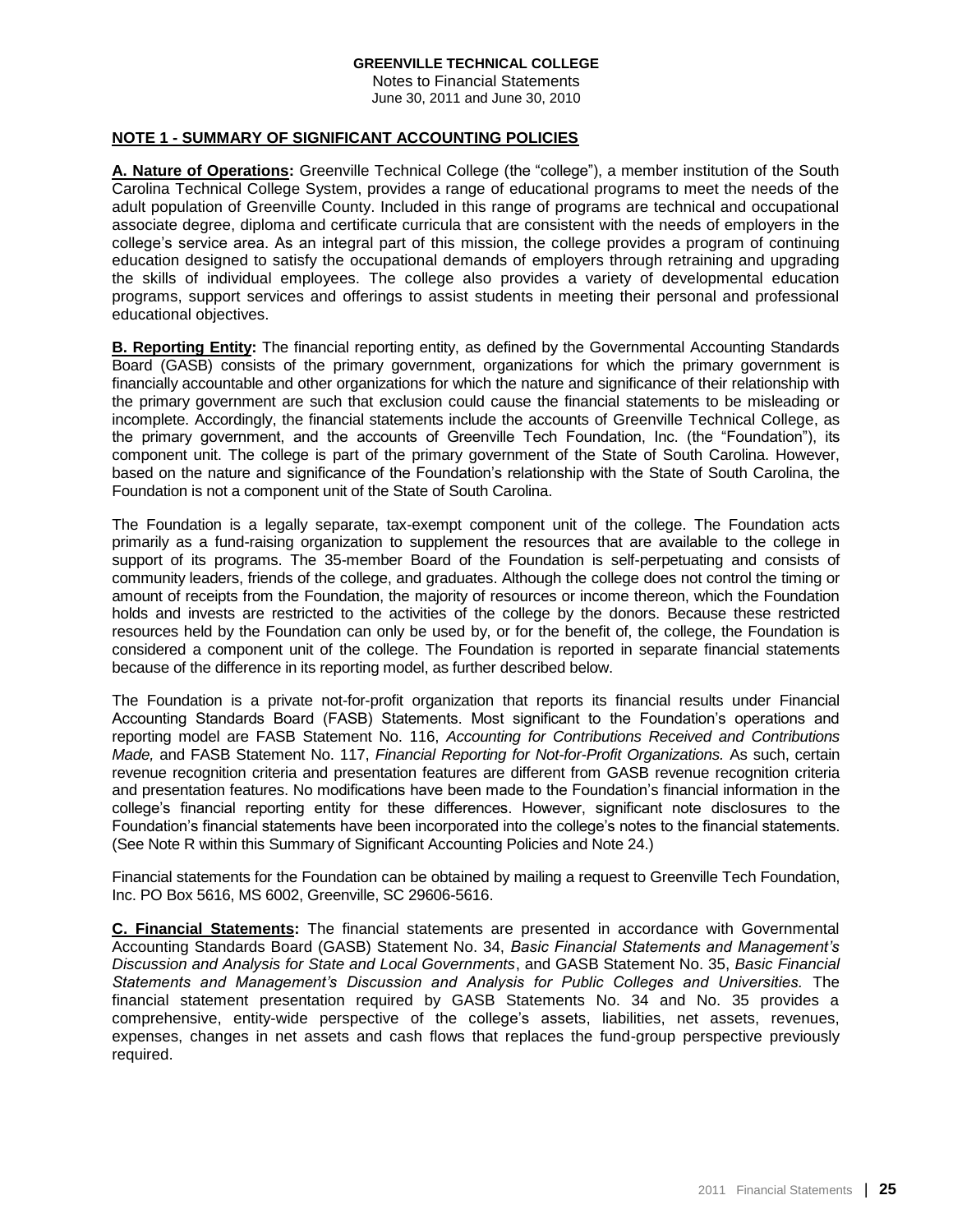**GREENVILLE TECHNICAL COLLEGE**
Notes to Financial Statements
June 30, 2011 and June 30, 2010

## NOTE 1 - SUMMARY OF SIGNIFICANT ACCOUNTING POLICIES

**A. Nature of Operations:** Greenville Technical College (the "college"), a member institution of the South Carolina Technical College System, provides a range of educational programs to meet the needs of the adult population of Greenville County. Included in this range of programs are technical and occupational associate degree, diploma and certificate curricula that are consistent with the needs of employers in the college's service area. As an integral part of this mission, the college provides a program of continuing education designed to satisfy the occupational demands of employers through retraining and upgrading the skills of individual employees. The college also provides a variety of developmental education programs, support services and offerings to assist students in meeting their personal and professional educational objectives.

**B. Reporting Entity:** The financial reporting entity, as defined by the Governmental Accounting Standards Board (GASB) consists of the primary government, organizations for which the primary government is financially accountable and other organizations for which the nature and significance of their relationship with the primary government are such that exclusion could cause the financial statements to be misleading or incomplete. Accordingly, the financial statements include the accounts of Greenville Technical College, as the primary government, and the accounts of Greenville Tech Foundation, Inc. (the "Foundation"), its component unit. The college is part of the primary government of the State of South Carolina. However, based on the nature and significance of the Foundation's relationship with the State of South Carolina, the Foundation is not a component unit of the State of South Carolina.

The Foundation is a legally separate, tax-exempt component unit of the college. The Foundation acts primarily as a fund-raising organization to supplement the resources that are available to the college in support of its programs. The 35-member Board of the Foundation is self-perpetuating and consists of community leaders, friends of the college, and graduates. Although the college does not control the timing or amount of receipts from the Foundation, the majority of resources or income thereon, which the Foundation holds and invests are restricted to the activities of the college by the donors. Because these restricted resources held by the Foundation can only be used by, or for the benefit of, the college, the Foundation is considered a component unit of the college. The Foundation is reported in separate financial statements because of the difference in its reporting model, as further described below.

The Foundation is a private not-for-profit organization that reports its financial results under Financial Accounting Standards Board (FASB) Statements. Most significant to the Foundation's operations and reporting model are FASB Statement No. 116, *Accounting for Contributions Received and Contributions Made,* and FASB Statement No. 117, *Financial Reporting for Not-for-Profit Organizations.* As such, certain revenue recognition criteria and presentation features are different from GASB revenue recognition criteria and presentation features. No modifications have been made to the Foundation's financial information in the college's financial reporting entity for these differences. However, significant note disclosures to the Foundation's financial statements have been incorporated into the college's notes to the financial statements. (See Note R within this Summary of Significant Accounting Policies and Note 24.)

Financial statements for the Foundation can be obtained by mailing a request to Greenville Tech Foundation, Inc. PO Box 5616, MS 6002, Greenville, SC 29606-5616.

**C. Financial Statements:** The financial statements are presented in accordance with Governmental Accounting Standards Board (GASB) Statement No. 34, *Basic Financial Statements and Management's Discussion and Analysis for State and Local Governments*, and GASB Statement No. 35, *Basic Financial Statements and Management's Discussion and Analysis for Public Colleges and Universities.* The financial statement presentation required by GASB Statements No. 34 and No. 35 provides a comprehensive, entity-wide perspective of the college's assets, liabilities, net assets, revenues, expenses, changes in net assets and cash flows that replaces the fund-group perspective previously required.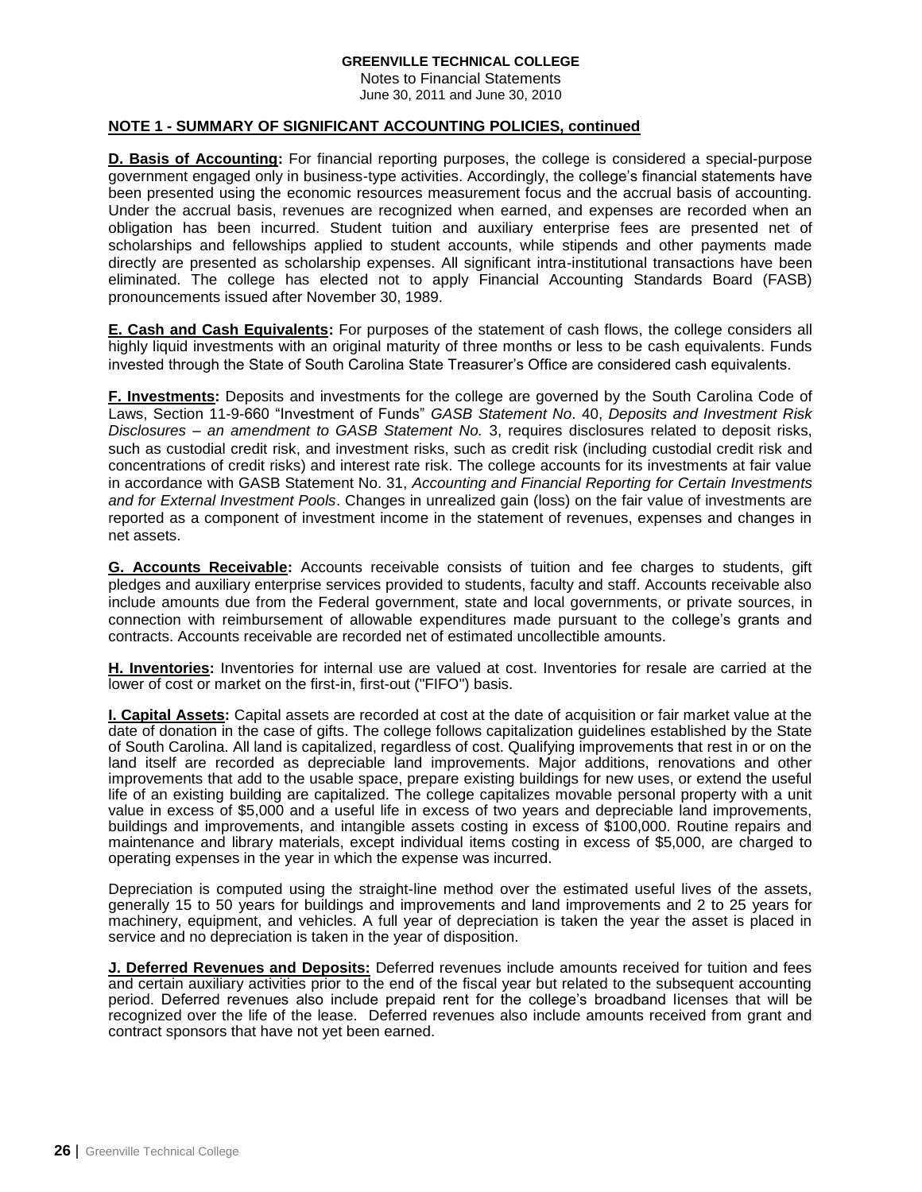**GREENVILLE TECHNICAL COLLEGE**
Notes to Financial Statements
June 30, 2011 and June 30, 2010

**NOTE 1 - SUMMARY OF SIGNIFICANT ACCOUNTING POLICIES, continued**

**D. Basis of Accounting:** For financial reporting purposes, the college is considered a special-purpose government engaged only in business-type activities. Accordingly, the college's financial statements have been presented using the economic resources measurement focus and the accrual basis of accounting. Under the accrual basis, revenues are recognized when earned, and expenses are recorded when an obligation has been incurred. Student tuition and auxiliary enterprise fees are presented net of scholarships and fellowships applied to student accounts, while stipends and other payments made directly are presented as scholarship expenses. All significant intra-institutional transactions have been eliminated. The college has elected not to apply Financial Accounting Standards Board (FASB) pronouncements issued after November 30, 1989.

**E. Cash and Cash Equivalents:** For purposes of the statement of cash flows, the college considers all highly liquid investments with an original maturity of three months or less to be cash equivalents. Funds invested through the State of South Carolina State Treasurer's Office are considered cash equivalents.

**F. Investments:** Deposits and investments for the college are governed by the South Carolina Code of Laws, Section 11-9-660 "Investment of Funds" *GASB Statement No*. 40, *Deposits and Investment Risk Disclosures – an amendment to GASB Statement No.* 3, requires disclosures related to deposit risks, such as custodial credit risk, and investment risks, such as credit risk (including custodial credit risk and concentrations of credit risks) and interest rate risk. The college accounts for its investments at fair value in accordance with GASB Statement No. 31, *Accounting and Financial Reporting for Certain Investments and for External Investment Pools*. Changes in unrealized gain (loss) on the fair value of investments are reported as a component of investment income in the statement of revenues, expenses and changes in net assets.

**G. Accounts Receivable:** Accounts receivable consists of tuition and fee charges to students, gift pledges and auxiliary enterprise services provided to students, faculty and staff. Accounts receivable also include amounts due from the Federal government, state and local governments, or private sources, in connection with reimbursement of allowable expenditures made pursuant to the college's grants and contracts. Accounts receivable are recorded net of estimated uncollectible amounts.

**H. Inventories:** Inventories for internal use are valued at cost. Inventories for resale are carried at the lower of cost or market on the first-in, first-out ("FIFO") basis.

**I. Capital Assets:** Capital assets are recorded at cost at the date of acquisition or fair market value at the date of donation in the case of gifts. The college follows capitalization guidelines established by the State of South Carolina. All land is capitalized, regardless of cost. Qualifying improvements that rest in or on the land itself are recorded as depreciable land improvements. Major additions, renovations and other improvements that add to the usable space, prepare existing buildings for new uses, or extend the useful life of an existing building are capitalized. The college capitalizes movable personal property with a unit value in excess of $5,000 and a useful life in excess of two years and depreciable land improvements, buildings and improvements, and intangible assets costing in excess of $100,000. Routine repairs and maintenance and library materials, except individual items costing in excess of $5,000, are charged to operating expenses in the year in which the expense was incurred.

Depreciation is computed using the straight-line method over the estimated useful lives of the assets, generally 15 to 50 years for buildings and improvements and land improvements and 2 to 25 years for machinery, equipment, and vehicles. A full year of depreciation is taken the year the asset is placed in service and no depreciation is taken in the year of disposition.

**J. Deferred Revenues and Deposits:** Deferred revenues include amounts received for tuition and fees and certain auxiliary activities prior to the end of the fiscal year but related to the subsequent accounting period. Deferred revenues also include prepaid rent for the college's broadband licenses that will be recognized over the life of the lease. Deferred revenues also include amounts received from grant and contract sponsors that have not yet been earned.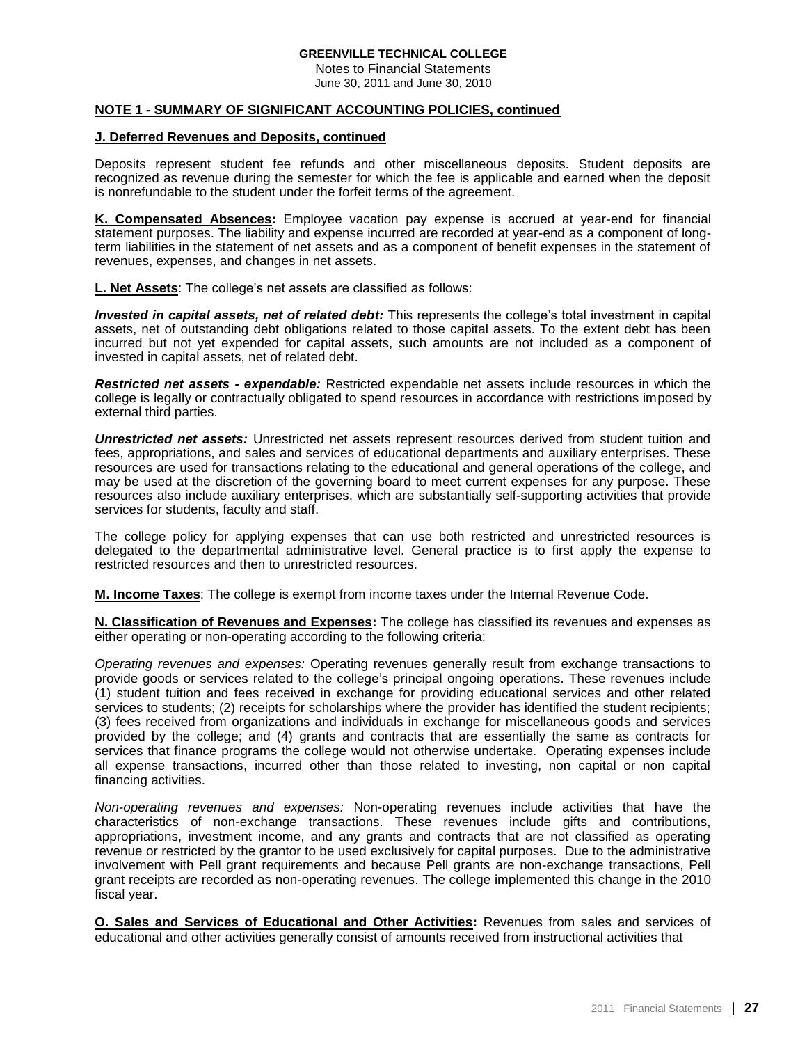**GREENVILLE TECHNICAL COLLEGE**
Notes to Financial Statements
June 30, 2011 and June 30, 2010

## NOTE 1 - SUMMARY OF SIGNIFICANT ACCOUNTING POLICIES, continued

### J. Deferred Revenues and Deposits, continued

Deposits represent student fee refunds and other miscellaneous deposits. Student deposits are recognized as revenue during the semester for which the fee is applicable and earned when the deposit is nonrefundable to the student under the forfeit terms of the agreement.

**K. Compensated Absences:** Employee vacation pay expense is accrued at year-end for financial statement purposes. The liability and expense incurred are recorded at year-end as a component of long-term liabilities in the statement of net assets and as a component of benefit expenses in the statement of revenues, expenses, and changes in net assets.

**L. Net Assets**: The college's net assets are classified as follows:

***Invested in capital assets, net of related debt:*** This represents the college's total investment in capital assets, net of outstanding debt obligations related to those capital assets. To the extent debt has been incurred but not yet expended for capital assets, such amounts are not included as a component of invested in capital assets, net of related debt.

***Restricted net assets - expendable:*** Restricted expendable net assets include resources in which the college is legally or contractually obligated to spend resources in accordance with restrictions imposed by external third parties.

***Unrestricted net assets:*** Unrestricted net assets represent resources derived from student tuition and fees, appropriations, and sales and services of educational departments and auxiliary enterprises. These resources are used for transactions relating to the educational and general operations of the college, and may be used at the discretion of the governing board to meet current expenses for any purpose. These resources also include auxiliary enterprises, which are substantially self-supporting activities that provide services for students, faculty and staff.

The college policy for applying expenses that can use both restricted and unrestricted resources is delegated to the departmental administrative level. General practice is to first apply the expense to restricted resources and then to unrestricted resources.

**M. Income Taxes**: The college is exempt from income taxes under the Internal Revenue Code.

**N. Classification of Revenues and Expenses:** The college has classified its revenues and expenses as either operating or non-operating according to the following criteria:

*Operating revenues and expenses:* Operating revenues generally result from exchange transactions to provide goods or services related to the college's principal ongoing operations. These revenues include (1) student tuition and fees received in exchange for providing educational services and other related services to students; (2) receipts for scholarships where the provider has identified the student recipients; (3) fees received from organizations and individuals in exchange for miscellaneous goods and services provided by the college; and (4) grants and contracts that are essentially the same as contracts for services that finance programs the college would not otherwise undertake. Operating expenses include all expense transactions, incurred other than those related to investing, non capital or non capital financing activities.

*Non-operating revenues and expenses:* Non-operating revenues include activities that have the characteristics of non-exchange transactions. These revenues include gifts and contributions, appropriations, investment income, and any grants and contracts that are not classified as operating revenue or restricted by the grantor to be used exclusively for capital purposes. Due to the administrative involvement with Pell grant requirements and because Pell grants are non-exchange transactions, Pell grant receipts are recorded as non-operating revenues. The college implemented this change in the 2010 fiscal year.

**O. Sales and Services of Educational and Other Activities:** Revenues from sales and services of educational and other activities generally consist of amounts received from instructional activities that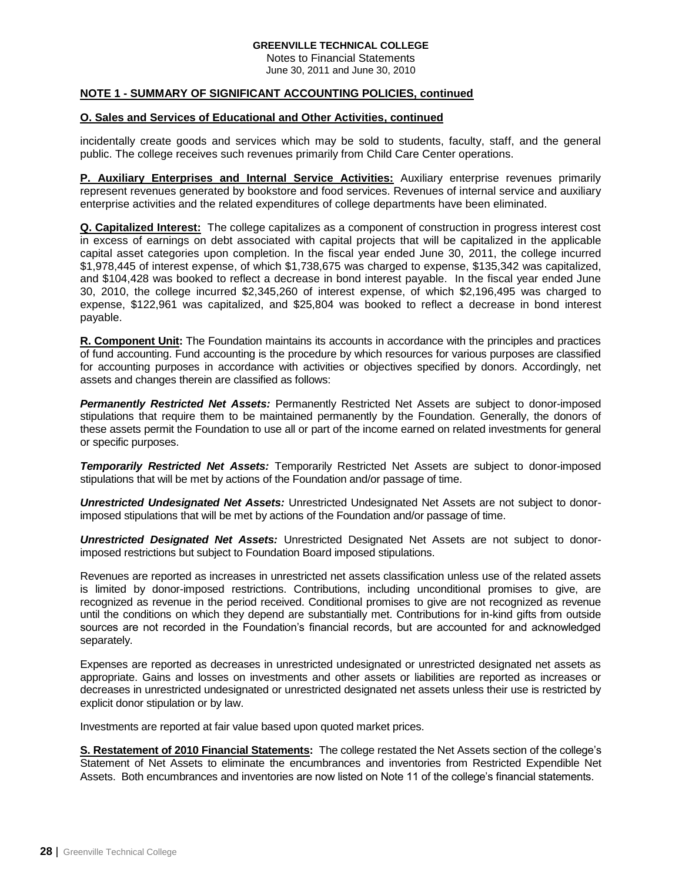**GREENVILLE TECHNICAL COLLEGE**
Notes to Financial Statements
June 30, 2011 and June 30, 2010

**NOTE 1 - SUMMARY OF SIGNIFICANT ACCOUNTING POLICIES, continued**

**O. Sales and Services of Educational and Other Activities, continued**

incidentally create goods and services which may be sold to students, faculty, staff, and the general public. The college receives such revenues primarily from Child Care Center operations.

**P. Auxiliary Enterprises and Internal Service Activities:** Auxiliary enterprise revenues primarily represent revenues generated by bookstore and food services. Revenues of internal service and auxiliary enterprise activities and the related expenditures of college departments have been eliminated.

**Q. Capitalized Interest:** The college capitalizes as a component of construction in progress interest cost in excess of earnings on debt associated with capital projects that will be capitalized in the applicable capital asset categories upon completion. In the fiscal year ended June 30, 2011, the college incurred $1,978,445 of interest expense, of which $1,738,675 was charged to expense, $135,342 was capitalized, and $104,428 was booked to reflect a decrease in bond interest payable. In the fiscal year ended June 30, 2010, the college incurred $2,345,260 of interest expense, of which $2,196,495 was charged to expense, $122,961 was capitalized, and $25,804 was booked to reflect a decrease in bond interest payable.

**R. Component Unit:** The Foundation maintains its accounts in accordance with the principles and practices of fund accounting. Fund accounting is the procedure by which resources for various purposes are classified for accounting purposes in accordance with activities or objectives specified by donors. Accordingly, net assets and changes therein are classified as follows:

***Permanently Restricted Net Assets:*** Permanently Restricted Net Assets are subject to donor-imposed stipulations that require them to be maintained permanently by the Foundation. Generally, the donors of these assets permit the Foundation to use all or part of the income earned on related investments for general or specific purposes.

***Temporarily Restricted Net Assets:*** Temporarily Restricted Net Assets are subject to donor-imposed stipulations that will be met by actions of the Foundation and/or passage of time.

***Unrestricted Undesignated Net Assets:*** Unrestricted Undesignated Net Assets are not subject to donor-imposed stipulations that will be met by actions of the Foundation and/or passage of time.

***Unrestricted Designated Net Assets:*** Unrestricted Designated Net Assets are not subject to donor-imposed restrictions but subject to Foundation Board imposed stipulations.

Revenues are reported as increases in unrestricted net assets classification unless use of the related assets is limited by donor-imposed restrictions. Contributions, including unconditional promises to give, are recognized as revenue in the period received. Conditional promises to give are not recognized as revenue until the conditions on which they depend are substantially met. Contributions for in-kind gifts from outside sources are not recorded in the Foundation's financial records, but are accounted for and acknowledged separately.

Expenses are reported as decreases in unrestricted undesignated or unrestricted designated net assets as appropriate. Gains and losses on investments and other assets or liabilities are reported as increases or decreases in unrestricted undesignated or unrestricted designated net assets unless their use is restricted by explicit donor stipulation or by law.

Investments are reported at fair value based upon quoted market prices.

**S. Restatement of 2010 Financial Statements:** The college restated the Net Assets section of the college's Statement of Net Assets to eliminate the encumbrances and inventories from Restricted Expendible Net Assets. Both encumbrances and inventories are now listed on Note 11 of the college's financial statements.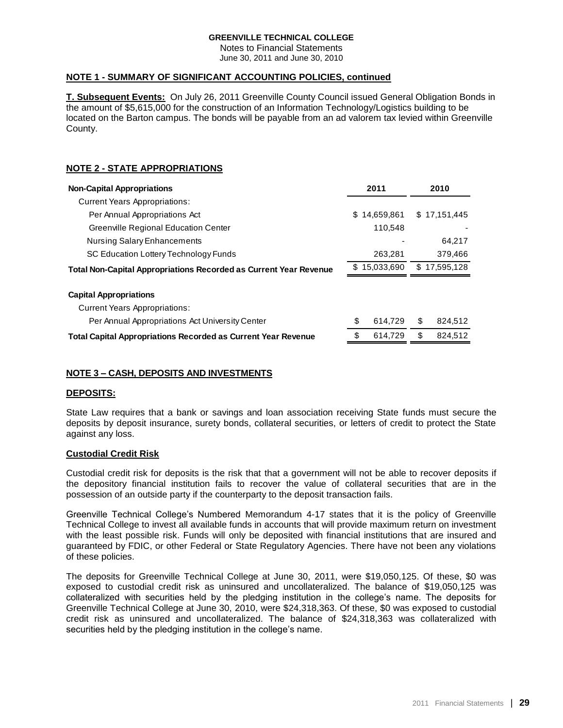**GREENVILLE TECHNICAL COLLEGE**
Notes to Financial Statements
June 30, 2011 and June 30, 2010

## NOTE 1 - SUMMARY OF SIGNIFICANT ACCOUNTING POLICIES, continued

**T. Subsequent Events:** On July 26, 2011 Greenville County Council issued General Obligation Bonds in the amount of $5,615,000 for the construction of an Information Technology/Logistics building to be located on the Barton campus. The bonds will be payable from an ad valorem tax levied within Greenville County.

## NOTE 2 - STATE APPROPRIATIONS

| Non-Capital Appropriations | 2011 | 2010 |
|---|---|---|
| Current Years Appropriations: | | |
| Per Annual Appropriations Act | $ 14,659,861 | $ 17,151,445 |
| Greenville Regional Education Center | 110,548 | - |
| Nursing Salary Enhancements | - | 64,217 |
| SC Education Lottery Technology Funds | 263,281 | 379,466 |
| **Total Non-Capital Appropriations Recorded as Current Year Revenue** | $ 15,033,690 | $ 17,595,128 |
| **Capital Appropriations** | | |
| Current Years Appropriations: | | |
| Per Annual Appropriations Act University Center | $ 614,729 | $ 824,512 |
| **Total Capital Appropriations Recorded as Current Year Revenue** | $ 614,729 | $ 824,512 |

## NOTE 3 – CASH, DEPOSITS AND INVESTMENTS

### DEPOSITS:

State Law requires that a bank or savings and loan association receiving State funds must secure the deposits by deposit insurance, surety bonds, collateral securities, or letters of credit to protect the State against any loss.

### Custodial Credit Risk

Custodial credit risk for deposits is the risk that that a government will not be able to recover deposits if the depository financial institution fails to recover the value of collateral securities that are in the possession of an outside party if the counterparty to the deposit transaction fails.

Greenville Technical College's Numbered Memorandum 4-17 states that it is the policy of Greenville Technical College to invest all available funds in accounts that will provide maximum return on investment with the least possible risk. Funds will only be deposited with financial institutions that are insured and guaranteed by FDIC, or other Federal or State Regulatory Agencies. There have not been any violations of these policies.

The deposits for Greenville Technical College at June 30, 2011, were $19,050,125. Of these, $0 was exposed to custodial credit risk as uninsured and uncollateralized. The balance of $19,050,125 was collateralized with securities held by the pledging institution in the college's name. The deposits for Greenville Technical College at June 30, 2010, were $24,318,363. Of these, $0 was exposed to custodial credit risk as uninsured and uncollateralized. The balance of $24,318,363 was collateralized with securities held by the pledging institution in the college's name.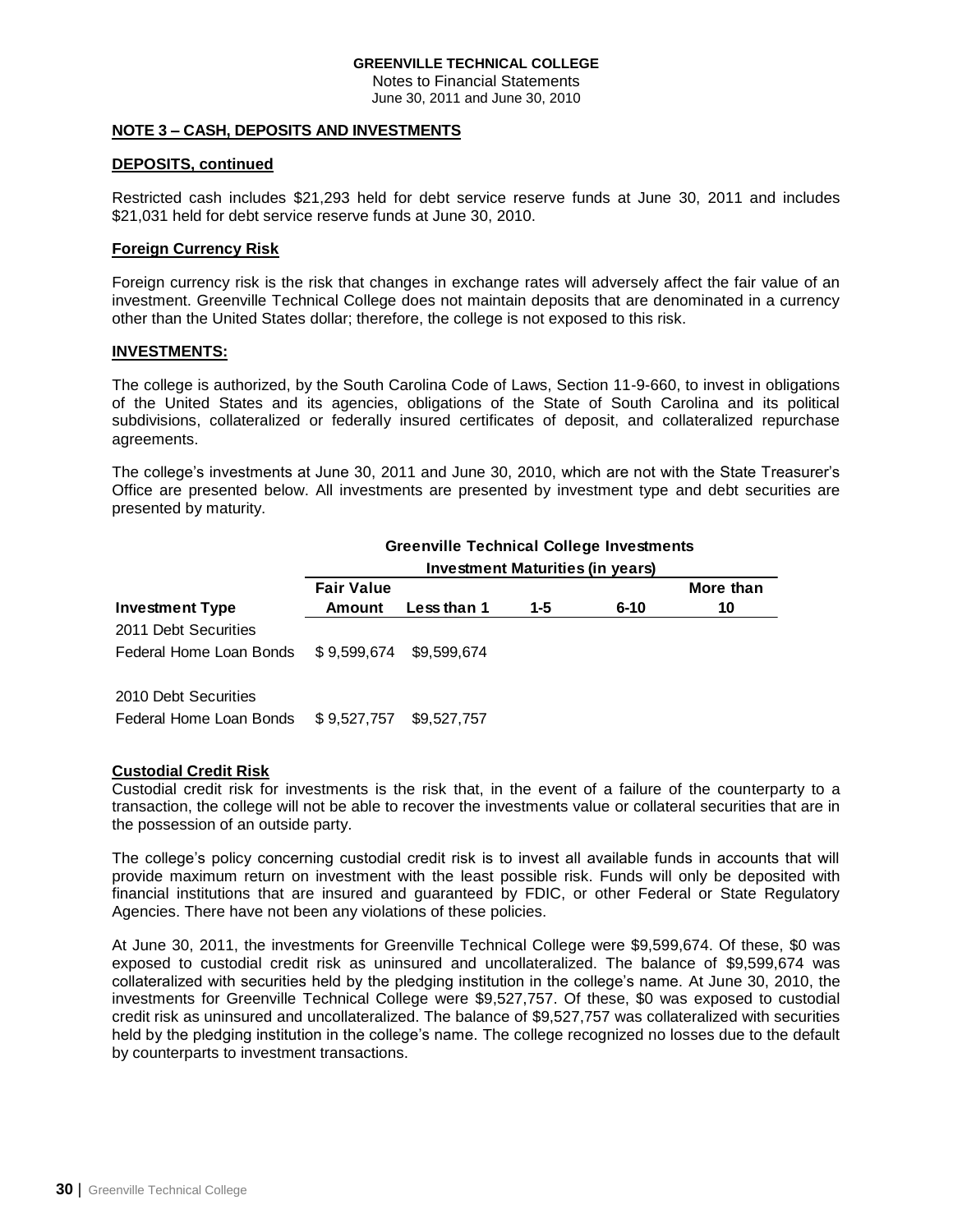**GREENVILLE TECHNICAL COLLEGE**
Notes to Financial Statements
June 30, 2011 and June 30, 2010

**NOTE 3 – CASH, DEPOSITS AND INVESTMENTS**

**DEPOSITS, continued**

Restricted cash includes $21,293 held for debt service reserve funds at June 30, 2011 and includes $21,031 held for debt service reserve funds at June 30, 2010.

**Foreign Currency Risk**

Foreign currency risk is the risk that changes in exchange rates will adversely affect the fair value of an investment. Greenville Technical College does not maintain deposits that are denominated in a currency other than the United States dollar; therefore, the college is not exposed to this risk.

**INVESTMENTS:**

The college is authorized, by the South Carolina Code of Laws, Section 11-9-660, to invest in obligations of the United States and its agencies, obligations of the State of South Carolina and its political subdivisions, collateralized or federally insured certificates of deposit, and collateralized repurchase agreements.

The college's investments at June 30, 2011 and June 30, 2010, which are not with the State Treasurer's Office are presented below. All investments are presented by investment type and debt securities are presented by maturity.

**Greenville Technical College Investments**

| | | Investment Maturities (in years) | | | |
|---|---|---|---|---|---|
| **Investment Type** | **Fair Value Amount** | **Less than 1** | **1-5** | **6-10** | **More than 10** |
| 2011 Debt Securities | | | | | |
| Federal Home Loan Bonds | $ 9,599,674 | $9,599,674 | | | |
| | | | | | |
| 2010 Debt Securities | | | | | |
| Federal Home Loan Bonds | $ 9,527,757 | $9,527,757 | | | |

**Custodial Credit Risk**

Custodial credit risk for investments is the risk that, in the event of a failure of the counterparty to a transaction, the college will not be able to recover the investments value or collateral securities that are in the possession of an outside party.

The college's policy concerning custodial credit risk is to invest all available funds in accounts that will provide maximum return on investment with the least possible risk. Funds will only be deposited with financial institutions that are insured and guaranteed by FDIC, or other Federal or State Regulatory Agencies. There have not been any violations of these policies.

At June 30, 2011, the investments for Greenville Technical College were $9,599,674. Of these, $0 was exposed to custodial credit risk as uninsured and uncollateralized. The balance of $9,599,674 was collateralized with securities held by the pledging institution in the college's name. At June 30, 2010, the investments for Greenville Technical College were $9,527,757. Of these, $0 was exposed to custodial credit risk as uninsured and uncollateralized. The balance of $9,527,757 was collateralized with securities held by the pledging institution in the college's name. The college recognized no losses due to the default by counterparts to investment transactions.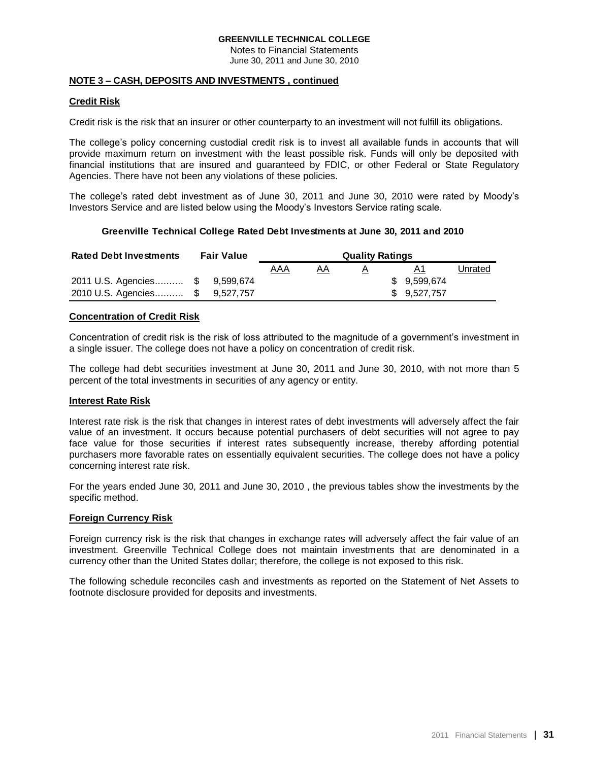**GREENVILLE TECHNICAL COLLEGE**
Notes to Financial Statements
June 30, 2011 and June 30, 2010

**NOTE 3 – CASH, DEPOSITS AND INVESTMENTS , continued**

**Credit Risk**

Credit risk is the risk that an insurer or other counterparty to an investment will not fulfill its obligations.

The college's policy concerning custodial credit risk is to invest all available funds in accounts that will provide maximum return on investment with the least possible risk. Funds will only be deposited with financial institutions that are insured and guaranteed by FDIC, or other Federal or State Regulatory Agencies. There have not been any violations of these policies.

The college's rated debt investment as of June 30, 2011 and June 30, 2010 were rated by Moody's Investors Service and are listed below using the Moody's Investors Service rating scale.

**Greenville Technical College Rated Debt Investments at June 30, 2011 and 2010**

| Rated Debt Investments | Fair Value | Quality Ratings | | | | |
|---|---|---|---|---|---|---|
| | | AAA | AA | A | A1 | Unrated |
| 2011 U.S. Agencies.......... | $ 9,599,674 | | | | $ 9,599,674 | |
| 2010 U.S. Agencies.......... | $ 9,527,757 | | | | $ 9,527,757 | |

**Concentration of Credit Risk**

Concentration of credit risk is the risk of loss attributed to the magnitude of a government's investment in a single issuer. The college does not have a policy on concentration of credit risk.

The college had debt securities investment at June 30, 2011 and June 30, 2010, with not more than 5 percent of the total investments in securities of any agency or entity.

**Interest Rate Risk**

Interest rate risk is the risk that changes in interest rates of debt investments will adversely affect the fair value of an investment. It occurs because potential purchasers of debt securities will not agree to pay face value for those securities if interest rates subsequently increase, thereby affording potential purchasers more favorable rates on essentially equivalent securities. The college does not have a policy concerning interest rate risk.

For the years ended June 30, 2011 and June 30, 2010 , the previous tables show the investments by the specific method.

**Foreign Currency Risk**

Foreign currency risk is the risk that changes in exchange rates will adversely affect the fair value of an investment. Greenville Technical College does not maintain investments that are denominated in a currency other than the United States dollar; therefore, the college is not exposed to this risk.

The following schedule reconciles cash and investments as reported on the Statement of Net Assets to footnote disclosure provided for deposits and investments.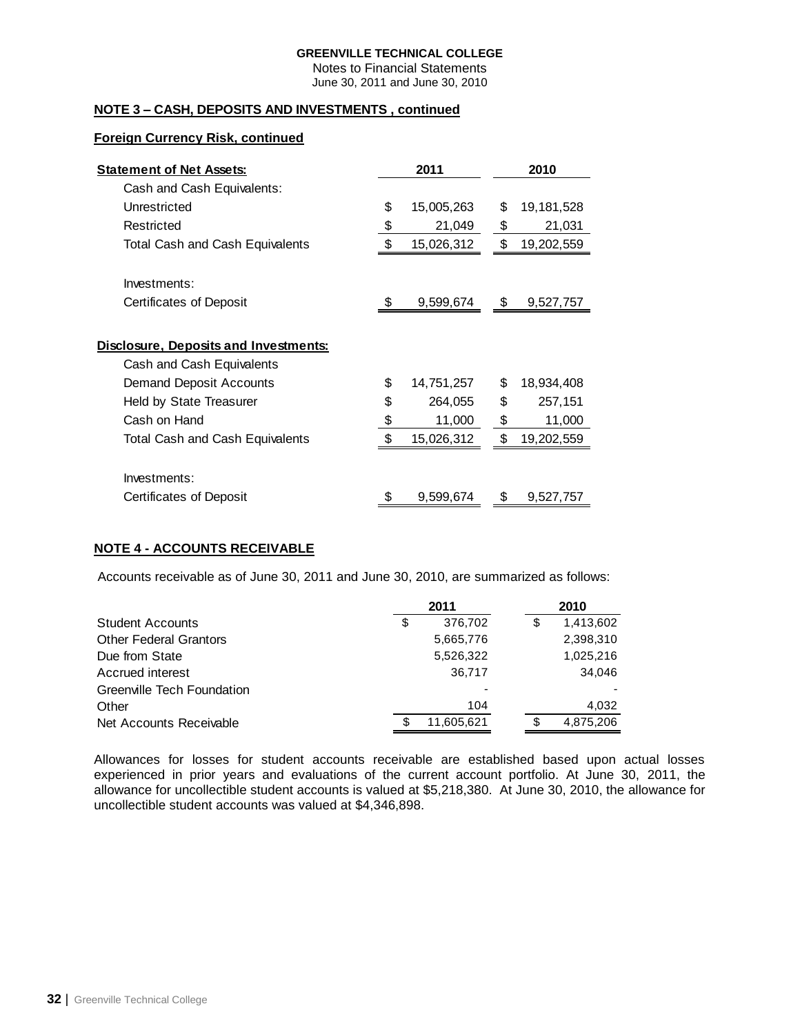GREENVILLE TECHNICAL COLLEGE
Notes to Financial Statements
June 30, 2011 and June 30, 2010

**NOTE 3 – CASH, DEPOSITS AND INVESTMENTS , continued**

**Foreign Currency Risk, continued**

| **Statement of Net Assets:** | **2011** | **2010** |
|---|---|---|
| Cash and Cash Equivalents: | | |
| Unrestricted | $ 15,005,263 | $ 19,181,528 |
| Restricted | $ 21,049 | $ 21,031 |
| Total Cash and Cash Equivalents | $ 15,026,312 | $ 19,202,559 |
| | | |
| Investments: | | |
| Certificates of Deposit | $ 9,599,674 | $ 9,527,757 |
| | | |
| **Disclosure, Deposits and Investments:** | | |
| Cash and Cash Equivalents | | |
| Demand Deposit Accounts | $ 14,751,257 | $ 18,934,408 |
| Held by State Treasurer | $ 264,055 | $ 257,151 |
| Cash on Hand | $ 11,000 | $ 11,000 |
| Total Cash and Cash Equivalents | $ 15,026,312 | $ 19,202,559 |
| | | |
| Investments: | | |
| Certificates of Deposit | $ 9,599,674 | $ 9,527,757 |

**NOTE 4 - ACCOUNTS RECEIVABLE**

Accounts receivable as of June 30, 2011 and June 30, 2010, are summarized as follows:

| | **2011** | **2010** |
|---|---|---|
| Student Accounts | $ 376,702 | $ 1,413,602 |
| Other Federal Grantors | 5,665,776 | 2,398,310 |
| Due from State | 5,526,322 | 1,025,216 |
| Accrued interest | 36,717 | 34,046 |
| Greenville Tech Foundation | - | - |
| Other | 104 | 4,032 |
| Net Accounts Receivable | $ 11,605,621 | $ 4,875,206 |

Allowances for losses for student accounts receivable are established based upon actual losses experienced in prior years and evaluations of the current account portfolio. At June 30, 2011, the allowance for uncollectible student accounts is valued at $5,218,380. At June 30, 2010, the allowance for uncollectible student accounts was valued at $4,346,898.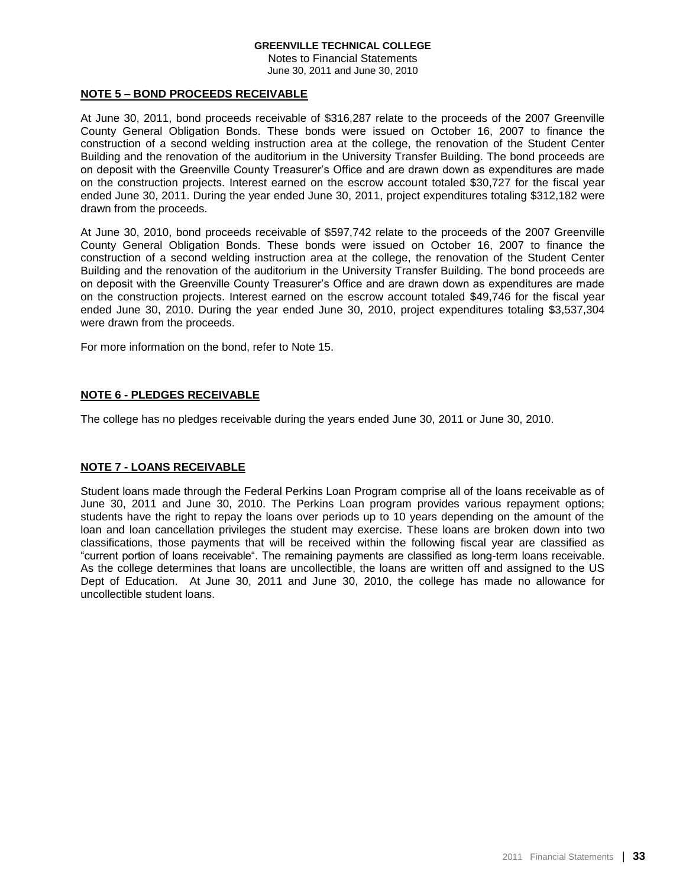## NOTE 5 – BOND PROCEEDS RECEIVABLE

At June 30, 2011, bond proceeds receivable of $316,287 relate to the proceeds of the 2007 Greenville County General Obligation Bonds. These bonds were issued on October 16, 2007 to finance the construction of a second welding instruction area at the college, the renovation of the Student Center Building and the renovation of the auditorium in the University Transfer Building. The bond proceeds are on deposit with the Greenville County Treasurer's Office and are drawn down as expenditures are made on the construction projects. Interest earned on the escrow account totaled $30,727 for the fiscal year ended June 30, 2011. During the year ended June 30, 2011, project expenditures totaling $312,182 were drawn from the proceeds.

At June 30, 2010, bond proceeds receivable of $597,742 relate to the proceeds of the 2007 Greenville County General Obligation Bonds. These bonds were issued on October 16, 2007 to finance the construction of a second welding instruction area at the college, the renovation of the Student Center Building and the renovation of the auditorium in the University Transfer Building. The bond proceeds are on deposit with the Greenville County Treasurer's Office and are drawn down as expenditures are made on the construction projects. Interest earned on the escrow account totaled $49,746 for the fiscal year ended June 30, 2010. During the year ended June 30, 2010, project expenditures totaling $3,537,304 were drawn from the proceeds.

For more information on the bond, refer to Note 15.

## NOTE 6 - PLEDGES RECEIVABLE

The college has no pledges receivable during the years ended June 30, 2011 or June 30, 2010.

## NOTE 7 - LOANS RECEIVABLE

Student loans made through the Federal Perkins Loan Program comprise all of the loans receivable as of June 30, 2011 and June 30, 2010. The Perkins Loan program provides various repayment options; students have the right to repay the loans over periods up to 10 years depending on the amount of the loan and loan cancellation privileges the student may exercise. These loans are broken down into two classifications, those payments that will be received within the following fiscal year are classified as "current portion of loans receivable". The remaining payments are classified as long-term loans receivable. As the college determines that loans are uncollectible, the loans are written off and assigned to the US Dept of Education. At June 30, 2011 and June 30, 2010, the college has made no allowance for uncollectible student loans.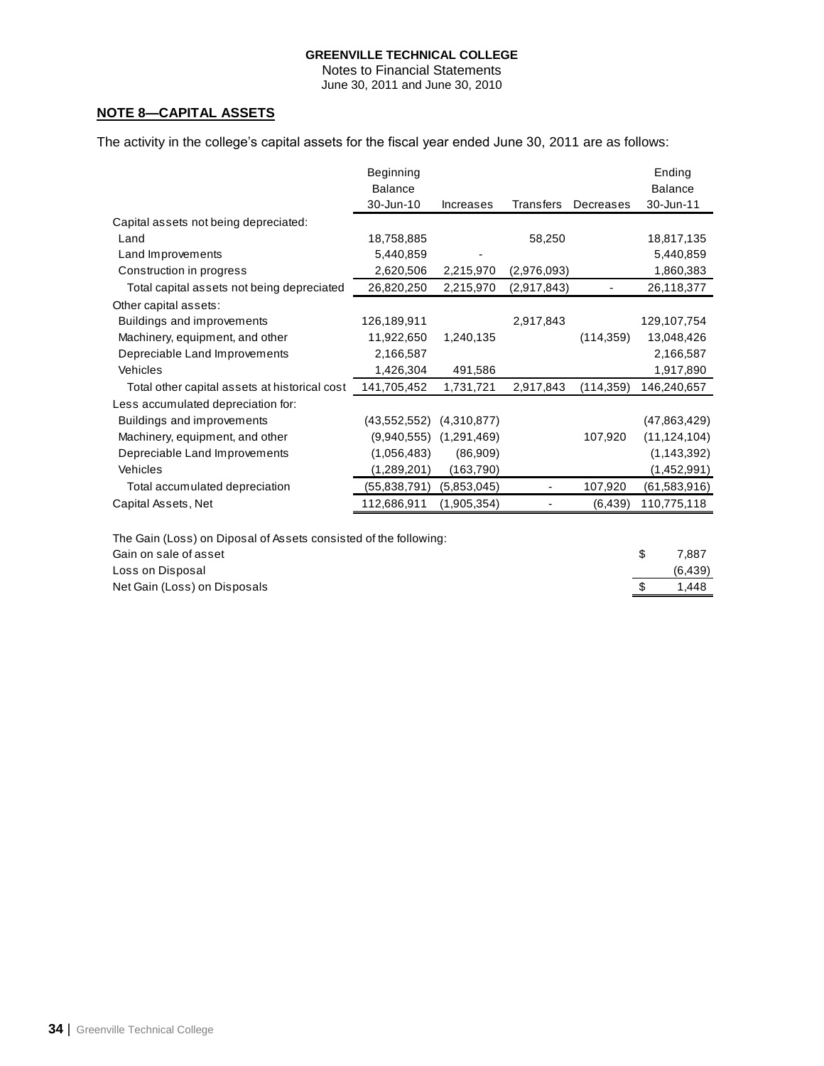**GREENVILLE TECHNICAL COLLEGE**
Notes to Financial Statements
June 30, 2011 and June 30, 2010

## NOTE 8—CAPITAL ASSETS

The activity in the college's capital assets for the fiscal year ended June 30, 2011 are as follows:

| | Beginning Balance 30-Jun-10 | Increases | Transfers | Decreases | Ending Balance 30-Jun-11 |
|---|---|---|---|---|---|
| Capital assets not being depreciated: | | | | | |
| Land | 18,758,885 | | 58,250 | | 18,817,135 |
| Land Improvements | 5,440,859 | - | | | 5,440,859 |
| Construction in progress | 2,620,506 | 2,215,970 | (2,976,093) | | 1,860,383 |
| Total capital assets not being depreciated | 26,820,250 | 2,215,970 | (2,917,843) | - | 26,118,377 |
| Other capital assets: | | | | | |
| Buildings and improvements | 126,189,911 | | 2,917,843 | | 129,107,754 |
| Machinery, equipment, and other | 11,922,650 | 1,240,135 | | (114,359) | 13,048,426 |
| Depreciable Land Improvements | 2,166,587 | | | | 2,166,587 |
| Vehicles | 1,426,304 | 491,586 | | | 1,917,890 |
| Total other capital assets at historical cost | 141,705,452 | 1,731,721 | 2,917,843 | (114,359) | 146,240,657 |
| Less accumulated depreciation for: | | | | | |
| Buildings and improvements | (43,552,552) | (4,310,877) | | | (47,863,429) |
| Machinery, equipment, and other | (9,940,555) | (1,291,469) | | 107,920 | (11,124,104) |
| Depreciable Land Improvements | (1,056,483) | (86,909) | | | (1,143,392) |
| Vehicles | (1,289,201) | (163,790) | | | (1,452,991) |
| Total accumulated depreciation | (55,838,791) | (5,853,045) | - | 107,920 | (61,583,916) |
| Capital Assets, Net | 112,686,911 | (1,905,354) | - | (6,439) | 110,775,118 |

The Gain (Loss) on Diposal of Assets consisted of the following:

| | |
|---|---|
| Gain on sale of asset | $ 7,887 |
| Loss on Disposal | (6,439) |
| Net Gain (Loss) on Disposals | $ 1,448 |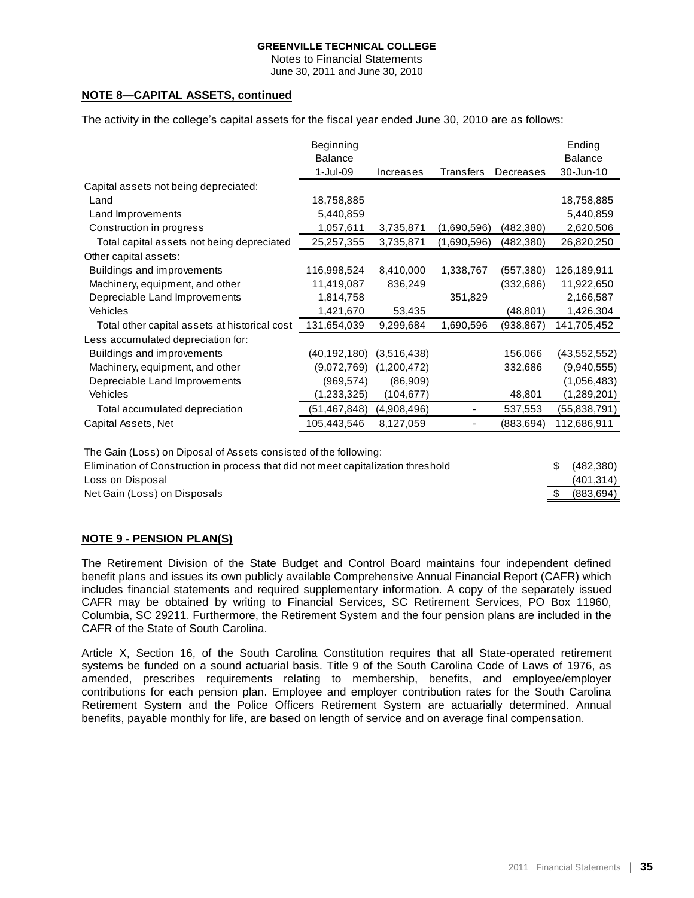GREENVILLE TECHNICAL COLLEGE
Notes to Financial Statements
June 30, 2011 and June 30, 2010

**NOTE 8—CAPITAL ASSETS, continued**

The activity in the college's capital assets for the fiscal year ended June 30, 2010 are as follows:

| | Beginning Balance 1-Jul-09 | Increases | Transfers | Decreases | Ending Balance 30-Jun-10 |
|---|---|---|---|---|---|
| Capital assets not being depreciated: | | | | | |
| Land | 18,758,885 | | | | 18,758,885 |
| Land Improvements | 5,440,859 | | | | 5,440,859 |
| Construction in progress | 1,057,611 | 3,735,871 | (1,690,596) | (482,380) | 2,620,506 |
| Total capital assets not being depreciated | 25,257,355 | 3,735,871 | (1,690,596) | (482,380) | 26,820,250 |
| Other capital assets: | | | | | |
| Buildings and improvements | 116,998,524 | 8,410,000 | 1,338,767 | (557,380) | 126,189,911 |
| Machinery, equipment, and other | 11,419,087 | 836,249 | | (332,686) | 11,922,650 |
| Depreciable Land Improvements | 1,814,758 | | 351,829 | | 2,166,587 |
| Vehicles | 1,421,670 | 53,435 | | (48,801) | 1,426,304 |
| Total other capital assets at historical cost | 131,654,039 | 9,299,684 | 1,690,596 | (938,867) | 141,705,452 |
| Less accumulated depreciation for: | | | | | |
| Buildings and improvements | (40,192,180) | (3,516,438) | | 156,066 | (43,552,552) |
| Machinery, equipment, and other | (9,072,769) | (1,200,472) | | 332,686 | (9,940,555) |
| Depreciable Land Improvements | (969,574) | (86,909) | | | (1,056,483) |
| Vehicles | (1,233,325) | (104,677) | | 48,801 | (1,289,201) |
| Total accumulated depreciation | (51,467,848) | (4,908,496) | - | 537,553 | (55,838,791) |
| Capital Assets, Net | 105,443,546 | 8,127,059 | - | (883,694) | 112,686,911 |

The Gain (Loss) on Diposal of Assets consisted of the following:

| | |
|---|---|
| Elimination of Construction in process that did not meet capitalization threshold | $ (482,380) |
| Loss on Disposal | (401,314) |
| Net Gain (Loss) on Disposals | $ (883,694) |

**NOTE 9 - PENSION PLAN(S)**

The Retirement Division of the State Budget and Control Board maintains four independent defined benefit plans and issues its own publicly available Comprehensive Annual Financial Report (CAFR) which includes financial statements and required supplementary information. A copy of the separately issued CAFR may be obtained by writing to Financial Services, SC Retirement Services, PO Box 11960, Columbia, SC 29211. Furthermore, the Retirement System and the four pension plans are included in the CAFR of the State of South Carolina.

Article X, Section 16, of the South Carolina Constitution requires that all State-operated retirement systems be funded on a sound actuarial basis. Title 9 of the South Carolina Code of Laws of 1976, as amended, prescribes requirements relating to membership, benefits, and employee/employer contributions for each pension plan. Employee and employer contribution rates for the South Carolina Retirement System and the Police Officers Retirement System are actuarially determined. Annual benefits, payable monthly for life, are based on length of service and on average final compensation.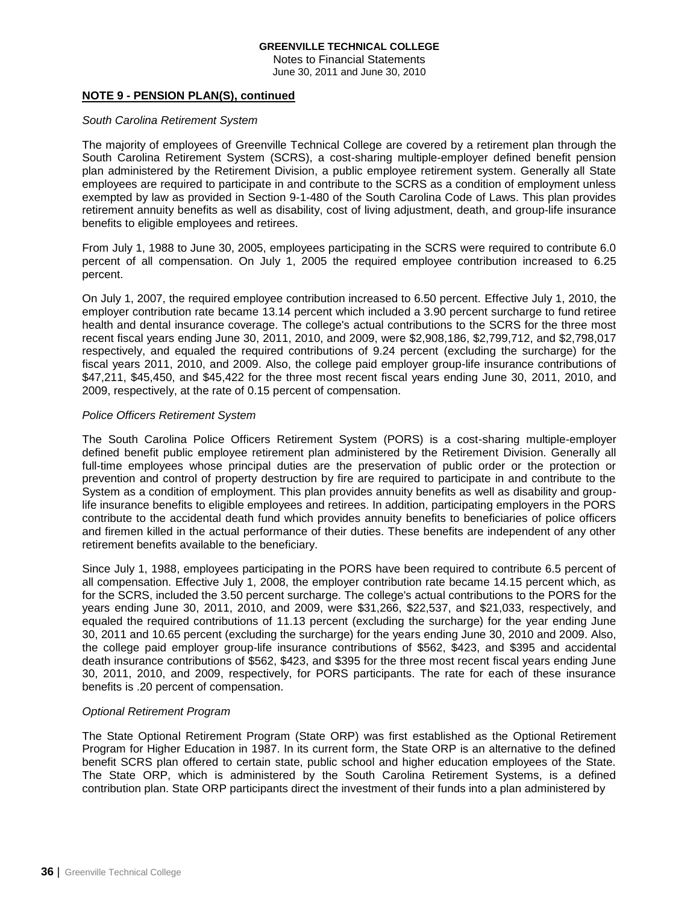**NOTE 9 - PENSION PLAN(S), continued**

*South Carolina Retirement System*

The majority of employees of Greenville Technical College are covered by a retirement plan through the South Carolina Retirement System (SCRS), a cost-sharing multiple-employer defined benefit pension plan administered by the Retirement Division, a public employee retirement system. Generally all State employees are required to participate in and contribute to the SCRS as a condition of employment unless exempted by law as provided in Section 9-1-480 of the South Carolina Code of Laws. This plan provides retirement annuity benefits as well as disability, cost of living adjustment, death, and group-life insurance benefits to eligible employees and retirees.

From July 1, 1988 to June 30, 2005, employees participating in the SCRS were required to contribute 6.0 percent of all compensation. On July 1, 2005 the required employee contribution increased to 6.25 percent.

On July 1, 2007, the required employee contribution increased to 6.50 percent. Effective July 1, 2010, the employer contribution rate became 13.14 percent which included a 3.90 percent surcharge to fund retiree health and dental insurance coverage. The college's actual contributions to the SCRS for the three most recent fiscal years ending June 30, 2011, 2010, and 2009, were $2,908,186, $2,799,712, and $2,798,017 respectively, and equaled the required contributions of 9.24 percent (excluding the surcharge) for the fiscal years 2011, 2010, and 2009. Also, the college paid employer group-life insurance contributions of $47,211, $45,450, and $45,422 for the three most recent fiscal years ending June 30, 2011, 2010, and 2009, respectively, at the rate of 0.15 percent of compensation.

*Police Officers Retirement System*

The South Carolina Police Officers Retirement System (PORS) is a cost-sharing multiple-employer defined benefit public employee retirement plan administered by the Retirement Division. Generally all full-time employees whose principal duties are the preservation of public order or the protection or prevention and control of property destruction by fire are required to participate in and contribute to the System as a condition of employment. This plan provides annuity benefits as well as disability and group-life insurance benefits to eligible employees and retirees. In addition, participating employers in the PORS contribute to the accidental death fund which provides annuity benefits to beneficiaries of police officers and firemen killed in the actual performance of their duties. These benefits are independent of any other retirement benefits available to the beneficiary.

Since July 1, 1988, employees participating in the PORS have been required to contribute 6.5 percent of all compensation. Effective July 1, 2008, the employer contribution rate became 14.15 percent which, as for the SCRS, included the 3.50 percent surcharge. The college's actual contributions to the PORS for the years ending June 30, 2011, 2010, and 2009, were $31,266, $22,537, and $21,033, respectively, and equaled the required contributions of 11.13 percent (excluding the surcharge) for the year ending June 30, 2011 and 10.65 percent (excluding the surcharge) for the years ending June 30, 2010 and 2009. Also, the college paid employer group-life insurance contributions of $562, $423, and $395 and accidental death insurance contributions of $562, $423, and $395 for the three most recent fiscal years ending June 30, 2011, 2010, and 2009, respectively, for PORS participants. The rate for each of these insurance benefits is .20 percent of compensation.

*Optional Retirement Program*

The State Optional Retirement Program (State ORP) was first established as the Optional Retirement Program for Higher Education in 1987. In its current form, the State ORP is an alternative to the defined benefit SCRS plan offered to certain state, public school and higher education employees of the State. The State ORP, which is administered by the South Carolina Retirement Systems, is a defined contribution plan. State ORP participants direct the investment of their funds into a plan administered by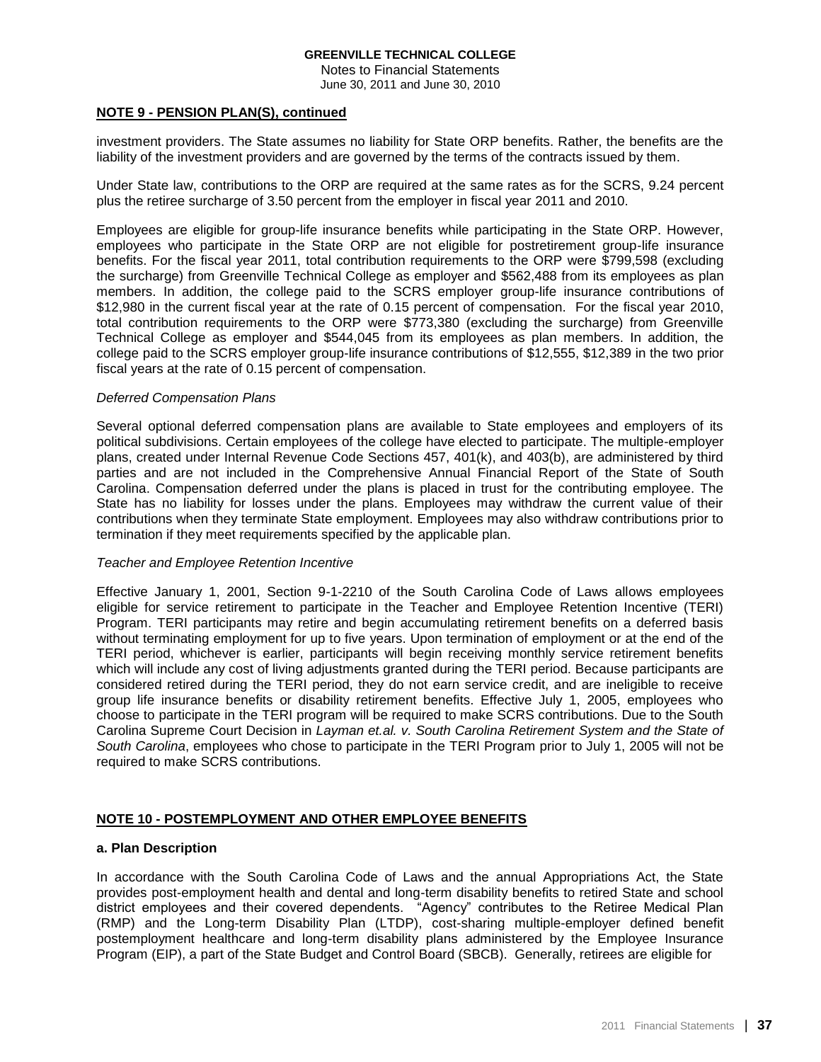## NOTE 9 - PENSION PLAN(S), continued

investment providers. The State assumes no liability for State ORP benefits. Rather, the benefits are the liability of the investment providers and are governed by the terms of the contracts issued by them.

Under State law, contributions to the ORP are required at the same rates as for the SCRS, 9.24 percent plus the retiree surcharge of 3.50 percent from the employer in fiscal year 2011 and 2010.

Employees are eligible for group-life insurance benefits while participating in the State ORP. However, employees who participate in the State ORP are not eligible for postretirement group-life insurance benefits. For the fiscal year 2011, total contribution requirements to the ORP were $799,598 (excluding the surcharge) from Greenville Technical College as employer and $562,488 from its employees as plan members. In addition, the college paid to the SCRS employer group-life insurance contributions of $12,980 in the current fiscal year at the rate of 0.15 percent of compensation. For the fiscal year 2010, total contribution requirements to the ORP were $773,380 (excluding the surcharge) from Greenville Technical College as employer and $544,045 from its employees as plan members. In addition, the college paid to the SCRS employer group-life insurance contributions of $12,555, $12,389 in the two prior fiscal years at the rate of 0.15 percent of compensation.

*Deferred Compensation Plans*

Several optional deferred compensation plans are available to State employees and employers of its political subdivisions. Certain employees of the college have elected to participate. The multiple-employer plans, created under Internal Revenue Code Sections 457, 401(k), and 403(b), are administered by third parties and are not included in the Comprehensive Annual Financial Report of the State of South Carolina. Compensation deferred under the plans is placed in trust for the contributing employee. The State has no liability for losses under the plans. Employees may withdraw the current value of their contributions when they terminate State employment. Employees may also withdraw contributions prior to termination if they meet requirements specified by the applicable plan.

*Teacher and Employee Retention Incentive*

Effective January 1, 2001, Section 9-1-2210 of the South Carolina Code of Laws allows employees eligible for service retirement to participate in the Teacher and Employee Retention Incentive (TERI) Program. TERI participants may retire and begin accumulating retirement benefits on a deferred basis without terminating employment for up to five years. Upon termination of employment or at the end of the TERI period, whichever is earlier, participants will begin receiving monthly service retirement benefits which will include any cost of living adjustments granted during the TERI period. Because participants are considered retired during the TERI period, they do not earn service credit, and are ineligible to receive group life insurance benefits or disability retirement benefits. Effective July 1, 2005, employees who choose to participate in the TERI program will be required to make SCRS contributions. Due to the South Carolina Supreme Court Decision in *Layman et.al. v. South Carolina Retirement System and the State of South Carolina*, employees who chose to participate in the TERI Program prior to July 1, 2005 will not be required to make SCRS contributions.

## NOTE 10 - POSTEMPLOYMENT AND OTHER EMPLOYEE BENEFITS

**a. Plan Description**

In accordance with the South Carolina Code of Laws and the annual Appropriations Act, the State provides post-employment health and dental and long-term disability benefits to retired State and school district employees and their covered dependents. "Agency" contributes to the Retiree Medical Plan (RMP) and the Long-term Disability Plan (LTDP), cost-sharing multiple-employer defined benefit postemployment healthcare and long-term disability plans administered by the Employee Insurance Program (EIP), a part of the State Budget and Control Board (SBCB). Generally, retirees are eligible for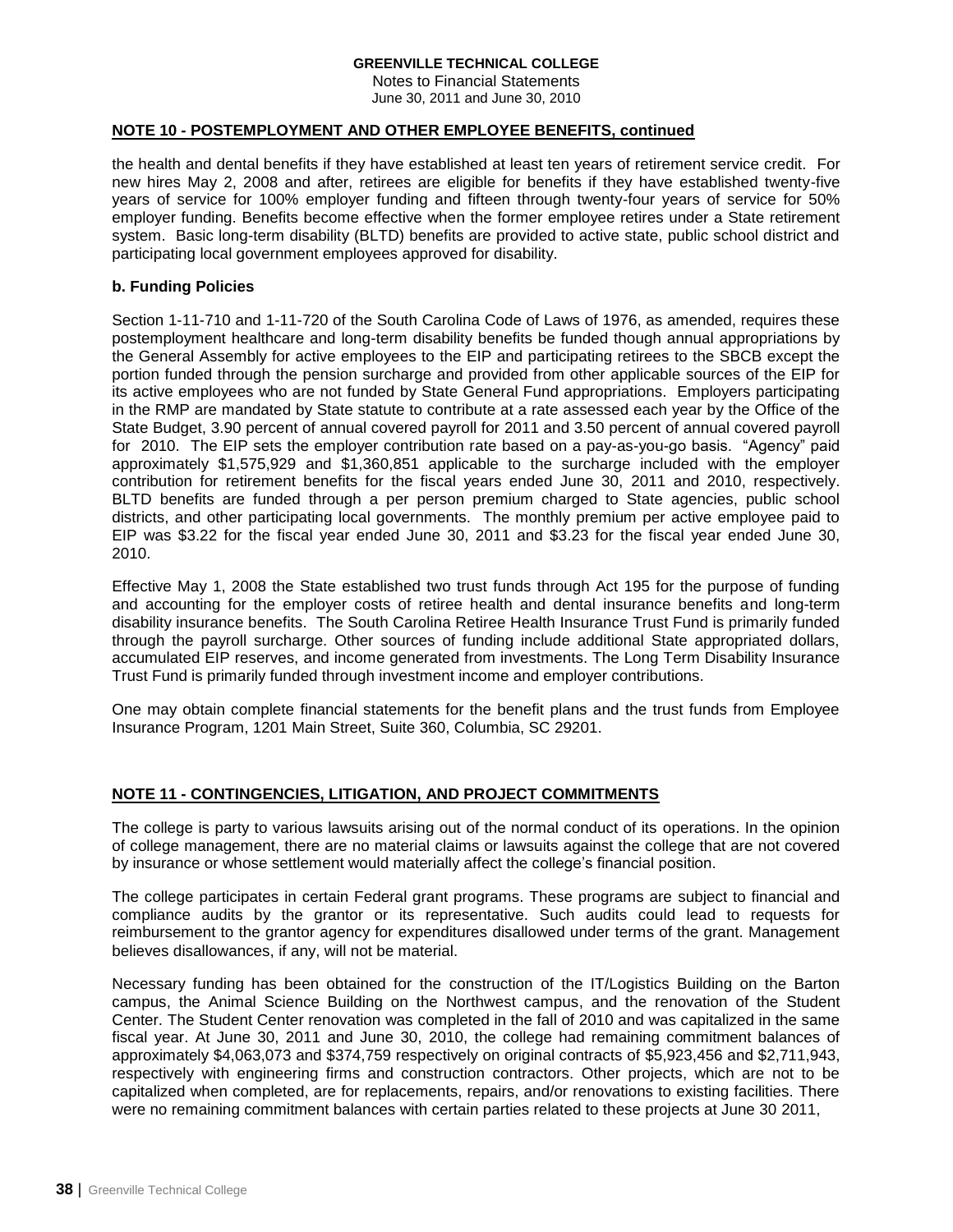## NOTE 10 - POSTEMPLOYMENT AND OTHER EMPLOYEE BENEFITS, continued

the health and dental benefits if they have established at least ten years of retirement service credit. For new hires May 2, 2008 and after, retirees are eligible for benefits if they have established twenty-five years of service for 100% employer funding and fifteen through twenty-four years of service for 50% employer funding. Benefits become effective when the former employee retires under a State retirement system. Basic long-term disability (BLTD) benefits are provided to active state, public school district and participating local government employees approved for disability.

### b. Funding Policies

Section 1-11-710 and 1-11-720 of the South Carolina Code of Laws of 1976, as amended, requires these postemployment healthcare and long-term disability benefits be funded though annual appropriations by the General Assembly for active employees to the EIP and participating retirees to the SBCB except the portion funded through the pension surcharge and provided from other applicable sources of the EIP for its active employees who are not funded by State General Fund appropriations. Employers participating in the RMP are mandated by State statute to contribute at a rate assessed each year by the Office of the State Budget, 3.90 percent of annual covered payroll for 2011 and 3.50 percent of annual covered payroll for 2010. The EIP sets the employer contribution rate based on a pay-as-you-go basis. "Agency" paid approximately $1,575,929 and $1,360,851 applicable to the surcharge included with the employer contribution for retirement benefits for the fiscal years ended June 30, 2011 and 2010, respectively. BLTD benefits are funded through a per person premium charged to State agencies, public school districts, and other participating local governments. The monthly premium per active employee paid to EIP was $3.22 for the fiscal year ended June 30, 2011 and $3.23 for the fiscal year ended June 30, 2010.

Effective May 1, 2008 the State established two trust funds through Act 195 for the purpose of funding and accounting for the employer costs of retiree health and dental insurance benefits and long-term disability insurance benefits. The South Carolina Retiree Health Insurance Trust Fund is primarily funded through the payroll surcharge. Other sources of funding include additional State appropriated dollars, accumulated EIP reserves, and income generated from investments. The Long Term Disability Insurance Trust Fund is primarily funded through investment income and employer contributions.

One may obtain complete financial statements for the benefit plans and the trust funds from Employee Insurance Program, 1201 Main Street, Suite 360, Columbia, SC 29201.

## NOTE 11 - CONTINGENCIES, LITIGATION, AND PROJECT COMMITMENTS

The college is party to various lawsuits arising out of the normal conduct of its operations. In the opinion of college management, there are no material claims or lawsuits against the college that are not covered by insurance or whose settlement would materially affect the college's financial position.

The college participates in certain Federal grant programs. These programs are subject to financial and compliance audits by the grantor or its representative. Such audits could lead to requests for reimbursement to the grantor agency for expenditures disallowed under terms of the grant. Management believes disallowances, if any, will not be material.

Necessary funding has been obtained for the construction of the IT/Logistics Building on the Barton campus, the Animal Science Building on the Northwest campus, and the renovation of the Student Center. The Student Center renovation was completed in the fall of 2010 and was capitalized in the same fiscal year. At June 30, 2011 and June 30, 2010, the college had remaining commitment balances of approximately $4,063,073 and $374,759 respectively on original contracts of $5,923,456 and $2,711,943, respectively with engineering firms and construction contractors. Other projects, which are not to be capitalized when completed, are for replacements, repairs, and/or renovations to existing facilities. There were no remaining commitment balances with certain parties related to these projects at June 30 2011,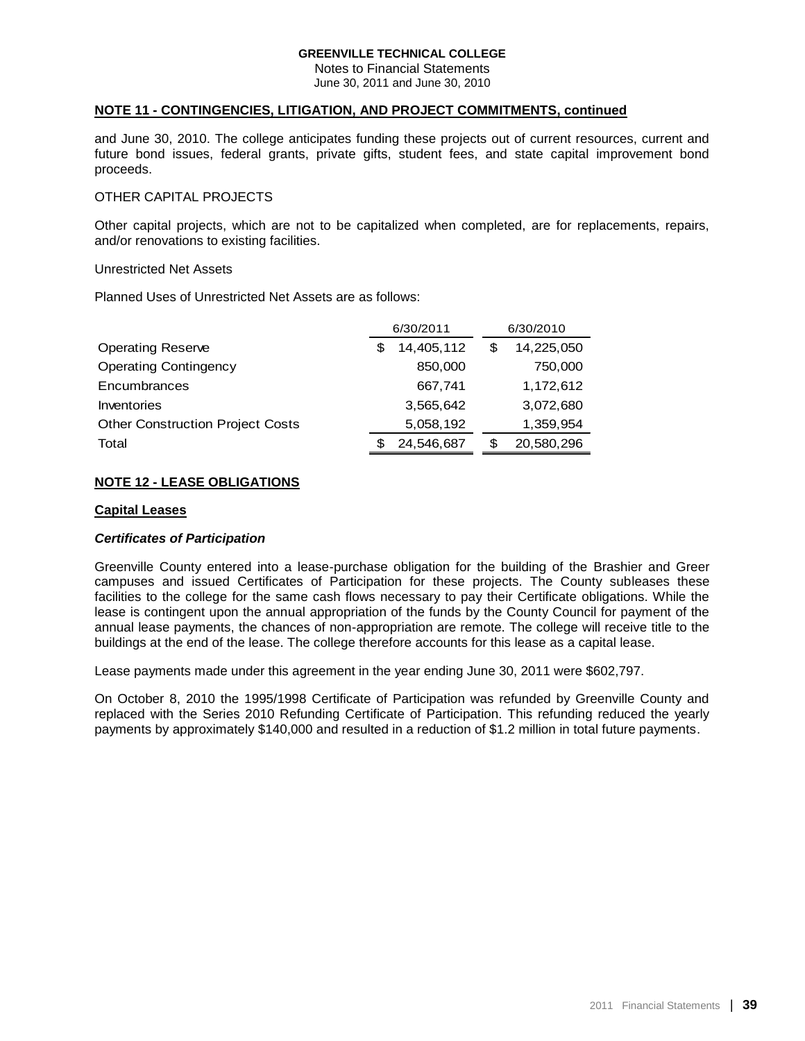## NOTE 11 - CONTINGENCIES, LITIGATION, AND PROJECT COMMITMENTS, continued

and June 30, 2010. The college anticipates funding these projects out of current resources, current and future bond issues, federal grants, private gifts, student fees, and state capital improvement bond proceeds.

OTHER CAPITAL PROJECTS

Other capital projects, which are not to be capitalized when completed, are for replacements, repairs, and/or renovations to existing facilities.

Unrestricted Net Assets

Planned Uses of Unrestricted Net Assets are as follows:

| | 6/30/2011 | 6/30/2010 |
|---|---|---|
| Operating Reserve | $ 14,405,112 | $ 14,225,050 |
| Operating Contingency | 850,000 | 750,000 |
| Encumbrances | 667,741 | 1,172,612 |
| Inventories | 3,565,642 | 3,072,680 |
| Other Construction Project Costs | 5,058,192 | 1,359,954 |
| Total | $ 24,546,687 | $ 20,580,296 |

## NOTE 12 - LEASE OBLIGATIONS

### Capital Leases

#### *Certificates of Participation*

Greenville County entered into a lease-purchase obligation for the building of the Brashier and Greer campuses and issued Certificates of Participation for these projects. The County subleases these facilities to the college for the same cash flows necessary to pay their Certificate obligations. While the lease is contingent upon the annual appropriation of the funds by the County Council for payment of the annual lease payments, the chances of non-appropriation are remote. The college will receive title to the buildings at the end of the lease. The college therefore accounts for this lease as a capital lease.

Lease payments made under this agreement in the year ending June 30, 2011 were $602,797.

On October 8, 2010 the 1995/1998 Certificate of Participation was refunded by Greenville County and replaced with the Series 2010 Refunding Certificate of Participation. This refunding reduced the yearly payments by approximately $140,000 and resulted in a reduction of $1.2 million in total future payments.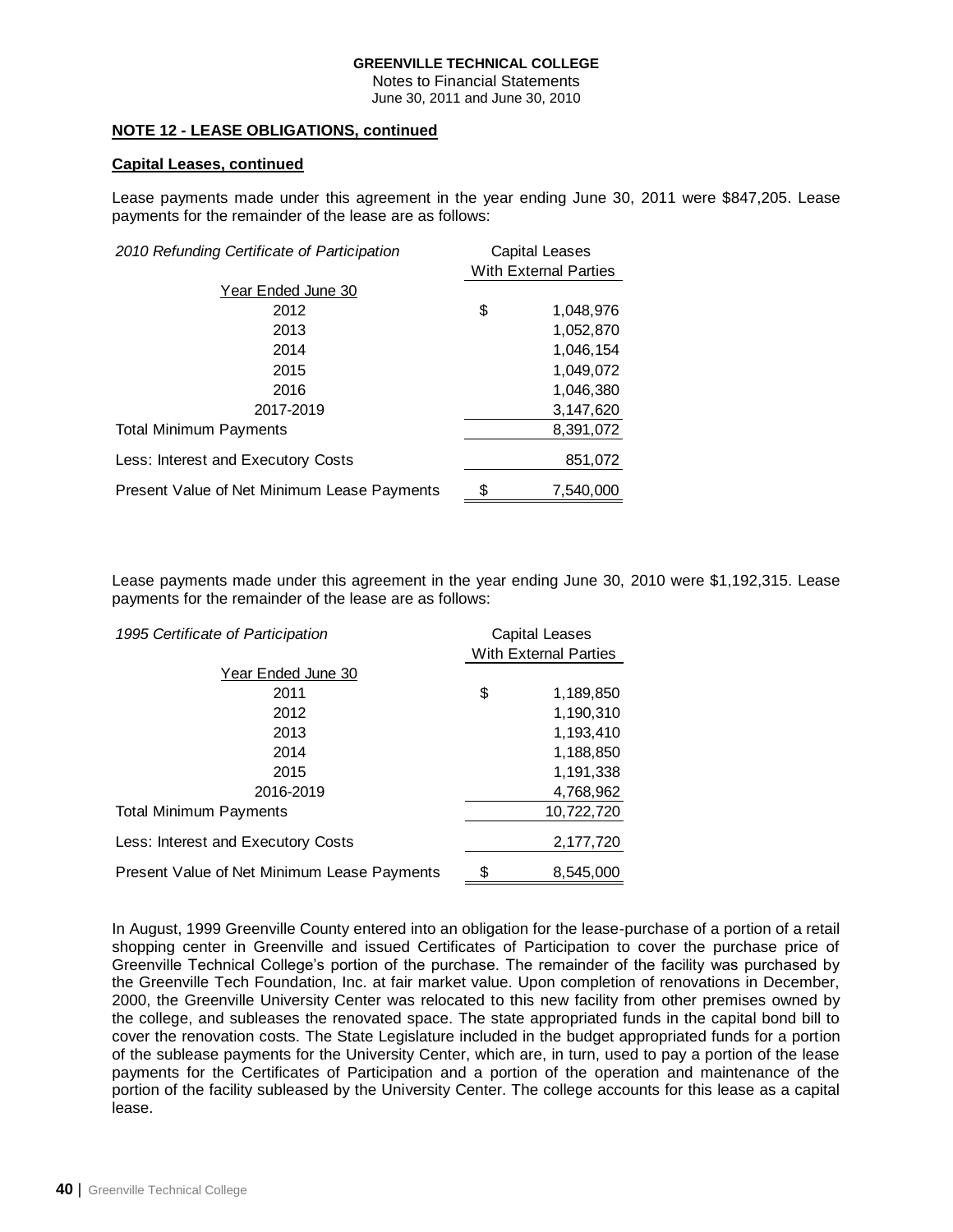**GREENVILLE TECHNICAL COLLEGE**
Notes to Financial Statements
June 30, 2011 and June 30, 2010

**NOTE 12 - LEASE OBLIGATIONS, continued**

**Capital Leases, continued**

Lease payments made under this agreement in the year ending June 30, 2011 were $847,205. Lease payments for the remainder of the lease are as follows:

| *2010 Refunding Certificate of Participation* | Capital Leases With External Parties |
|---|---|
| Year Ended June 30 | |
| 2012 | $ 1,048,976 |
| 2013 | 1,052,870 |
| 2014 | 1,046,154 |
| 2015 | 1,049,072 |
| 2016 | 1,046,380 |
| 2017-2019 | 3,147,620 |
| Total Minimum Payments | 8,391,072 |
| Less: Interest and Executory Costs | 851,072 |
| Present Value of Net Minimum Lease Payments | $ 7,540,000 |

Lease payments made under this agreement in the year ending June 30, 2010 were $1,192,315. Lease payments for the remainder of the lease are as follows:

| *1995 Certificate of Participation* | Capital Leases With External Parties |
|---|---|
| Year Ended June 30 | |
| 2011 | $ 1,189,850 |
| 2012 | 1,190,310 |
| 2013 | 1,193,410 |
| 2014 | 1,188,850 |
| 2015 | 1,191,338 |
| 2016-2019 | 4,768,962 |
| Total Minimum Payments | 10,722,720 |
| Less: Interest and Executory Costs | 2,177,720 |
| Present Value of Net Minimum Lease Payments | $ 8,545,000 |

In August, 1999 Greenville County entered into an obligation for the lease-purchase of a portion of a retail shopping center in Greenville and issued Certificates of Participation to cover the purchase price of Greenville Technical College's portion of the purchase. The remainder of the facility was purchased by the Greenville Tech Foundation, Inc. at fair market value. Upon completion of renovations in December, 2000, the Greenville University Center was relocated to this new facility from other premises owned by the college, and subleases the renovated space. The state appropriated funds in the capital bond bill to cover the renovation costs. The State Legislature included in the budget appropriated funds for a portion of the sublease payments for the University Center, which are, in turn, used to pay a portion of the lease payments for the Certificates of Participation and a portion of the operation and maintenance of the portion of the facility subleased by the University Center. The college accounts for this lease as a capital lease.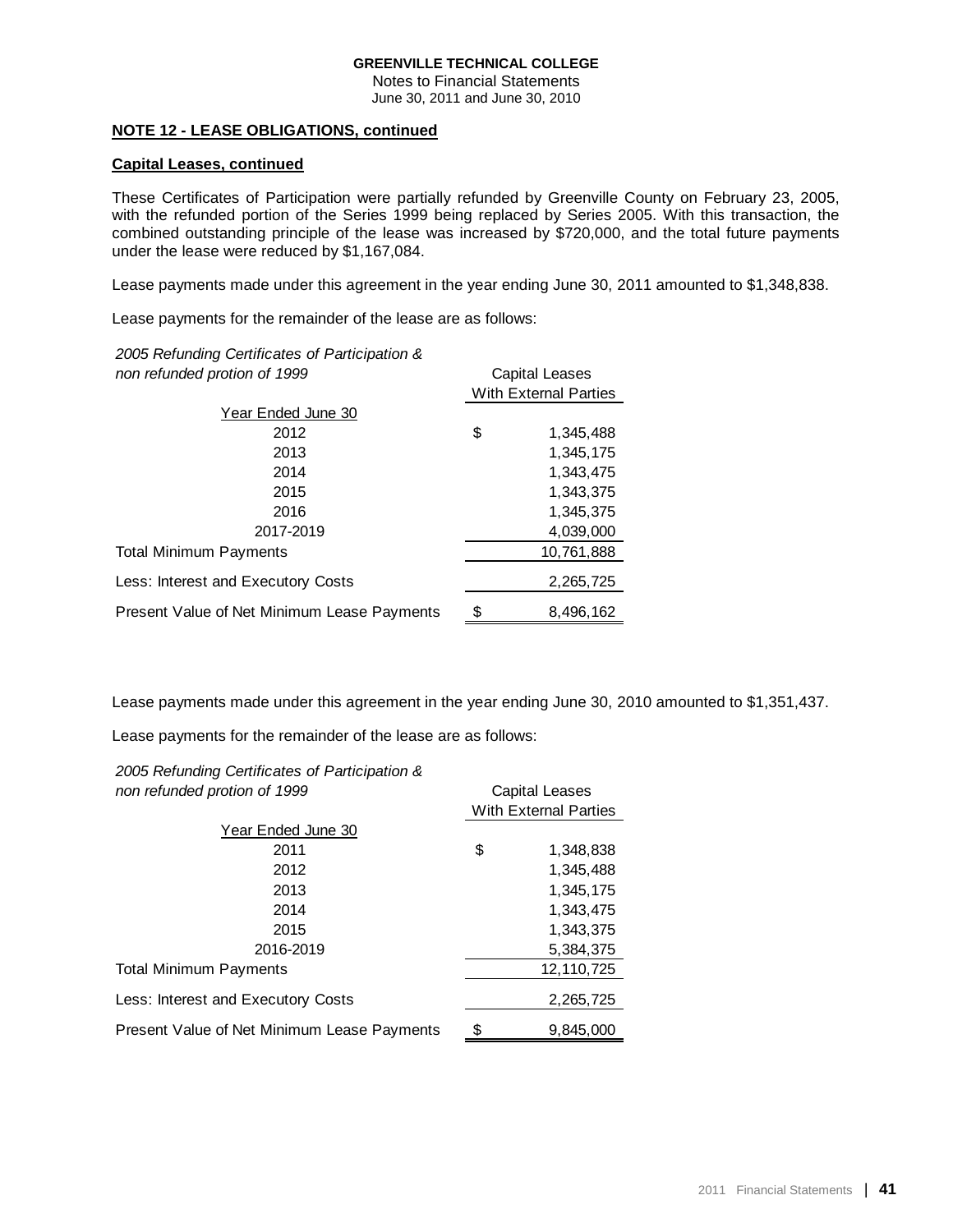**GREENVILLE TECHNICAL COLLEGE**
Notes to Financial Statements
June 30, 2011 and June 30, 2010

**NOTE 12 - LEASE OBLIGATIONS, continued**

**Capital Leases, continued**

These Certificates of Participation were partially refunded by Greenville County on February 23, 2005, with the refunded portion of the Series 1999 being replaced by Series 2005. With this transaction, the combined outstanding principle of the lease was increased by $720,000, and the total future payments under the lease were reduced by $1,167,084.

Lease payments made under this agreement in the year ending June 30, 2011 amounted to $1,348,838.

Lease payments for the remainder of the lease are as follows:

| *2005 Refunding Certificates of Participation & non refunded protion of 1999* | Capital Leases With External Parties |
|---|---|
| Year Ended June 30 | |
| 2012 | $ 1,345,488 |
| 2013 | 1,345,175 |
| 2014 | 1,343,475 |
| 2015 | 1,343,375 |
| 2016 | 1,345,375 |
| 2017-2019 | 4,039,000 |
| Total Minimum Payments | 10,761,888 |
| Less: Interest and Executory Costs | 2,265,725 |
| Present Value of Net Minimum Lease Payments | $ 8,496,162 |

Lease payments made under this agreement in the year ending June 30, 2010 amounted to $1,351,437.

Lease payments for the remainder of the lease are as follows:

| *2005 Refunding Certificates of Participation & non refunded protion of 1999* | Capital Leases With External Parties |
|---|---|
| Year Ended June 30 | |
| 2011 | $ 1,348,838 |
| 2012 | 1,345,488 |
| 2013 | 1,345,175 |
| 2014 | 1,343,475 |
| 2015 | 1,343,375 |
| 2016-2019 | 5,384,375 |
| Total Minimum Payments | 12,110,725 |
| Less: Interest and Executory Costs | 2,265,725 |
| Present Value of Net Minimum Lease Payments | $ 9,845,000 |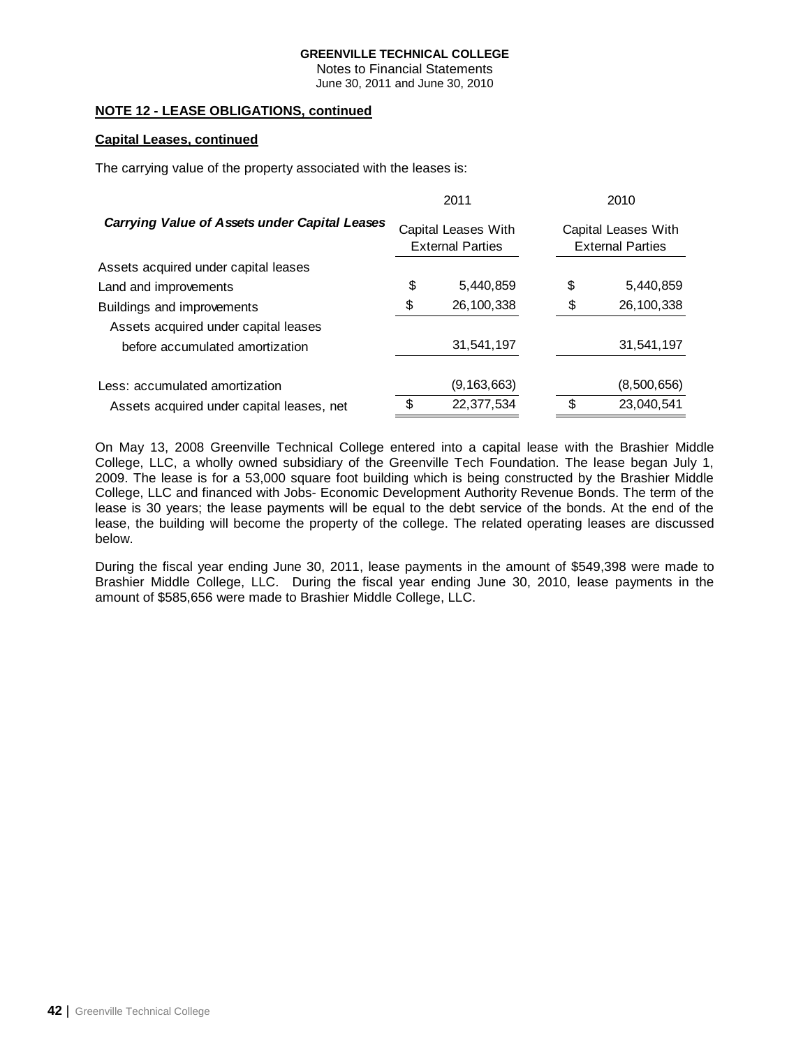**NOTE 12 - LEASE OBLIGATIONS, continued**

**Capital Leases, continued**

The carrying value of the property associated with the leases is:

| ***Carrying Value of Assets under Capital Leases*** | 2011 Capital Leases With External Parties | 2010 Capital Leases With External Parties |
|---|---|---|
| Assets acquired under capital leases | | |
| Land and improvements | $ 5,440,859 | $ 5,440,859 |
| Buildings and improvements | $ 26,100,338 | $ 26,100,338 |
| Assets acquired under capital leases before accumulated amortization | 31,541,197 | 31,541,197 |
| Less: accumulated amortization | (9,163,663) | (8,500,656) |
| Assets acquired under capital leases, net | $ 22,377,534 | $ 23,040,541 |

On May 13, 2008 Greenville Technical College entered into a capital lease with the Brashier Middle College, LLC, a wholly owned subsidiary of the Greenville Tech Foundation. The lease began July 1, 2009. The lease is for a 53,000 square foot building which is being constructed by the Brashier Middle College, LLC and financed with Jobs- Economic Development Authority Revenue Bonds. The term of the lease is 30 years; the lease payments will be equal to the debt service of the bonds. At the end of the lease, the building will become the property of the college. The related operating leases are discussed below.

During the fiscal year ending June 30, 2011, lease payments in the amount of $549,398 were made to Brashier Middle College, LLC. During the fiscal year ending June 30, 2010, lease payments in the amount of $585,656 were made to Brashier Middle College, LLC.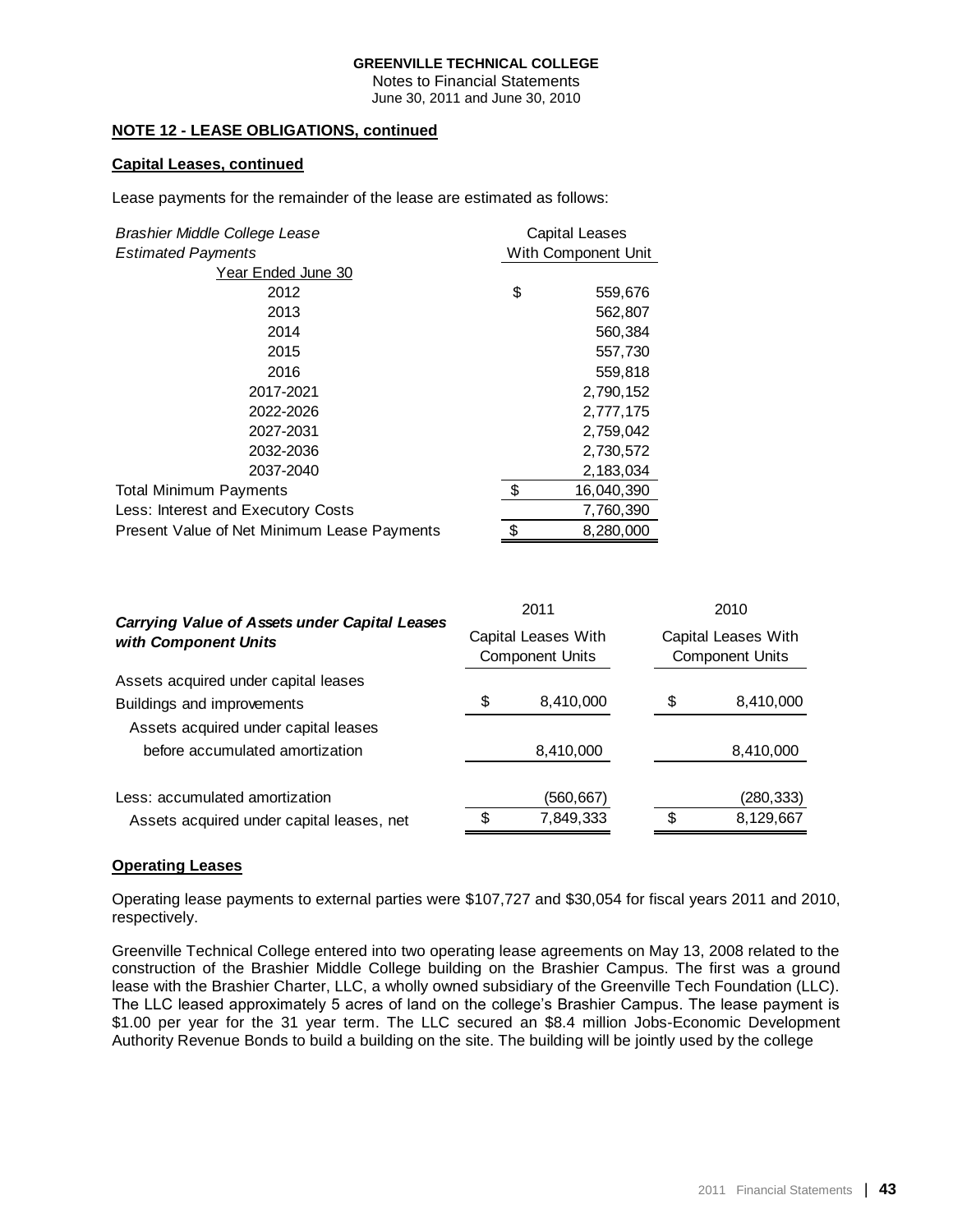**GREENVILLE TECHNICAL COLLEGE**
Notes to Financial Statements
June 30, 2011 and June 30, 2010

**NOTE 12 - LEASE OBLIGATIONS, continued**

**Capital Leases, continued**

Lease payments for the remainder of the lease are estimated as follows:

| *Brashier Middle College Lease* *Estimated Payments* | Capital Leases With Component Unit |
|---|---|
| Year Ended June 30 | |
| 2012 | $ 559,676 |
| 2013 | 562,807 |
| 2014 | 560,384 |
| 2015 | 557,730 |
| 2016 | 559,818 |
| 2017-2021 | 2,790,152 |
| 2022-2026 | 2,777,175 |
| 2027-2031 | 2,759,042 |
| 2032-2036 | 2,730,572 |
| 2037-2040 | 2,183,034 |
| Total Minimum Payments | $ 16,040,390 |
| Less: Interest and Executory Costs | 7,760,390 |
| Present Value of Net Minimum Lease Payments | $ 8,280,000 |

| ***Carrying Value of Assets under Capital Leases with Component Units*** | 2011 Capital Leases With Component Units | 2010 Capital Leases With Component Units |
|---|---|---|
| Assets acquired under capital leases | | |
| Buildings and improvements | $ 8,410,000 | $ 8,410,000 |
| Assets acquired under capital leases before accumulated amortization | 8,410,000 | 8,410,000 |
| Less: accumulated amortization | (560,667) | (280,333) |
| Assets acquired under capital leases, net | $ 7,849,333 | $ 8,129,667 |

**Operating Leases**

Operating lease payments to external parties were $107,727 and $30,054 for fiscal years 2011 and 2010, respectively.

Greenville Technical College entered into two operating lease agreements on May 13, 2008 related to the construction of the Brashier Middle College building on the Brashier Campus. The first was a ground lease with the Brashier Charter, LLC, a wholly owned subsidiary of the Greenville Tech Foundation (LLC). The LLC leased approximately 5 acres of land on the college's Brashier Campus. The lease payment is $1.00 per year for the 31 year term. The LLC secured an $8.4 million Jobs-Economic Development Authority Revenue Bonds to build a building on the site. The building will be jointly used by the college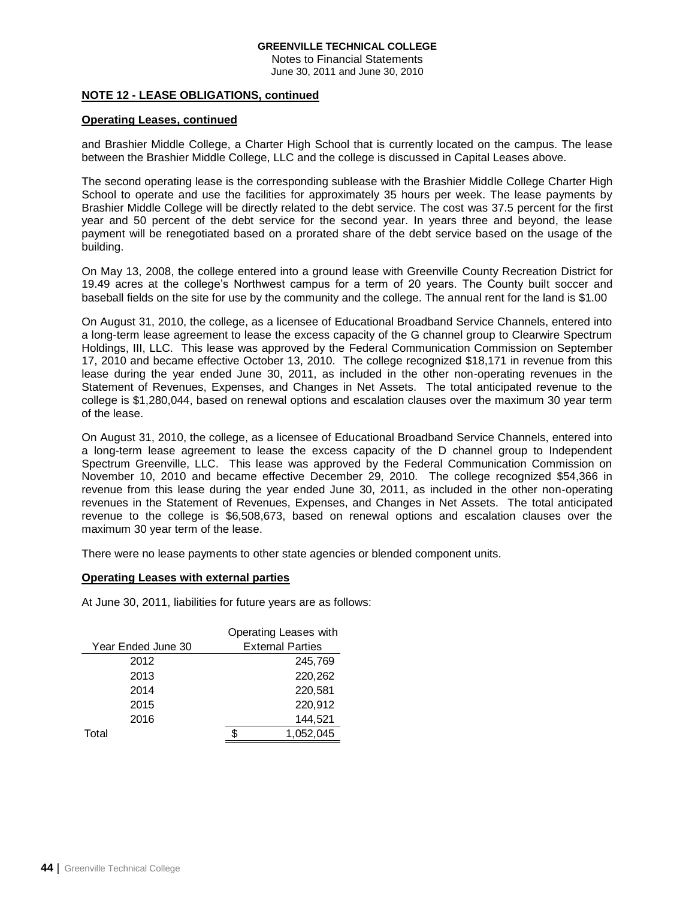**NOTE 12 - LEASE OBLIGATIONS, continued**

**Operating Leases, continued**

and Brashier Middle College, a Charter High School that is currently located on the campus. The lease between the Brashier Middle College, LLC and the college is discussed in Capital Leases above.

The second operating lease is the corresponding sublease with the Brashier Middle College Charter High School to operate and use the facilities for approximately 35 hours per week. The lease payments by Brashier Middle College will be directly related to the debt service. The cost was 37.5 percent for the first year and 50 percent of the debt service for the second year. In years three and beyond, the lease payment will be renegotiated based on a prorated share of the debt service based on the usage of the building.

On May 13, 2008, the college entered into a ground lease with Greenville County Recreation District for 19.49 acres at the college's Northwest campus for a term of 20 years. The County built soccer and baseball fields on the site for use by the community and the college. The annual rent for the land is $1.00

On August 31, 2010, the college, as a licensee of Educational Broadband Service Channels, entered into a long-term lease agreement to lease the excess capacity of the G channel group to Clearwire Spectrum Holdings, III, LLC. This lease was approved by the Federal Communication Commission on September 17, 2010 and became effective October 13, 2010. The college recognized $18,171 in revenue from this lease during the year ended June 30, 2011, as included in the other non-operating revenues in the Statement of Revenues, Expenses, and Changes in Net Assets. The total anticipated revenue to the college is $1,280,044, based on renewal options and escalation clauses over the maximum 30 year term of the lease.

On August 31, 2010, the college, as a licensee of Educational Broadband Service Channels, entered into a long-term lease agreement to lease the excess capacity of the D channel group to Independent Spectrum Greenville, LLC. This lease was approved by the Federal Communication Commission on November 10, 2010 and became effective December 29, 2010. The college recognized $54,366 in revenue from this lease during the year ended June 30, 2011, as included in the other non-operating revenues in the Statement of Revenues, Expenses, and Changes in Net Assets. The total anticipated revenue to the college is $6,508,673, based on renewal options and escalation clauses over the maximum 30 year term of the lease.

There were no lease payments to other state agencies or blended component units.

**Operating Leases with external parties**

At June 30, 2011, liabilities for future years are as follows:

| Year Ended June 30 | Operating Leases with External Parties |
|---|---|
| 2012 | 245,769 |
| 2013 | 220,262 |
| 2014 | 220,581 |
| 2015 | 220,912 |
| 2016 | 144,521 |
| Total | $ 1,052,045 |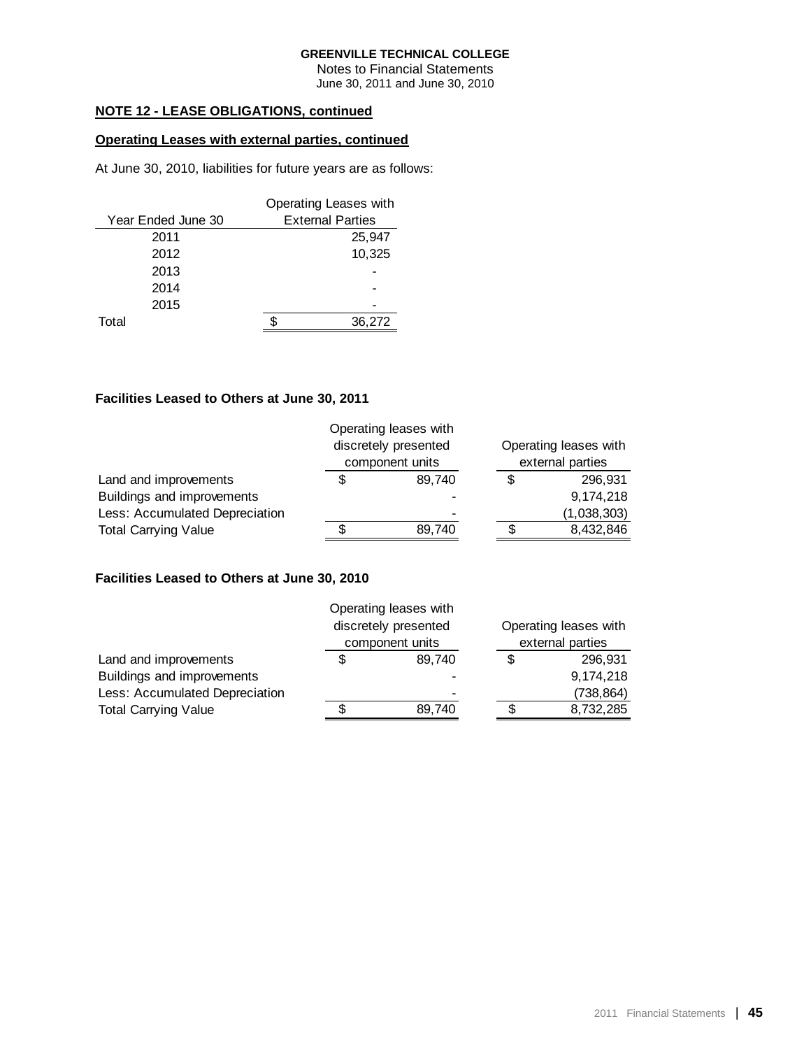**GREENVILLE TECHNICAL COLLEGE**
Notes to Financial Statements
June 30, 2011 and June 30, 2010

**NOTE 12 - LEASE OBLIGATIONS, continued**

**Operating Leases with external parties, continued**

At June 30, 2010, liabilities for future years are as follows:

| Year Ended June 30 | Operating Leases with External Parties |
|---|---|
| 2011 | 25,947 |
| 2012 | 10,325 |
| 2013 | - |
| 2014 | - |
| 2015 | - |
| Total | $ 36,272 |

**Facilities Leased to Others at June 30, 2011**

| | Operating leases with discretely presented component units | Operating leases with external parties |
|---|---|---|
| Land and improvements | $ 89,740 | $ 296,931 |
| Buildings and improvements | - | 9,174,218 |
| Less: Accumulated Depreciation | - | (1,038,303) |
| Total Carrying Value | $ 89,740 | $ 8,432,846 |

**Facilities Leased to Others at June 30, 2010**

| | Operating leases with discretely presented component units | Operating leases with external parties |
|---|---|---|
| Land and improvements | $ 89,740 | $ 296,931 |
| Buildings and improvements | - | 9,174,218 |
| Less: Accumulated Depreciation | - | (738,864) |
| Total Carrying Value | $ 89,740 | $ 8,732,285 |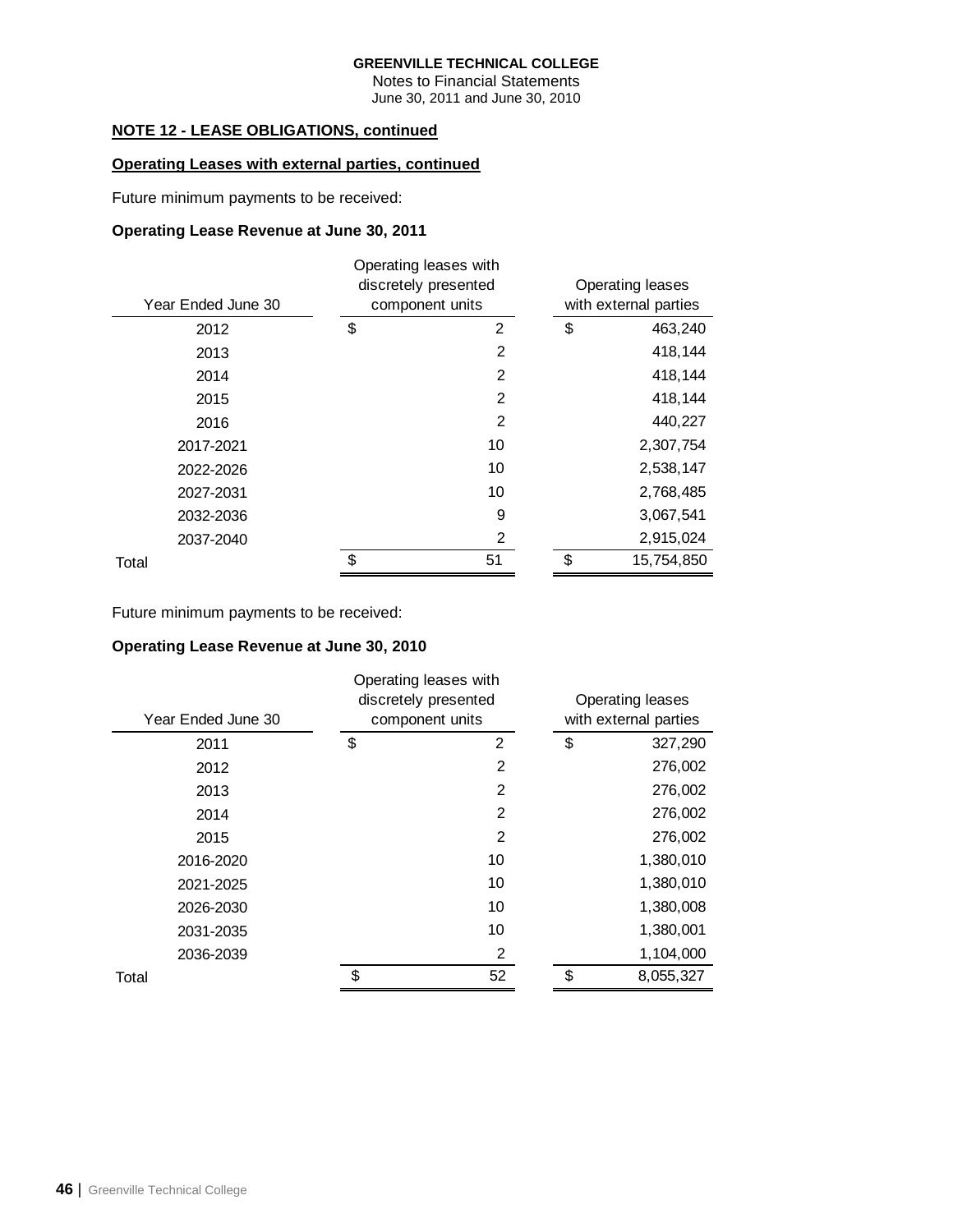**GREENVILLE TECHNICAL COLLEGE**
Notes to Financial Statements
June 30, 2011 and June 30, 2010

**NOTE 12 - LEASE OBLIGATIONS, continued**

**Operating Leases with external parties, continued**

Future minimum payments to be received:

**Operating Lease Revenue at June 30, 2011**

| Year Ended June 30 | Operating leases with discretely presented component units | Operating leases with external parties |
|---|---|---|
| 2012 | $ 2 | $ 463,240 |
| 2013 | 2 | 418,144 |
| 2014 | 2 | 418,144 |
| 2015 | 2 | 418,144 |
| 2016 | 2 | 440,227 |
| 2017-2021 | 10 | 2,307,754 |
| 2022-2026 | 10 | 2,538,147 |
| 2027-2031 | 10 | 2,768,485 |
| 2032-2036 | 9 | 3,067,541 |
| 2037-2040 | 2 | 2,915,024 |
| Total | $ 51 | $ 15,754,850 |

Future minimum payments to be received:

**Operating Lease Revenue at June 30, 2010**

| Year Ended June 30 | Operating leases with discretely presented component units | Operating leases with external parties |
|---|---|---|
| 2011 | $ 2 | $ 327,290 |
| 2012 | 2 | 276,002 |
| 2013 | 2 | 276,002 |
| 2014 | 2 | 276,002 |
| 2015 | 2 | 276,002 |
| 2016-2020 | 10 | 1,380,010 |
| 2021-2025 | 10 | 1,380,010 |
| 2026-2030 | 10 | 1,380,008 |
| 2031-2035 | 10 | 1,380,001 |
| 2036-2039 | 2 | 1,104,000 |
| Total | $ 52 | $ 8,055,327 |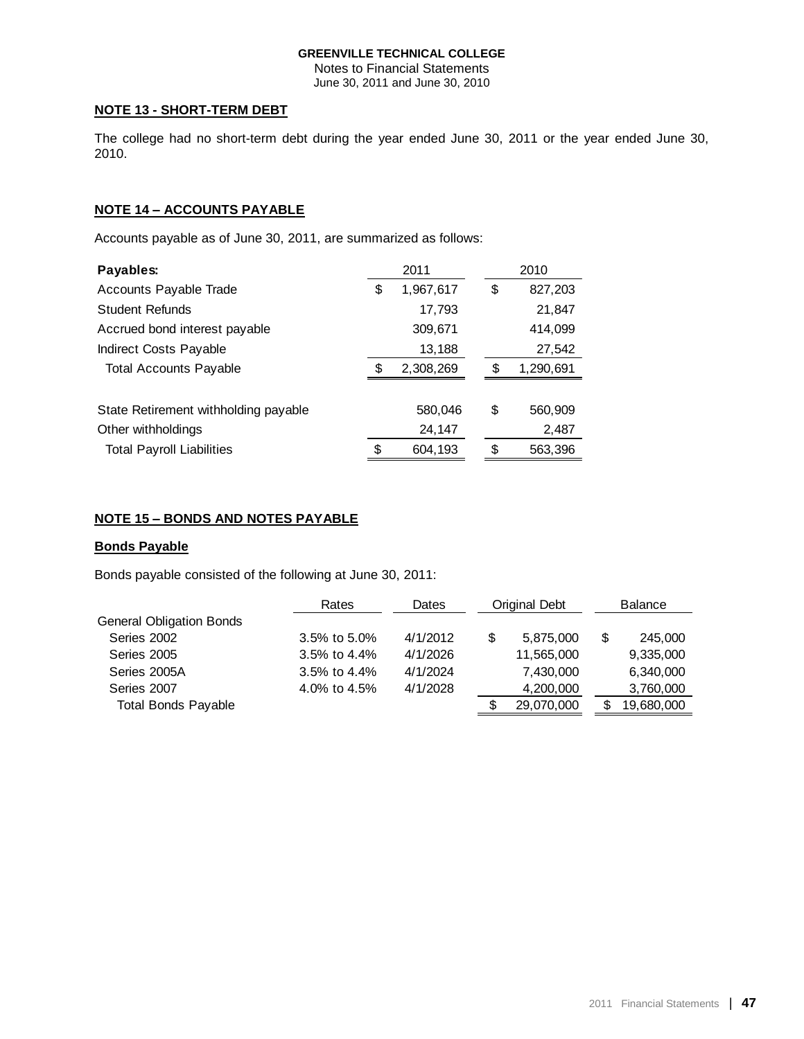**GREENVILLE TECHNICAL COLLEGE**
Notes to Financial Statements
June 30, 2011 and June 30, 2010

## NOTE 13 - SHORT-TERM DEBT

The college had no short-term debt during the year ended June 30, 2011 or the year ended June 30, 2010.

## NOTE 14 – ACCOUNTS PAYABLE

Accounts payable as of June 30, 2011, are summarized as follows:

| **Payables:** | 2011 | 2010 |
|---|---|---|
| Accounts Payable Trade | $ 1,967,617 | $ 827,203 |
| Student Refunds | 17,793 | 21,847 |
| Accrued bond interest payable | 309,671 | 414,099 |
| Indirect Costs Payable | 13,188 | 27,542 |
| Total Accounts Payable | $ 2,308,269 | $ 1,290,691 |
| | | |
| State Retirement withholding payable | 580,046 | $ 560,909 |
| Other withholdings | 24,147 | 2,487 |
| Total Payroll Liabilities | $ 604,193 | $ 563,396 |

## NOTE 15 – BONDS AND NOTES PAYABLE

### Bonds Payable

Bonds payable consisted of the following at June 30, 2011:

| | Rates | Dates | Original Debt | Balance |
|---|---|---|---|---|
| General Obligation Bonds | | | | |
| Series 2002 | 3.5% to 5.0% | 4/1/2012 | $ 5,875,000 | $ 245,000 |
| Series 2005 | 3.5% to 4.4% | 4/1/2026 | 11,565,000 | 9,335,000 |
| Series 2005A | 3.5% to 4.4% | 4/1/2024 | 7,430,000 | 6,340,000 |
| Series 2007 | 4.0% to 4.5% | 4/1/2028 | 4,200,000 | 3,760,000 |
| Total Bonds Payable | | | $ 29,070,000 | $ 19,680,000 |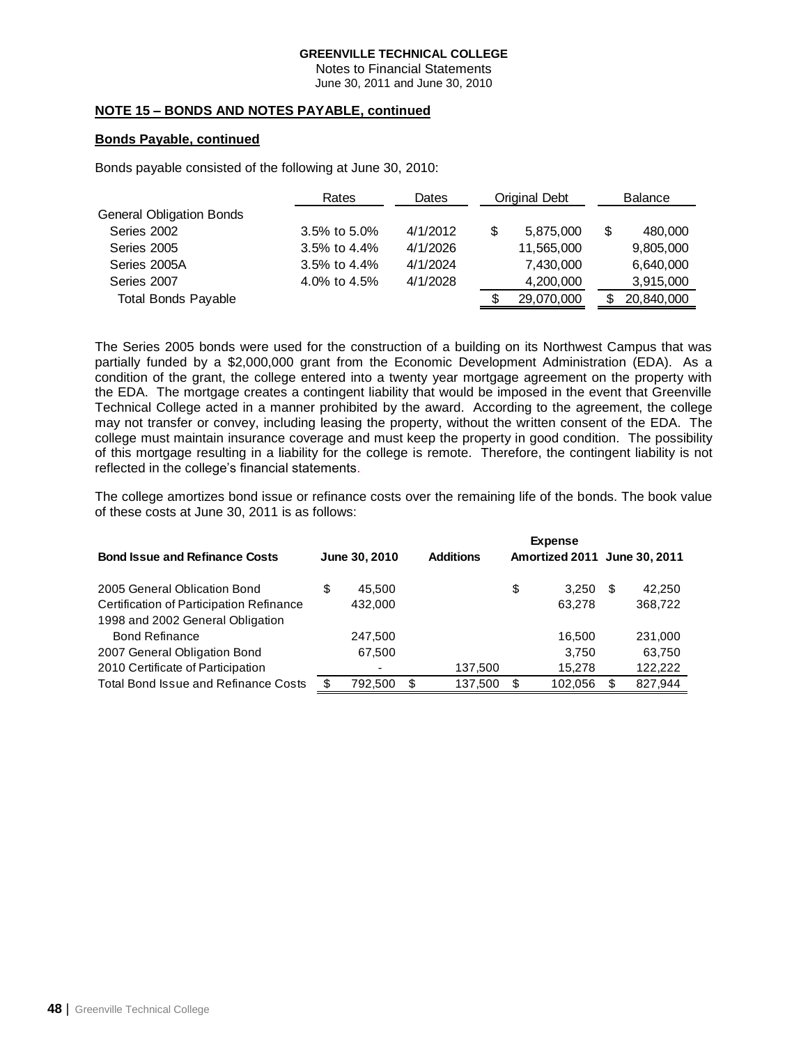**GREENVILLE TECHNICAL COLLEGE**
Notes to Financial Statements
June 30, 2011 and June 30, 2010

**NOTE 15 – BONDS AND NOTES PAYABLE, continued**

**Bonds Payable, continued**

Bonds payable consisted of the following at June 30, 2010:

| | Rates | Dates | Original Debt | Balance |
|---|---|---|---|---|
| General Obligation Bonds | | | | |
| Series 2002 | 3.5% to 5.0% | 4/1/2012 | $ 5,875,000 | $ 480,000 |
| Series 2005 | 3.5% to 4.4% | 4/1/2026 | 11,565,000 | 9,805,000 |
| Series 2005A | 3.5% to 4.4% | 4/1/2024 | 7,430,000 | 6,640,000 |
| Series 2007 | 4.0% to 4.5% | 4/1/2028 | 4,200,000 | 3,915,000 |
| Total Bonds Payable | | | $ 29,070,000 | $ 20,840,000 |

The Series 2005 bonds were used for the construction of a building on its Northwest Campus that was partially funded by a $2,000,000 grant from the Economic Development Administration (EDA). As a condition of the grant, the college entered into a twenty year mortgage agreement on the property with the EDA. The mortgage creates a contingent liability that would be imposed in the event that Greenville Technical College acted in a manner prohibited by the award. According to the agreement, the college may not transfer or convey, including leasing the property, without the written consent of the EDA. The college must maintain insurance coverage and must keep the property in good condition. The possibility of this mortgage resulting in a liability for the college is remote. Therefore, the contingent liability is not reflected in the college's financial statements.

The college amortizes bond issue or refinance costs over the remaining life of the bonds. The book value of these costs at June 30, 2011 is as follows:

| **Bond Issue and Refinance Costs** | **June 30, 2010** | **Additions** | **Expense Amortized 2011** | **June 30, 2011** |
|---|---|---|---|---|
| 2005 General Oblication Bond | $ 45,500 | | $ 3,250 | $ 42,250 |
| Certification of Participation Refinance | 432,000 | | 63,278 | 368,722 |
| 1998 and 2002 General Obligation Bond Refinance | 247,500 | | 16,500 | 231,000 |
| 2007 General Obligation Bond | 67,500 | | 3,750 | 63,750 |
| 2010 Certificate of Participation | - | 137,500 | 15,278 | 122,222 |
| Total Bond Issue and Refinance Costs | $ 792,500 | $ 137,500 | $ 102,056 | $ 827,944 |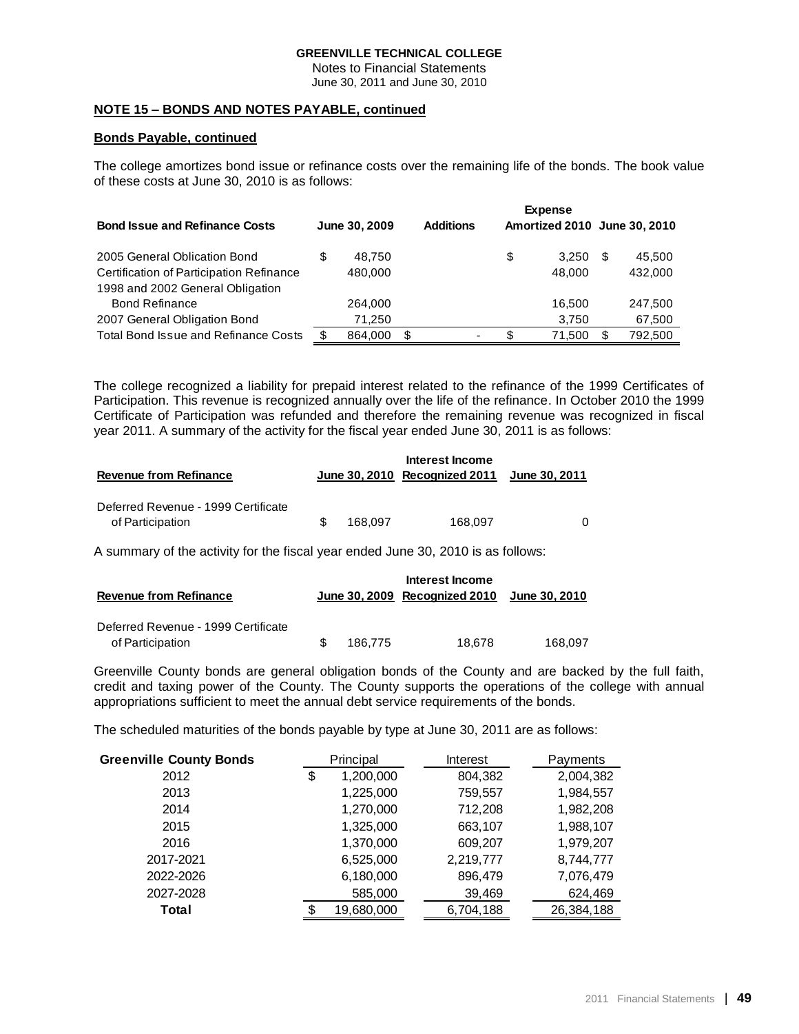**GREENVILLE TECHNICAL COLLEGE**
Notes to Financial Statements
June 30, 2011 and June 30, 2010

**NOTE 15 – BONDS AND NOTES PAYABLE, continued**

**Bonds Payable, continued**

The college amortizes bond issue or refinance costs over the remaining life of the bonds. The book value of these costs at June 30, 2010 is as follows:

| Bond Issue and Refinance Costs | June 30, 2009 | Additions | Expense Amortized 2010 | June 30, 2010 |
|---|---|---|---|---|
| 2005 General Oblication Bond | $ 48,750 | | $ 3,250 | $ 45,500 |
| Certification of Participation Refinance | 480,000 | | 48,000 | 432,000 |
| 1998 and 2002 General Obligation Bond Refinance | 264,000 | | 16,500 | 247,500 |
| 2007 General Obligation Bond | 71,250 | | 3,750 | 67,500 |
| Total Bond Issue and Refinance Costs | $ 864,000 | $ - | $ 71,500 | $ 792,500 |

The college recognized a liability for prepaid interest related to the refinance of the 1999 Certificates of Participation. This revenue is recognized annually over the life of the refinance. In October 2010 the 1999 Certificate of Participation was refunded and therefore the remaining revenue was recognized in fiscal year 2011. A summary of the activity for the fiscal year ended June 30, 2011 is as follows:

| Revenue from Refinance | June 30, 2010 | Interest Income Recognized 2011 | June 30, 2011 |
|---|---|---|---|
| Deferred Revenue - 1999 Certificate of Participation | $ 168,097 | 168,097 | 0 |

A summary of the activity for the fiscal year ended June 30, 2010 is as follows:

| Revenue from Refinance | June 30, 2009 | Interest Income Recognized 2010 | June 30, 2010 |
|---|---|---|---|
| Deferred Revenue - 1999 Certificate of Participation | $ 186,775 | 18,678 | 168,097 |

Greenville County bonds are general obligation bonds of the County and are backed by the full faith, credit and taxing power of the County. The County supports the operations of the college with annual appropriations sufficient to meet the annual debt service requirements of the bonds.

The scheduled maturities of the bonds payable by type at June 30, 2011 are as follows:

| Greenville County Bonds | Principal | Interest | Payments |
|---|---|---|---|
| 2012 | $ 1,200,000 | 804,382 | 2,004,382 |
| 2013 | 1,225,000 | 759,557 | 1,984,557 |
| 2014 | 1,270,000 | 712,208 | 1,982,208 |
| 2015 | 1,325,000 | 663,107 | 1,988,107 |
| 2016 | 1,370,000 | 609,207 | 1,979,207 |
| 2017-2021 | 6,525,000 | 2,219,777 | 8,744,777 |
| 2022-2026 | 6,180,000 | 896,479 | 7,076,479 |
| 2027-2028 | 585,000 | 39,469 | 624,469 |
| **Total** | $ 19,680,000 | 6,704,188 | 26,384,188 |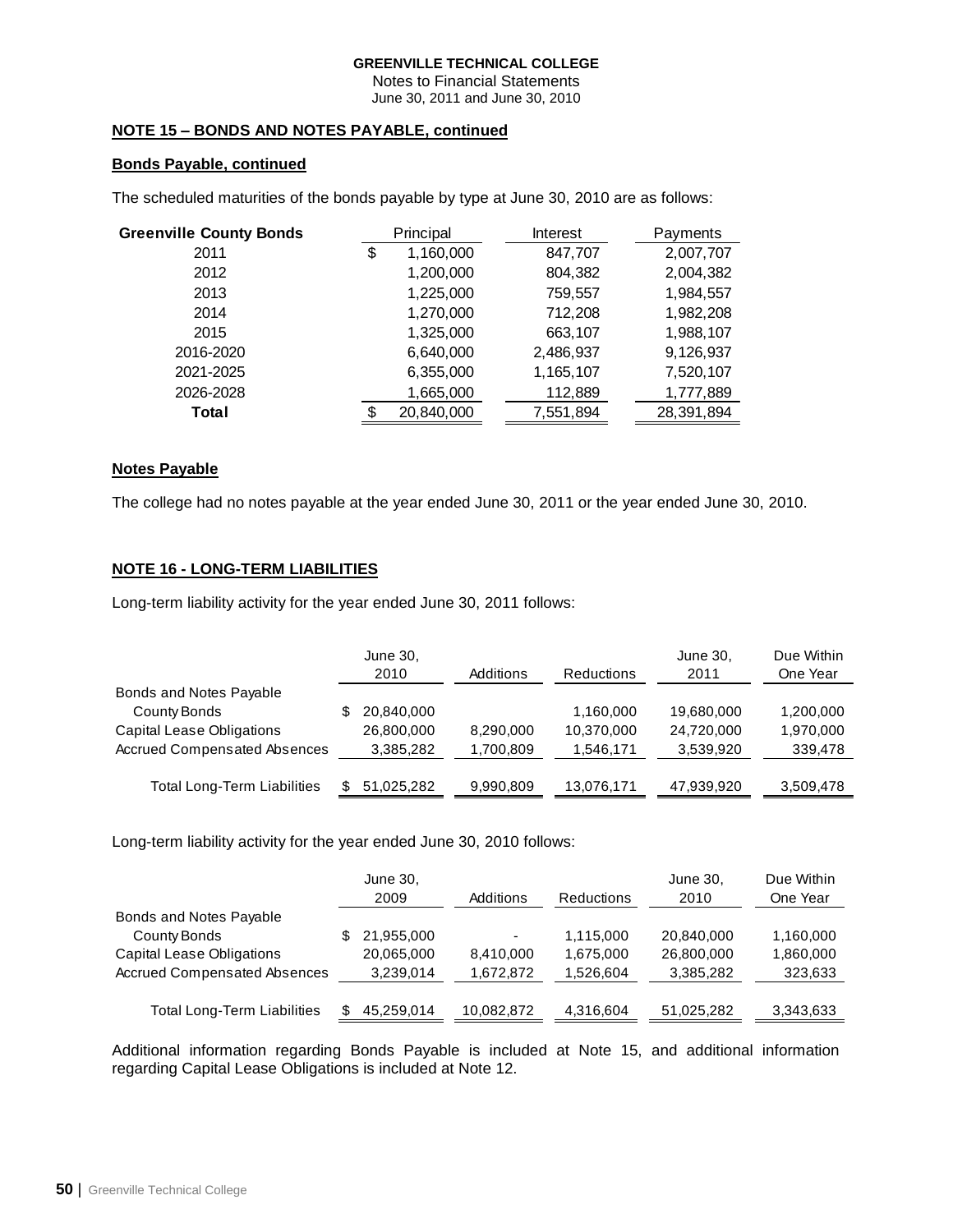**GREENVILLE TECHNICAL COLLEGE**
Notes to Financial Statements
June 30, 2011 and June 30, 2010

## NOTE 15 – BONDS AND NOTES PAYABLE, continued

### Bonds Payable, continued

The scheduled maturities of the bonds payable by type at June 30, 2010 are as follows:

| Greenville County Bonds | Principal | Interest | Payments |
|---|---|---|---|
| 2011 | $ 1,160,000 | 847,707 | 2,007,707 |
| 2012 | 1,200,000 | 804,382 | 2,004,382 |
| 2013 | 1,225,000 | 759,557 | 1,984,557 |
| 2014 | 1,270,000 | 712,208 | 1,982,208 |
| 2015 | 1,325,000 | 663,107 | 1,988,107 |
| 2016-2020 | 6,640,000 | 2,486,937 | 9,126,937 |
| 2021-2025 | 6,355,000 | 1,165,107 | 7,520,107 |
| 2026-2028 | 1,665,000 | 112,889 | 1,777,889 |
| **Total** | $ 20,840,000 | 7,551,894 | 28,391,894 |

### Notes Payable

The college had no notes payable at the year ended June 30, 2011 or the year ended June 30, 2010.

## NOTE 16 - LONG-TERM LIABILITIES

Long-term liability activity for the year ended June 30, 2011 follows:

| | June 30, 2010 | Additions | Reductions | June 30, 2011 | Due Within One Year |
|---|---|---|---|---|---|
| Bonds and Notes Payable | | | | | |
| County Bonds | $ 20,840,000 | | 1,160,000 | 19,680,000 | 1,200,000 |
| Capital Lease Obligations | 26,800,000 | 8,290,000 | 10,370,000 | 24,720,000 | 1,970,000 |
| Accrued Compensated Absences | 3,385,282 | 1,700,809 | 1,546,171 | 3,539,920 | 339,478 |
| Total Long-Term Liabilities | $ 51,025,282 | 9,990,809 | 13,076,171 | 47,939,920 | 3,509,478 |

Long-term liability activity for the year ended June 30, 2010 follows:

| | June 30, 2009 | Additions | Reductions | June 30, 2010 | Due Within One Year |
|---|---|---|---|---|---|
| Bonds and Notes Payable | | | | | |
| County Bonds | $ 21,955,000 | - | 1,115,000 | 20,840,000 | 1,160,000 |
| Capital Lease Obligations | 20,065,000 | 8,410,000 | 1,675,000 | 26,800,000 | 1,860,000 |
| Accrued Compensated Absences | 3,239,014 | 1,672,872 | 1,526,604 | 3,385,282 | 323,633 |
| Total Long-Term Liabilities | $ 45,259,014 | 10,082,872 | 4,316,604 | 51,025,282 | 3,343,633 |

Additional information regarding Bonds Payable is included at Note 15, and additional information regarding Capital Lease Obligations is included at Note 12.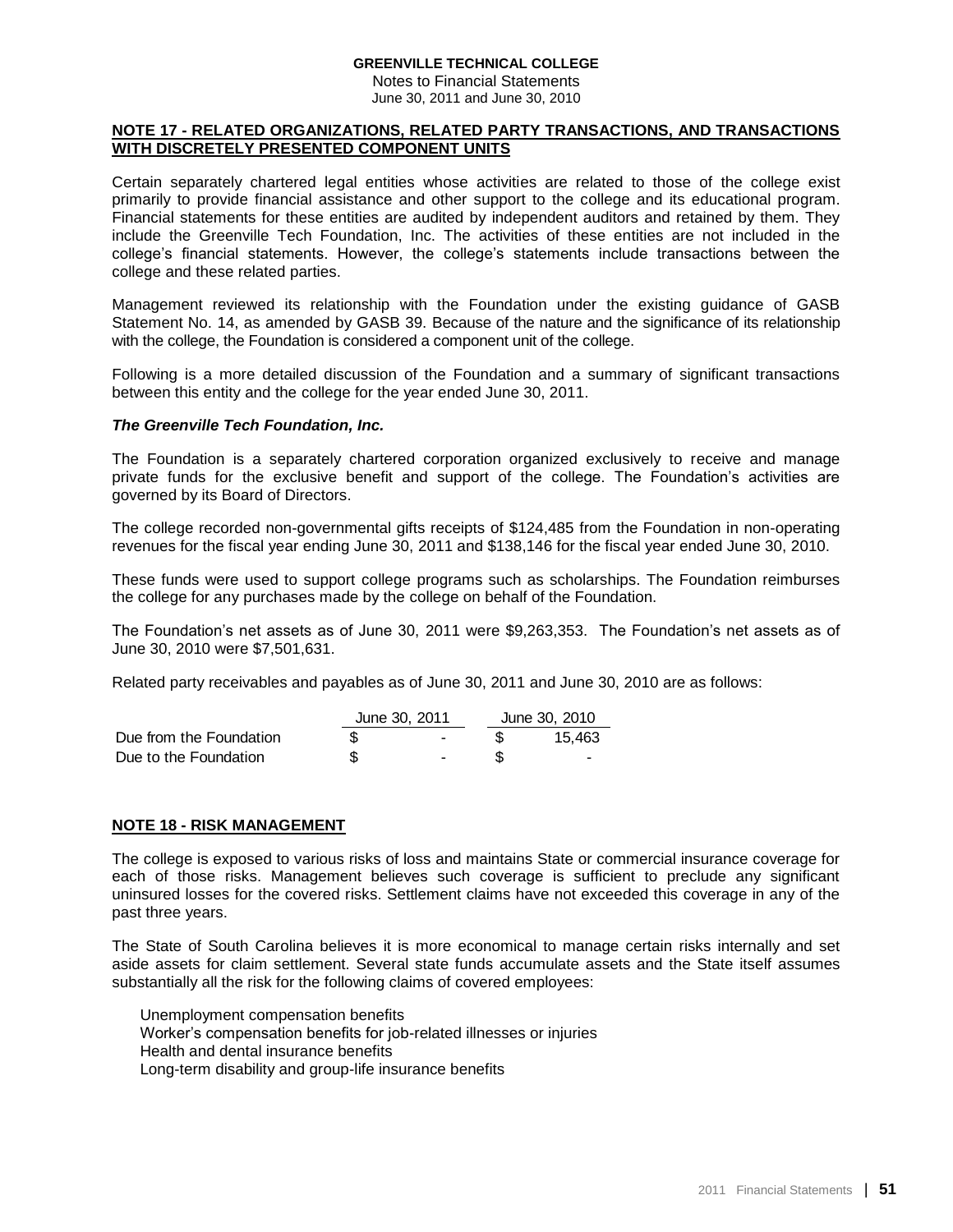**GREENVILLE TECHNICAL COLLEGE**
Notes to Financial Statements
June 30, 2011 and June 30, 2010

## NOTE 17 - RELATED ORGANIZATIONS, RELATED PARTY TRANSACTIONS, AND TRANSACTIONS WITH DISCRETELY PRESENTED COMPONENT UNITS

Certain separately chartered legal entities whose activities are related to those of the college exist primarily to provide financial assistance and other support to the college and its educational program. Financial statements for these entities are audited by independent auditors and retained by them. They include the Greenville Tech Foundation, Inc. The activities of these entities are not included in the college's financial statements. However, the college's statements include transactions between the college and these related parties.

Management reviewed its relationship with the Foundation under the existing guidance of GASB Statement No. 14, as amended by GASB 39. Because of the nature and the significance of its relationship with the college, the Foundation is considered a component unit of the college.

Following is a more detailed discussion of the Foundation and a summary of significant transactions between this entity and the college for the year ended June 30, 2011.

***The Greenville Tech Foundation, Inc.***

The Foundation is a separately chartered corporation organized exclusively to receive and manage private funds for the exclusive benefit and support of the college. The Foundation's activities are governed by its Board of Directors.

The college recorded non-governmental gifts receipts of $124,485 from the Foundation in non-operating revenues for the fiscal year ending June 30, 2011 and $138,146 for the fiscal year ended June 30, 2010.

These funds were used to support college programs such as scholarships. The Foundation reimburses the college for any purchases made by the college on behalf of the Foundation.

The Foundation's net assets as of June 30, 2011 were $9,263,353. The Foundation's net assets as of June 30, 2010 were $7,501,631.

Related party receivables and payables as of June 30, 2011 and June 30, 2010 are as follows:

| | June 30, 2011 | June 30, 2010 |
|---|---|---|
| Due from the Foundation | $ - | $ 15,463 |
| Due to the Foundation | $ - | $ - |

## NOTE 18 - RISK MANAGEMENT

The college is exposed to various risks of loss and maintains State or commercial insurance coverage for each of those risks. Management believes such coverage is sufficient to preclude any significant uninsured losses for the covered risks. Settlement claims have not exceeded this coverage in any of the past three years.

The State of South Carolina believes it is more economical to manage certain risks internally and set aside assets for claim settlement. Several state funds accumulate assets and the State itself assumes substantially all the risk for the following claims of covered employees:

Unemployment compensation benefits
Worker's compensation benefits for job-related illnesses or injuries
Health and dental insurance benefits
Long-term disability and group-life insurance benefits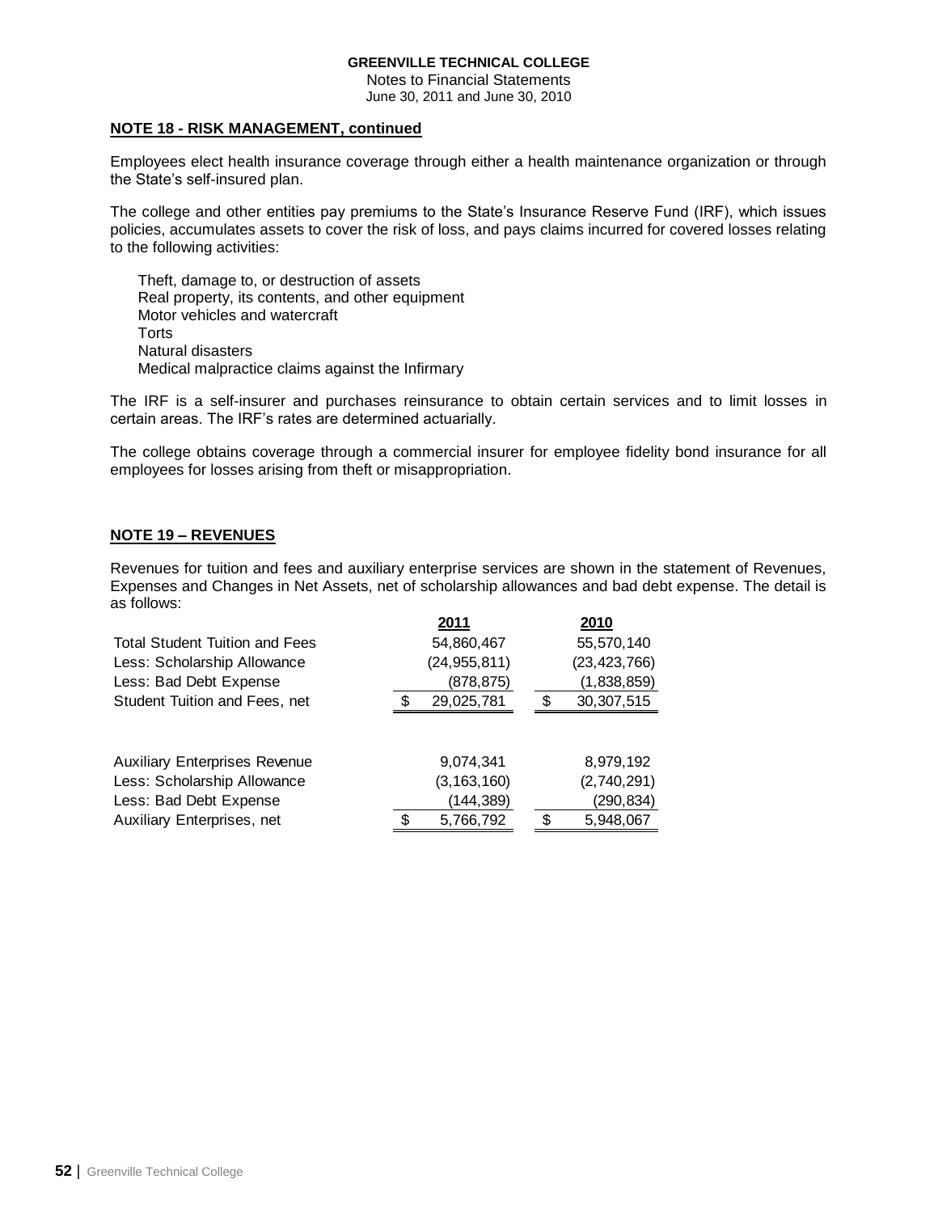## NOTE 18 - RISK MANAGEMENT, continued

Employees elect health insurance coverage through either a health maintenance organization or through the State's self-insured plan.

The college and other entities pay premiums to the State's Insurance Reserve Fund (IRF), which issues policies, accumulates assets to cover the risk of loss, and pays claims incurred for covered losses relating to the following activities:

Theft, damage to, or destruction of assets
Real property, its contents, and other equipment
Motor vehicles and watercraft
Torts
Natural disasters
Medical malpractice claims against the Infirmary

The IRF is a self-insurer and purchases reinsurance to obtain certain services and to limit losses in certain areas. The IRF's rates are determined actuarially.

The college obtains coverage through a commercial insurer for employee fidelity bond insurance for all employees for losses arising from theft or misappropriation.

## NOTE 19 – REVENUES

Revenues for tuition and fees and auxiliary enterprise services are shown in the statement of Revenues, Expenses and Changes in Net Assets, net of scholarship allowances and bad debt expense. The detail is as follows:

| | 2011 | 2010 |
|---|---|---|
| Total Student Tuition and Fees | 54,860,467 | 55,570,140 |
| Less: Scholarship Allowance | (24,955,811) | (23,423,766) |
| Less: Bad Debt Expense | (878,875) | (1,838,859) |
| Student Tuition and Fees, net | $ 29,025,781 | $ 30,307,515 |
| | | |
| Auxiliary Enterprises Revenue | 9,074,341 | 8,979,192 |
| Less: Scholarship Allowance | (3,163,160) | (2,740,291) |
| Less: Bad Debt Expense | (144,389) | (290,834) |
| Auxiliary Enterprises, net | $ 5,766,792 | $ 5,948,067 |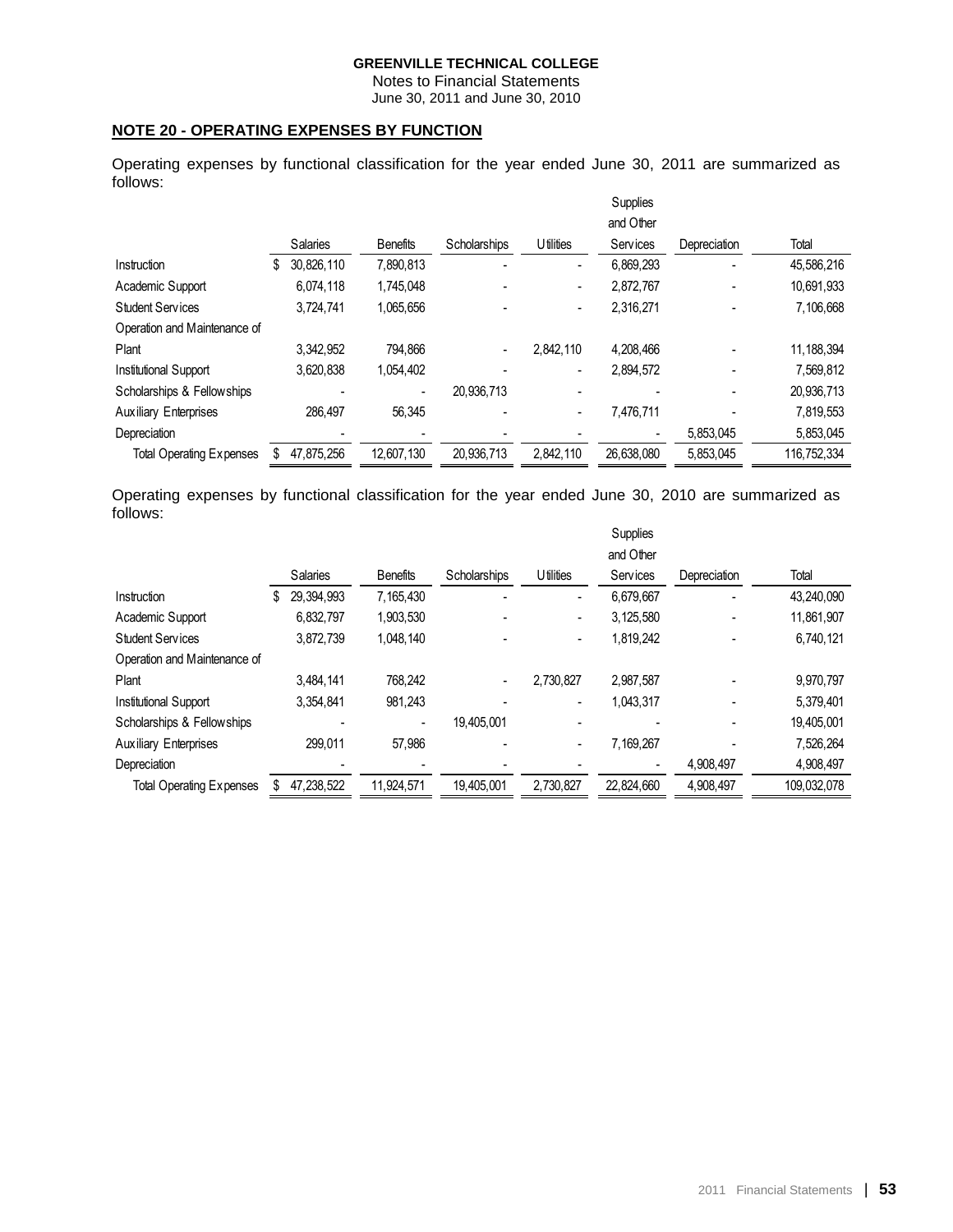**GREENVILLE TECHNICAL COLLEGE**
Notes to Financial Statements
June 30, 2011 and June 30, 2010

## NOTE 20 - OPERATING EXPENSES BY FUNCTION

Operating expenses by functional classification for the year ended June 30, 2011 are summarized as follows:

| | Salaries | Benefits | Scholarships | Utilities | Supplies and Other Services | Depreciation | Total |
|---|---|---|---|---|---|---|---|
| Instruction | $ 30,826,110 | 7,890,813 | - | - | 6,869,293 | - | 45,586,216 |
| Academic Support | 6,074,118 | 1,745,048 | - | - | 2,872,767 | - | 10,691,933 |
| Student Services | 3,724,741 | 1,065,656 | - | - | 2,316,271 | - | 7,106,668 |
| Operation and Maintenance of Plant | 3,342,952 | 794,866 | - | 2,842,110 | 4,208,466 | - | 11,188,394 |
| Institutional Support | 3,620,838 | 1,054,402 | - | - | 2,894,572 | - | 7,569,812 |
| Scholarships & Fellowships | - | - | 20,936,713 | - | - | - | 20,936,713 |
| Auxiliary Enterprises | 286,497 | 56,345 | - | - | 7,476,711 | - | 7,819,553 |
| Depreciation | - | - | - | - | - | 5,853,045 | 5,853,045 |
| Total Operating Expenses | $ 47,875,256 | 12,607,130 | 20,936,713 | 2,842,110 | 26,638,080 | 5,853,045 | 116,752,334 |

Operating expenses by functional classification for the year ended June 30, 2010 are summarized as follows:

| | Salaries | Benefits | Scholarships | Utilities | Supplies and Other Services | Depreciation | Total |
|---|---|---|---|---|---|---|---|
| Instruction | $ 29,394,993 | 7,165,430 | - | - | 6,679,667 | - | 43,240,090 |
| Academic Support | 6,832,797 | 1,903,530 | - | - | 3,125,580 | - | 11,861,907 |
| Student Services | 3,872,739 | 1,048,140 | - | - | 1,819,242 | - | 6,740,121 |
| Operation and Maintenance of Plant | 3,484,141 | 768,242 | - | 2,730,827 | 2,987,587 | - | 9,970,797 |
| Institutional Support | 3,354,841 | 981,243 | - | - | 1,043,317 | - | 5,379,401 |
| Scholarships & Fellowships | - | - | 19,405,001 | - | - | - | 19,405,001 |
| Auxiliary Enterprises | 299,011 | 57,986 | - | - | 7,169,267 | - | 7,526,264 |
| Depreciation | - | - | - | - | - | 4,908,497 | 4,908,497 |
| Total Operating Expenses | $ 47,238,522 | 11,924,571 | 19,405,001 | 2,730,827 | 22,824,660 | 4,908,497 | 109,032,078 |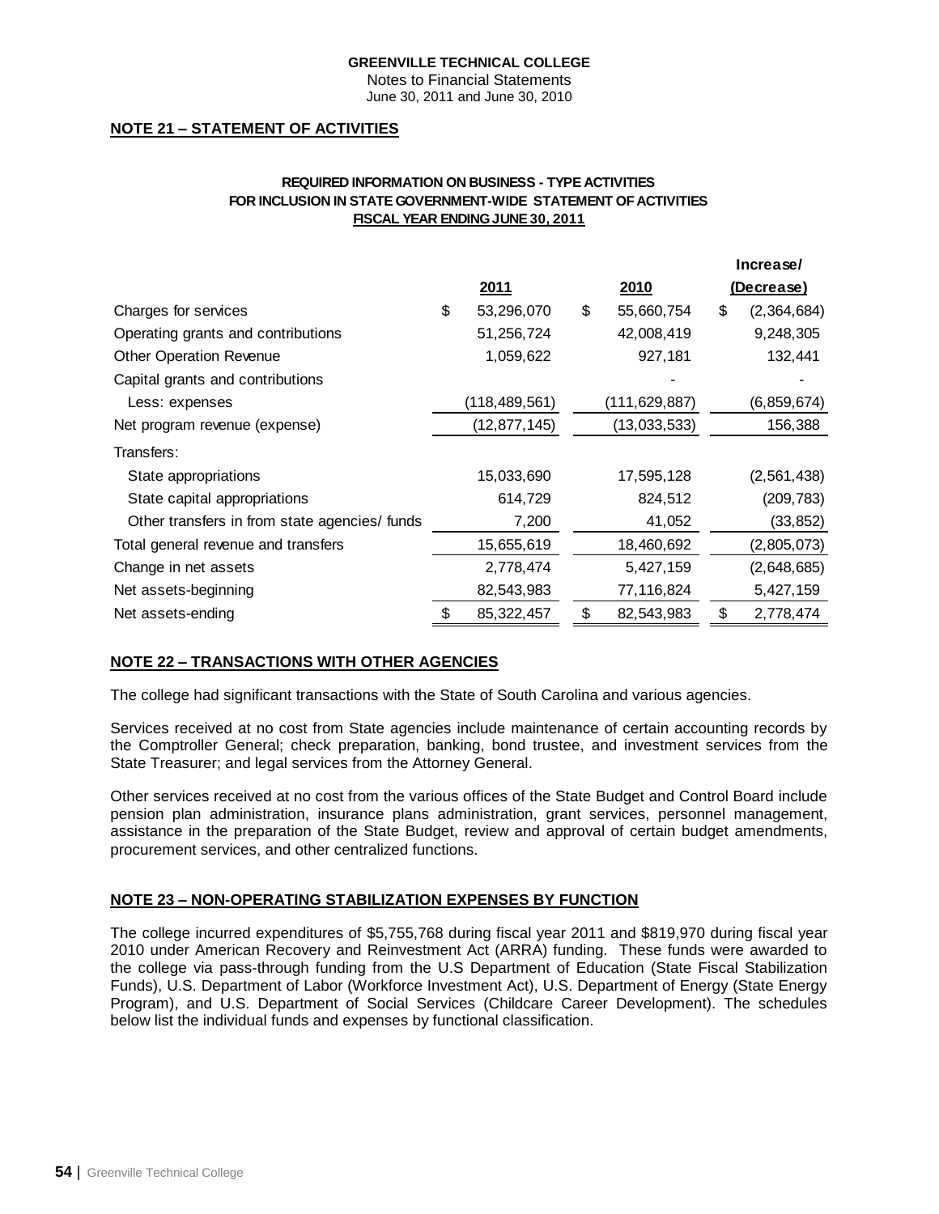GREENVILLE TECHNICAL COLLEGE
Notes to Financial Statements
June 30, 2011 and June 30, 2010

## NOTE 21 – STATEMENT OF ACTIVITIES

**REQUIRED INFORMATION ON BUSINESS - TYPE ACTIVITIES**
**FOR INCLUSION IN STATE GOVERNMENT-WIDE STATEMENT OF ACTIVITIES**
**FISCAL YEAR ENDING JUNE 30, 2011**

| | 2011 | 2010 | Increase/ (Decrease) |
|---|---|---|---|
| Charges for services | $ 53,296,070 | $ 55,660,754 | $ (2,364,684) |
| Operating grants and contributions | 51,256,724 | 42,008,419 | 9,248,305 |
| Other Operation Revenue | 1,059,622 | 927,181 | 132,441 |
| Capital grants and contributions | | - | - |
| Less: expenses | (118,489,561) | (111,629,887) | (6,859,674) |
| Net program revenue (expense) | (12,877,145) | (13,033,533) | 156,388 |
| Transfers: | | | |
| State appropriations | 15,033,690 | 17,595,128 | (2,561,438) |
| State capital appropriations | 614,729 | 824,512 | (209,783) |
| Other transfers in from state agencies/ funds | 7,200 | 41,052 | (33,852) |
| Total general revenue and transfers | 15,655,619 | 18,460,692 | (2,805,073) |
| Change in net assets | 2,778,474 | 5,427,159 | (2,648,685) |
| Net assets-beginning | 82,543,983 | 77,116,824 | 5,427,159 |
| Net assets-ending | $ 85,322,457 | $ 82,543,983 | $ 2,778,474 |

## NOTE 22 – TRANSACTIONS WITH OTHER AGENCIES

The college had significant transactions with the State of South Carolina and various agencies.

Services received at no cost from State agencies include maintenance of certain accounting records by the Comptroller General; check preparation, banking, bond trustee, and investment services from the State Treasurer; and legal services from the Attorney General.

Other services received at no cost from the various offices of the State Budget and Control Board include pension plan administration, insurance plans administration, grant services, personnel management, assistance in the preparation of the State Budget, review and approval of certain budget amendments, procurement services, and other centralized functions.

## NOTE 23 – NON-OPERATING STABILIZATION EXPENSES BY FUNCTION

The college incurred expenditures of $5,755,768 during fiscal year 2011 and $819,970 during fiscal year 2010 under American Recovery and Reinvestment Act (ARRA) funding. These funds were awarded to the college via pass-through funding from the U.S Department of Education (State Fiscal Stabilization Funds), U.S. Department of Labor (Workforce Investment Act), U.S. Department of Energy (State Energy Program), and U.S. Department of Social Services (Childcare Career Development). The schedules below list the individual funds and expenses by functional classification.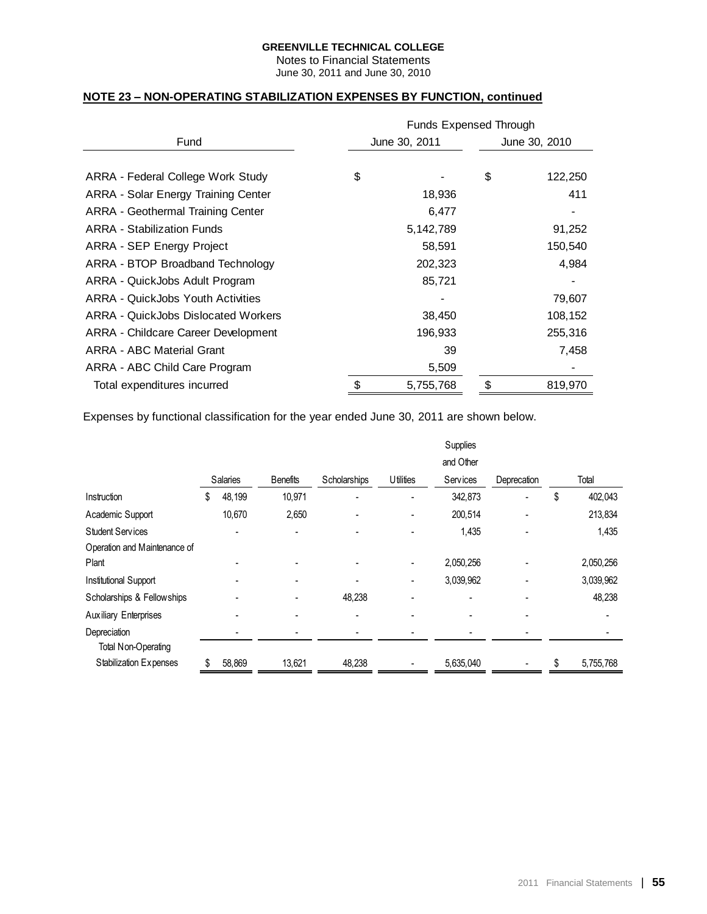**GREENVILLE TECHNICAL COLLEGE**
Notes to Financial Statements
June 30, 2011 and June 30, 2010

**NOTE 23 – NON-OPERATING STABILIZATION EXPENSES BY FUNCTION, continued**

| Fund | Funds Expensed Through June 30, 2011 | Funds Expensed Through June 30, 2010 |
|---|---|---|
| ARRA - Federal College Work Study | $ - | $ 122,250 |
| ARRA - Solar Energy Training Center | 18,936 | 411 |
| ARRA - Geothermal Training Center | 6,477 | - |
| ARRA - Stabilization Funds | 5,142,789 | 91,252 |
| ARRA - SEP Energy Project | 58,591 | 150,540 |
| ARRA - BTOP Broadband Technology | 202,323 | 4,984 |
| ARRA - QuickJobs Adult Program | 85,721 | - |
| ARRA - QuickJobs Youth Activities | - | 79,607 |
| ARRA - QuickJobs Dislocated Workers | 38,450 | 108,152 |
| ARRA - Childcare Career Development | 196,933 | 255,316 |
| ARRA - ABC Material Grant | 39 | 7,458 |
| ARRA - ABC Child Care Program | 5,509 | - |
| Total expenditures incurred | $ 5,755,768 | $ 819,970 |

Expenses by functional classification for the year ended June 30, 2011 are shown below.

| | Salaries | Benefits | Scholarships | Utilities | Supplies and Other Services | Deprecation | Total |
|---|---|---|---|---|---|---|---|
| Instruction | $ 48,199 | 10,971 | - | - | 342,873 | - | $ 402,043 |
| Academic Support | 10,670 | 2,650 | - | - | 200,514 | - | 213,834 |
| Student Services | - | - | - | - | 1,435 | - | 1,435 |
| Operation and Maintenance of Plant | - | - | - | - | 2,050,256 | - | 2,050,256 |
| Institutional Support | - | - | - | - | 3,039,962 | - | 3,039,962 |
| Scholarships & Fellowships | - | - | 48,238 | - | - | - | 48,238 |
| Auxiliary Enterprises | - | - | - | - | - | - | - |
| Depreciation | - | - | - | - | - | - | - |
| Total Non-Operating Stabilization Expenses | $ 58,869 | 13,621 | 48,238 | - | 5,635,040 | - | $ 5,755,768 |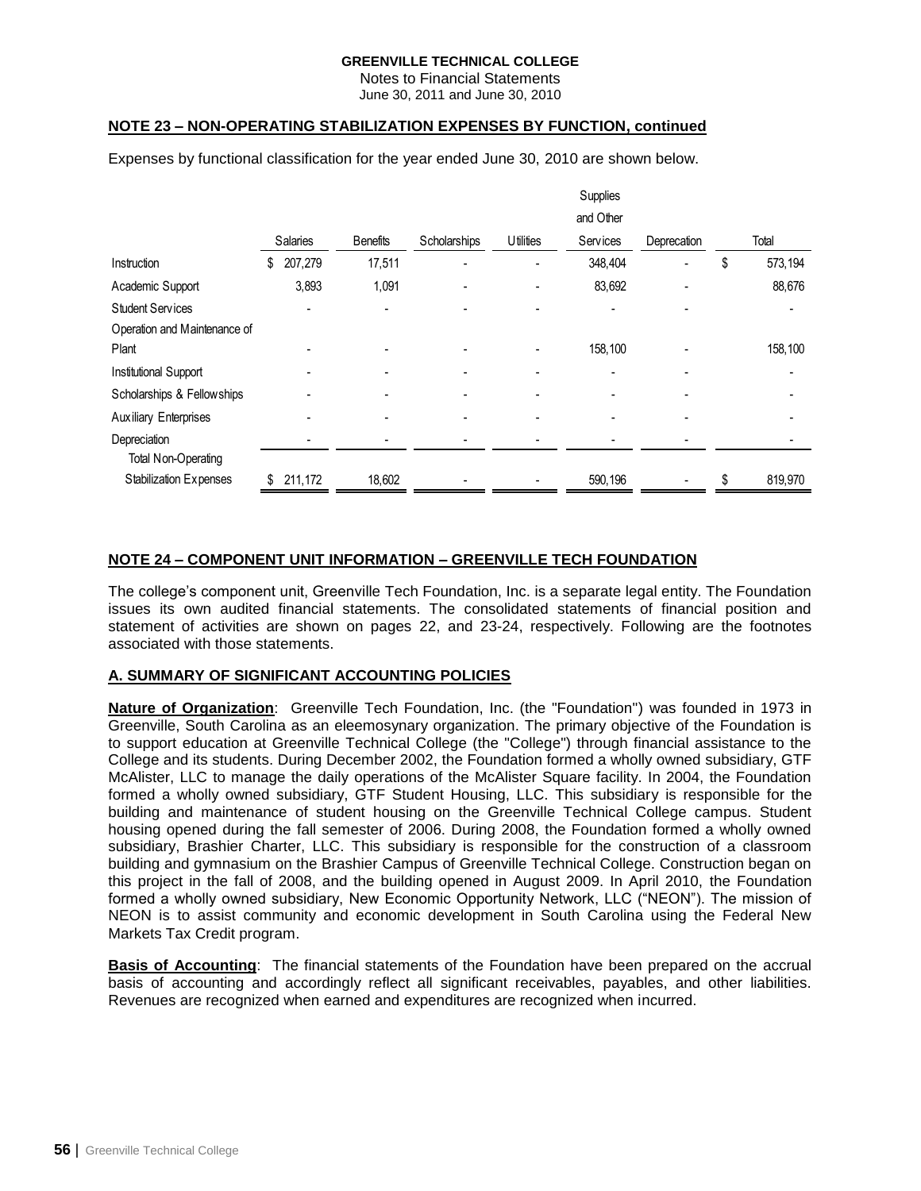GREENVILLE TECHNICAL COLLEGE
Notes to Financial Statements
June 30, 2011 and June 30, 2010

## NOTE 23 – NON-OPERATING STABILIZATION EXPENSES BY FUNCTION, continued

Expenses by functional classification for the year ended June 30, 2010 are shown below.

| | Salaries | Benefits | Scholarships | Utilities | Supplies and Other Services | Deprecation | Total |
|---|---|---|---|---|---|---|---|
| Instruction | $ 207,279 | 17,511 | - | - | 348,404 | - | $ 573,194 |
| Academic Support | 3,893 | 1,091 | - | - | 83,692 | - | 88,676 |
| Student Services | - | - | - | - | - | - | - |
| Operation and Maintenance of Plant | - | - | - | - | 158,100 | - | 158,100 |
| Institutional Support | - | - | - | - | - | - | - |
| Scholarships & Fellowships | - | - | - | - | - | - | - |
| Auxiliary Enterprises | - | - | - | - | - | - | - |
| Depreciation | - | - | - | - | - | - | - |
| Total Non-Operating Stabilization Expenses | $ 211,172 | 18,602 | - | - | 590,196 | - | $ 819,970 |

## NOTE 24 – COMPONENT UNIT INFORMATION – GREENVILLE TECH FOUNDATION

The college's component unit, Greenville Tech Foundation, Inc. is a separate legal entity. The Foundation issues its own audited financial statements. The consolidated statements of financial position and statement of activities are shown on pages 22, and 23-24, respectively. Following are the footnotes associated with those statements.

### A. SUMMARY OF SIGNIFICANT ACCOUNTING POLICIES

**Nature of Organization**: Greenville Tech Foundation, Inc. (the "Foundation") was founded in 1973 in Greenville, South Carolina as an eleemosynary organization. The primary objective of the Foundation is to support education at Greenville Technical College (the "College") through financial assistance to the College and its students. During December 2002, the Foundation formed a wholly owned subsidiary, GTF McAlister, LLC to manage the daily operations of the McAlister Square facility. In 2004, the Foundation formed a wholly owned subsidiary, GTF Student Housing, LLC. This subsidiary is responsible for the building and maintenance of student housing on the Greenville Technical College campus. Student housing opened during the fall semester of 2006. During 2008, the Foundation formed a wholly owned subsidiary, Brashier Charter, LLC. This subsidiary is responsible for the construction of a classroom building and gymnasium on the Brashier Campus of Greenville Technical College. Construction began on this project in the fall of 2008, and the building opened in August 2009. In April 2010, the Foundation formed a wholly owned subsidiary, New Economic Opportunity Network, LLC ("NEON"). The mission of NEON is to assist community and economic development in South Carolina using the Federal New Markets Tax Credit program.

**Basis of Accounting**: The financial statements of the Foundation have been prepared on the accrual basis of accounting and accordingly reflect all significant receivables, payables, and other liabilities. Revenues are recognized when earned and expenditures are recognized when incurred.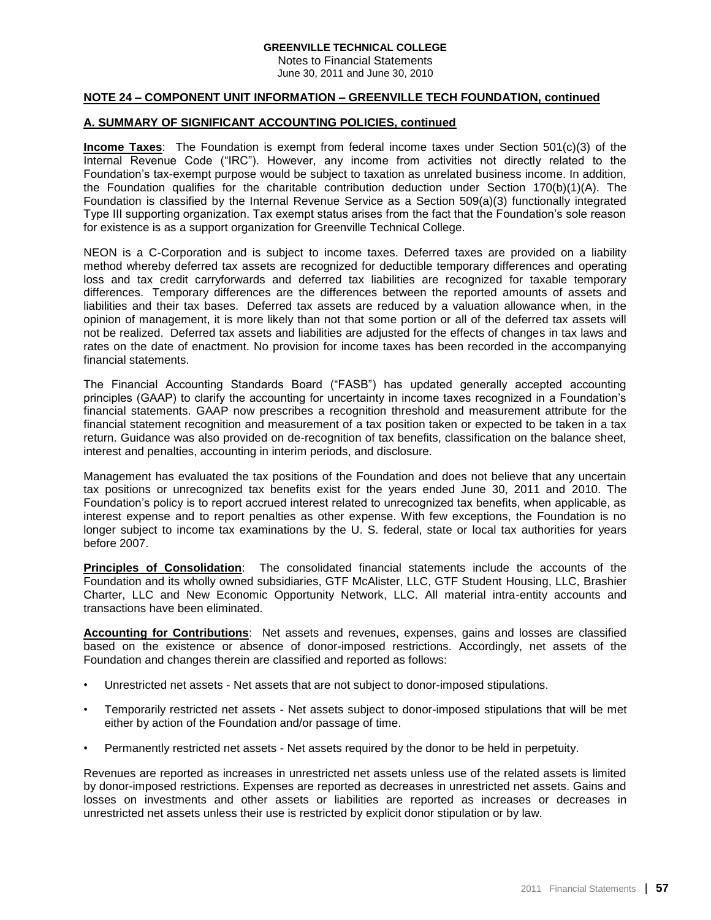## NOTE 24 – COMPONENT UNIT INFORMATION – GREENVILLE TECH FOUNDATION, continued

### A. SUMMARY OF SIGNIFICANT ACCOUNTING POLICIES, continued

**Income Taxes**: The Foundation is exempt from federal income taxes under Section 501(c)(3) of the Internal Revenue Code ("IRC"). However, any income from activities not directly related to the Foundation's tax-exempt purpose would be subject to taxation as unrelated business income. In addition, the Foundation qualifies for the charitable contribution deduction under Section 170(b)(1)(A). The Foundation is classified by the Internal Revenue Service as a Section 509(a)(3) functionally integrated Type III supporting organization. Tax exempt status arises from the fact that the Foundation's sole reason for existence is as a support organization for Greenville Technical College.

NEON is a C-Corporation and is subject to income taxes. Deferred taxes are provided on a liability method whereby deferred tax assets are recognized for deductible temporary differences and operating loss and tax credit carryforwards and deferred tax liabilities are recognized for taxable temporary differences. Temporary differences are the differences between the reported amounts of assets and liabilities and their tax bases. Deferred tax assets are reduced by a valuation allowance when, in the opinion of management, it is more likely than not that some portion or all of the deferred tax assets will not be realized. Deferred tax assets and liabilities are adjusted for the effects of changes in tax laws and rates on the date of enactment. No provision for income taxes has been recorded in the accompanying financial statements.

The Financial Accounting Standards Board ("FASB") has updated generally accepted accounting principles (GAAP) to clarify the accounting for uncertainty in income taxes recognized in a Foundation's financial statements. GAAP now prescribes a recognition threshold and measurement attribute for the financial statement recognition and measurement of a tax position taken or expected to be taken in a tax return. Guidance was also provided on de-recognition of tax benefits, classification on the balance sheet, interest and penalties, accounting in interim periods, and disclosure.

Management has evaluated the tax positions of the Foundation and does not believe that any uncertain tax positions or unrecognized tax benefits exist for the years ended June 30, 2011 and 2010. The Foundation's policy is to report accrued interest related to unrecognized tax benefits, when applicable, as interest expense and to report penalties as other expense. With few exceptions, the Foundation is no longer subject to income tax examinations by the U. S. federal, state or local tax authorities for years before 2007.

**Principles of Consolidation**: The consolidated financial statements include the accounts of the Foundation and its wholly owned subsidiaries, GTF McAlister, LLC, GTF Student Housing, LLC, Brashier Charter, LLC and New Economic Opportunity Network, LLC. All material intra-entity accounts and transactions have been eliminated.

**Accounting for Contributions**: Net assets and revenues, expenses, gains and losses are classified based on the existence or absence of donor-imposed restrictions. Accordingly, net assets of the Foundation and changes therein are classified and reported as follows:

- Unrestricted net assets - Net assets that are not subject to donor-imposed stipulations.
- Temporarily restricted net assets - Net assets subject to donor-imposed stipulations that will be met either by action of the Foundation and/or passage of time.
- Permanently restricted net assets - Net assets required by the donor to be held in perpetuity.

Revenues are reported as increases in unrestricted net assets unless use of the related assets is limited by donor-imposed restrictions. Expenses are reported as decreases in unrestricted net assets. Gains and losses on investments and other assets or liabilities are reported as increases or decreases in unrestricted net assets unless their use is restricted by explicit donor stipulation or by law.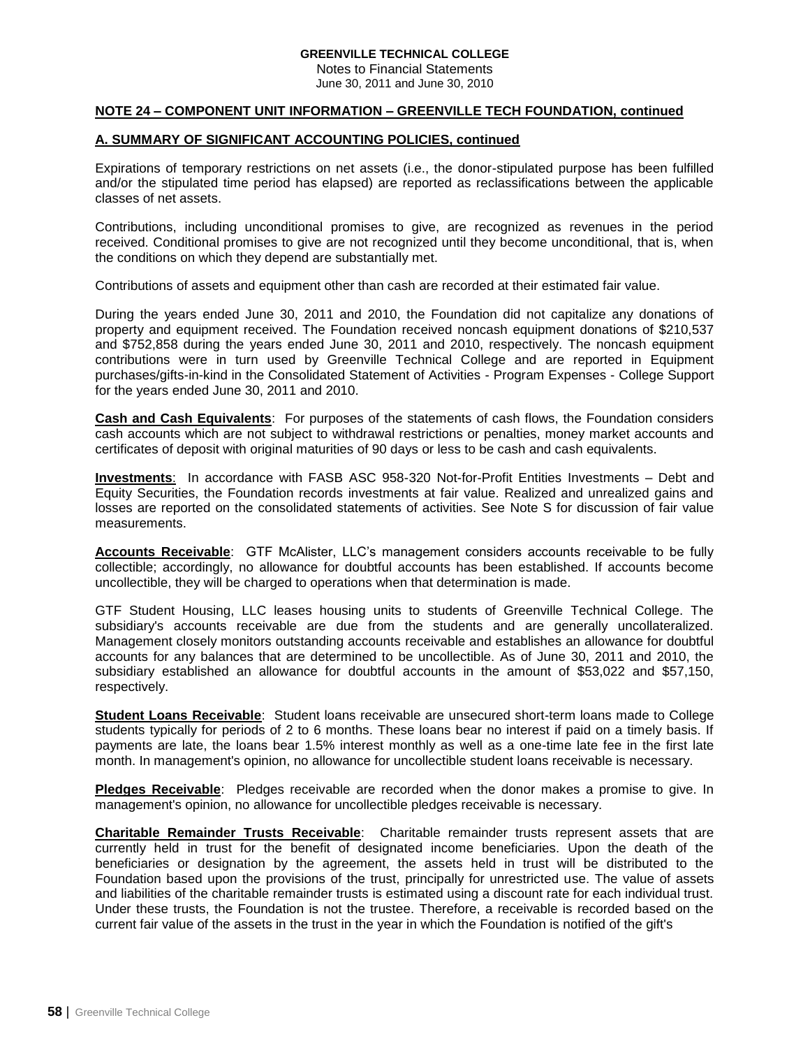## NOTE 24 – COMPONENT UNIT INFORMATION – GREENVILLE TECH FOUNDATION, continued

### A. SUMMARY OF SIGNIFICANT ACCOUNTING POLICIES, continued

Expirations of temporary restrictions on net assets (i.e., the donor-stipulated purpose has been fulfilled and/or the stipulated time period has elapsed) are reported as reclassifications between the applicable classes of net assets.

Contributions, including unconditional promises to give, are recognized as revenues in the period received. Conditional promises to give are not recognized until they become unconditional, that is, when the conditions on which they depend are substantially met.

Contributions of assets and equipment other than cash are recorded at their estimated fair value.

During the years ended June 30, 2011 and 2010, the Foundation did not capitalize any donations of property and equipment received. The Foundation received noncash equipment donations of $210,537 and $752,858 during the years ended June 30, 2011 and 2010, respectively. The noncash equipment contributions were in turn used by Greenville Technical College and are reported in Equipment purchases/gifts-in-kind in the Consolidated Statement of Activities - Program Expenses - College Support for the years ended June 30, 2011 and 2010.

**Cash and Cash Equivalents**: For purposes of the statements of cash flows, the Foundation considers cash accounts which are not subject to withdrawal restrictions or penalties, money market accounts and certificates of deposit with original maturities of 90 days or less to be cash and cash equivalents.

**Investments**: In accordance with FASB ASC 958-320 Not-for-Profit Entities Investments – Debt and Equity Securities, the Foundation records investments at fair value. Realized and unrealized gains and losses are reported on the consolidated statements of activities. See Note S for discussion of fair value measurements.

**Accounts Receivable**: GTF McAlister, LLC's management considers accounts receivable to be fully collectible; accordingly, no allowance for doubtful accounts has been established. If accounts become uncollectible, they will be charged to operations when that determination is made.

GTF Student Housing, LLC leases housing units to students of Greenville Technical College. The subsidiary's accounts receivable are due from the students and are generally uncollateralized. Management closely monitors outstanding accounts receivable and establishes an allowance for doubtful accounts for any balances that are determined to be uncollectible. As of June 30, 2011 and 2010, the subsidiary established an allowance for doubtful accounts in the amount of $53,022 and $57,150, respectively.

**Student Loans Receivable**: Student loans receivable are unsecured short-term loans made to College students typically for periods of 2 to 6 months. These loans bear no interest if paid on a timely basis. If payments are late, the loans bear 1.5% interest monthly as well as a one-time late fee in the first late month. In management's opinion, no allowance for uncollectible student loans receivable is necessary.

**Pledges Receivable**: Pledges receivable are recorded when the donor makes a promise to give. In management's opinion, no allowance for uncollectible pledges receivable is necessary.

**Charitable Remainder Trusts Receivable**: Charitable remainder trusts represent assets that are currently held in trust for the benefit of designated income beneficiaries. Upon the death of the beneficiaries or designation by the agreement, the assets held in trust will be distributed to the Foundation based upon the provisions of the trust, principally for unrestricted use. The value of assets and liabilities of the charitable remainder trusts is estimated using a discount rate for each individual trust. Under these trusts, the Foundation is not the trustee. Therefore, a receivable is recorded based on the current fair value of the assets in the trust in the year in which the Foundation is notified of the gift's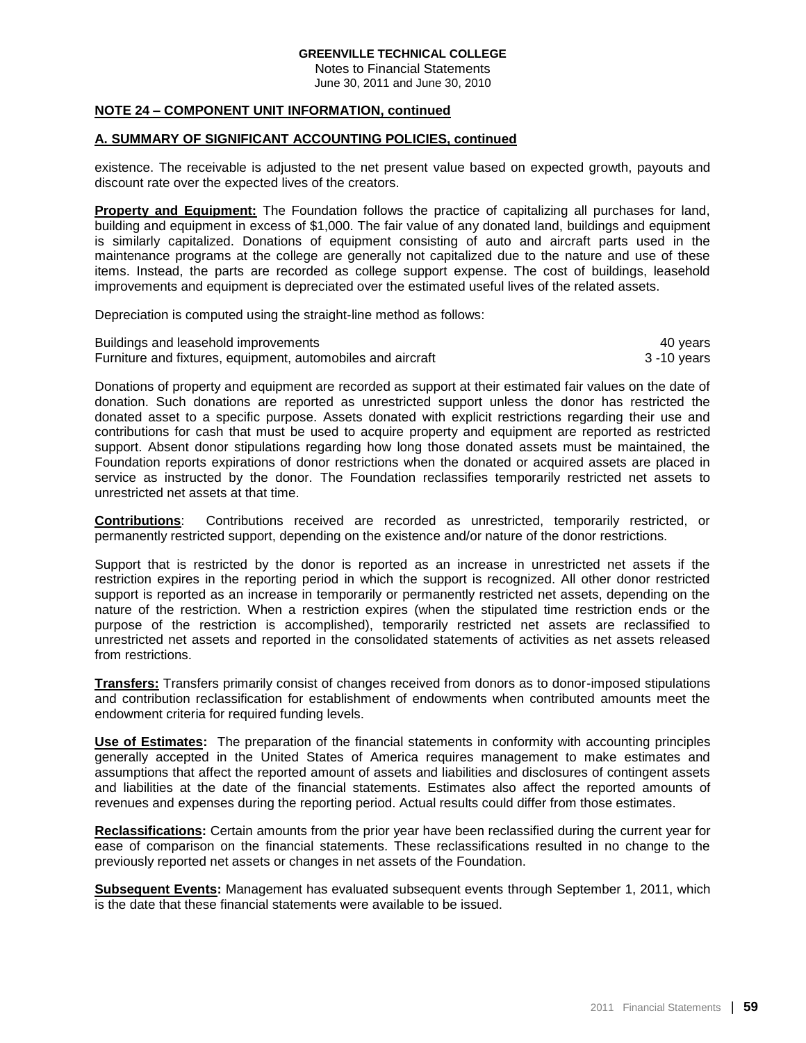**NOTE 24 – COMPONENT UNIT INFORMATION, continued**

**A. SUMMARY OF SIGNIFICANT ACCOUNTING POLICIES, continued**

existence. The receivable is adjusted to the net present value based on expected growth, payouts and discount rate over the expected lives of the creators.

**Property and Equipment:** The Foundation follows the practice of capitalizing all purchases for land, building and equipment in excess of $1,000. The fair value of any donated land, buildings and equipment is similarly capitalized. Donations of equipment consisting of auto and aircraft parts used in the maintenance programs at the college are generally not capitalized due to the nature and use of these items. Instead, the parts are recorded as college support expense. The cost of buildings, leasehold improvements and equipment is depreciated over the estimated useful lives of the related assets.

Depreciation is computed using the straight-line method as follows:

| | |
|---|---|
| Buildings and leasehold improvements | 40 years |
| Furniture and fixtures, equipment, automobiles and aircraft | 3 -10 years |

Donations of property and equipment are recorded as support at their estimated fair values on the date of donation. Such donations are reported as unrestricted support unless the donor has restricted the donated asset to a specific purpose. Assets donated with explicit restrictions regarding their use and contributions for cash that must be used to acquire property and equipment are reported as restricted support. Absent donor stipulations regarding how long those donated assets must be maintained, the Foundation reports expirations of donor restrictions when the donated or acquired assets are placed in service as instructed by the donor. The Foundation reclassifies temporarily restricted net assets to unrestricted net assets at that time.

**Contributions**: Contributions received are recorded as unrestricted, temporarily restricted, or permanently restricted support, depending on the existence and/or nature of the donor restrictions.

Support that is restricted by the donor is reported as an increase in unrestricted net assets if the restriction expires in the reporting period in which the support is recognized. All other donor restricted support is reported as an increase in temporarily or permanently restricted net assets, depending on the nature of the restriction. When a restriction expires (when the stipulated time restriction ends or the purpose of the restriction is accomplished), temporarily restricted net assets are reclassified to unrestricted net assets and reported in the consolidated statements of activities as net assets released from restrictions.

**Transfers:** Transfers primarily consist of changes received from donors as to donor-imposed stipulations and contribution reclassification for establishment of endowments when contributed amounts meet the endowment criteria for required funding levels.

**Use of Estimates:** The preparation of the financial statements in conformity with accounting principles generally accepted in the United States of America requires management to make estimates and assumptions that affect the reported amount of assets and liabilities and disclosures of contingent assets and liabilities at the date of the financial statements. Estimates also affect the reported amounts of revenues and expenses during the reporting period. Actual results could differ from those estimates.

**Reclassifications:** Certain amounts from the prior year have been reclassified during the current year for ease of comparison on the financial statements. These reclassifications resulted in no change to the previously reported net assets or changes in net assets of the Foundation.

**Subsequent Events:** Management has evaluated subsequent events through September 1, 2011, which is the date that these financial statements were available to be issued.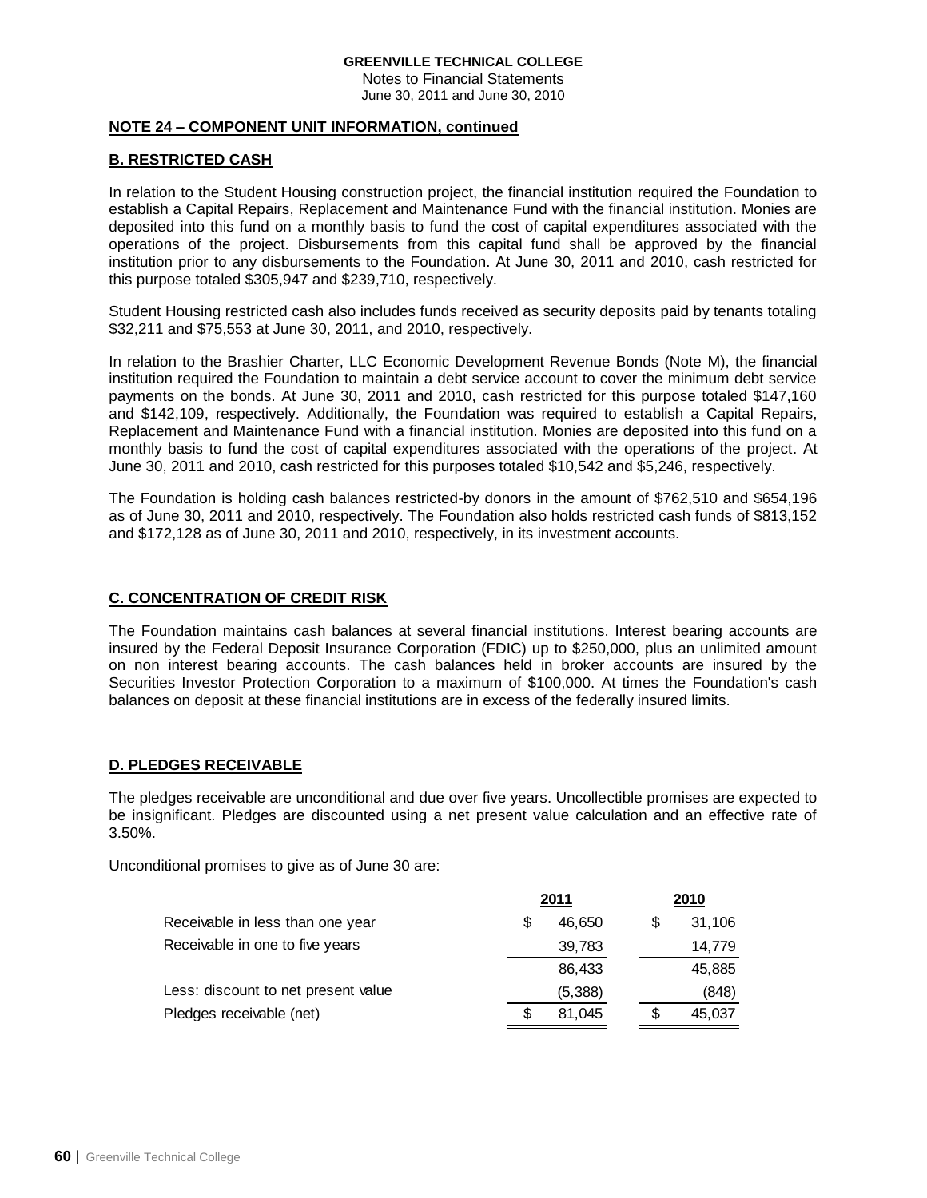**GREENVILLE TECHNICAL COLLEGE**
Notes to Financial Statements
June 30, 2011 and June 30, 2010

## NOTE 24 – COMPONENT UNIT INFORMATION, continued

### B. RESTRICTED CASH

In relation to the Student Housing construction project, the financial institution required the Foundation to establish a Capital Repairs, Replacement and Maintenance Fund with the financial institution. Monies are deposited into this fund on a monthly basis to fund the cost of capital expenditures associated with the operations of the project. Disbursements from this capital fund shall be approved by the financial institution prior to any disbursements to the Foundation. At June 30, 2011 and 2010, cash restricted for this purpose totaled $305,947 and $239,710, respectively.

Student Housing restricted cash also includes funds received as security deposits paid by tenants totaling $32,211 and $75,553 at June 30, 2011, and 2010, respectively.

In relation to the Brashier Charter, LLC Economic Development Revenue Bonds (Note M), the financial institution required the Foundation to maintain a debt service account to cover the minimum debt service payments on the bonds. At June 30, 2011 and 2010, cash restricted for this purpose totaled $147,160 and $142,109, respectively. Additionally, the Foundation was required to establish a Capital Repairs, Replacement and Maintenance Fund with a financial institution. Monies are deposited into this fund on a monthly basis to fund the cost of capital expenditures associated with the operations of the project. At June 30, 2011 and 2010, cash restricted for this purposes totaled $10,542 and $5,246, respectively.

The Foundation is holding cash balances restricted-by donors in the amount of $762,510 and $654,196 as of June 30, 2011 and 2010, respectively. The Foundation also holds restricted cash funds of $813,152 and $172,128 as of June 30, 2011 and 2010, respectively, in its investment accounts.

### C. CONCENTRATION OF CREDIT RISK

The Foundation maintains cash balances at several financial institutions. Interest bearing accounts are insured by the Federal Deposit Insurance Corporation (FDIC) up to $250,000, plus an unlimited amount on non interest bearing accounts. The cash balances held in broker accounts are insured by the Securities Investor Protection Corporation to a maximum of $100,000. At times the Foundation's cash balances on deposit at these financial institutions are in excess of the federally insured limits.

### D. PLEDGES RECEIVABLE

The pledges receivable are unconditional and due over five years. Uncollectible promises are expected to be insignificant. Pledges are discounted using a net present value calculation and an effective rate of 3.50%.

Unconditional promises to give as of June 30 are:

| | 2011 | 2010 |
|---|---|---|
| Receivable in less than one year | $ 46,650 | $ 31,106 |
| Receivable in one to five years | 39,783 | 14,779 |
| | 86,433 | 45,885 |
| Less: discount to net present value | (5,388) | (848) |
| Pledges receivable (net) | $ 81,045 | $ 45,037 |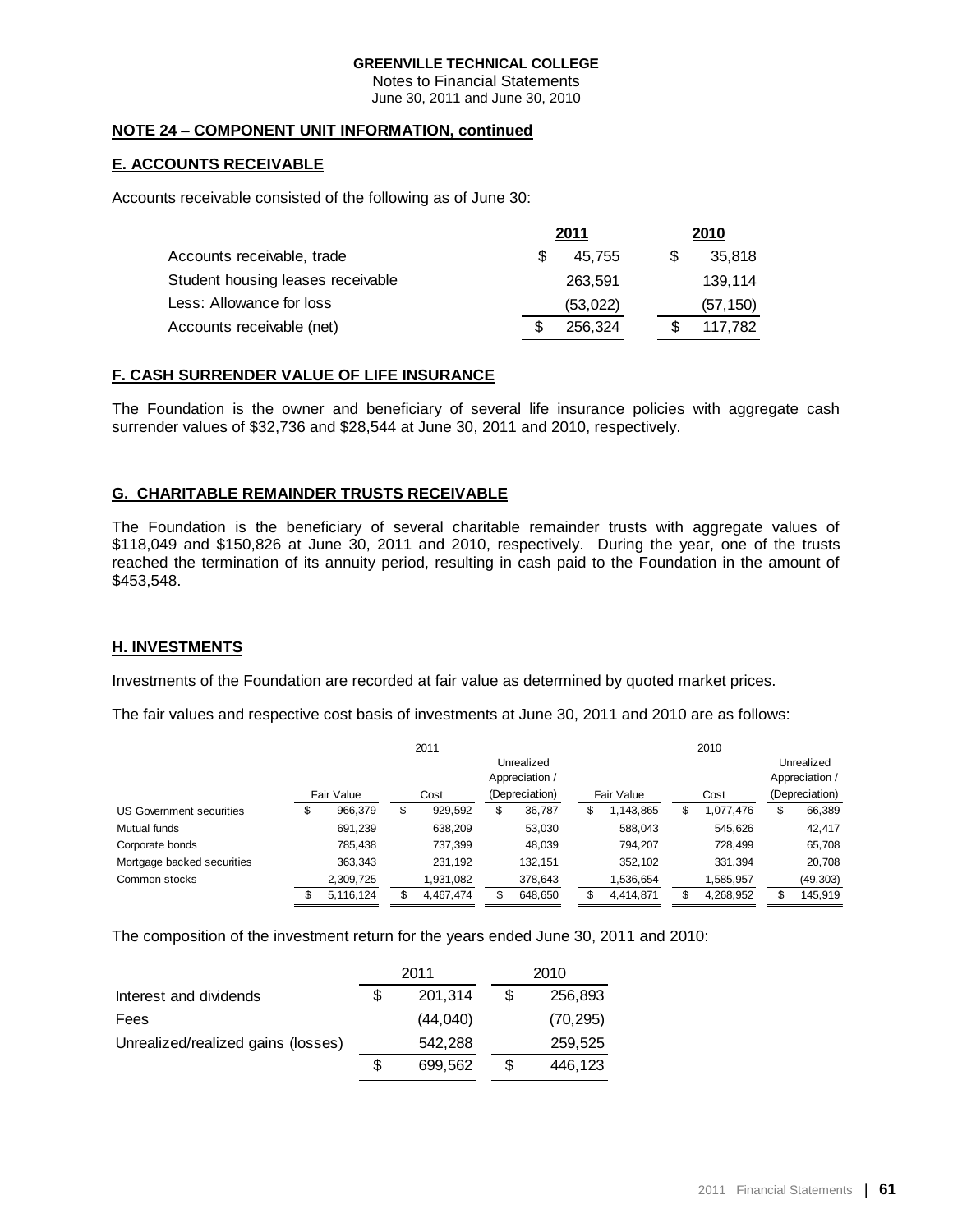**GREENVILLE TECHNICAL COLLEGE**
Notes to Financial Statements
June 30, 2011 and June 30, 2010

**NOTE 24 – COMPONENT UNIT INFORMATION, continued**

**E. ACCOUNTS RECEIVABLE**

Accounts receivable consisted of the following as of June 30:

| | 2011 | 2010 |
|---|---|---|
| Accounts receivable, trade | $ 45,755 | $ 35,818 |
| Student housing leases receivable | 263,591 | 139,114 |
| Less: Allowance for loss | (53,022) | (57,150) |
| Accounts receivable (net) | $ 256,324 | $ 117,782 |

**F. CASH SURRENDER VALUE OF LIFE INSURANCE**

The Foundation is the owner and beneficiary of several life insurance policies with aggregate cash surrender values of $32,736 and $28,544 at June 30, 2011 and 2010, respectively.

**G. CHARITABLE REMAINDER TRUSTS RECEIVABLE**

The Foundation is the beneficiary of several charitable remainder trusts with aggregate values of $118,049 and $150,826 at June 30, 2011 and 2010, respectively. During the year, one of the trusts reached the termination of its annuity period, resulting in cash paid to the Foundation in the amount of $453,548.

**H. INVESTMENTS**

Investments of the Foundation are recorded at fair value as determined by quoted market prices.

The fair values and respective cost basis of investments at June 30, 2011 and 2010 are as follows:

| | 2011 | | | 2010 | | |
|---|---|---|---|---|---|---|
| | Fair Value | Cost | Unrealized Appreciation / (Depreciation) | Fair Value | Cost | Unrealized Appreciation / (Depreciation) |
| US Government securities | $ 966,379 | $ 929,592 | $ 36,787 | $ 1,143,865 | $ 1,077,476 | $ 66,389 |
| Mutual funds | 691,239 | 638,209 | 53,030 | 588,043 | 545,626 | 42,417 |
| Corporate bonds | 785,438 | 737,399 | 48,039 | 794,207 | 728,499 | 65,708 |
| Mortgage backed securities | 363,343 | 231,192 | 132,151 | 352,102 | 331,394 | 20,708 |
| Common stocks | 2,309,725 | 1,931,082 | 378,643 | 1,536,654 | 1,585,957 | (49,303) |
| | $ 5,116,124 | $ 4,467,474 | $ 648,650 | $ 4,414,871 | $ 4,268,952 | $ 145,919 |

The composition of the investment return for the years ended June 30, 2011 and 2010:

| | 2011 | 2010 |
|---|---|---|
| Interest and dividends | $ 201,314 | $ 256,893 |
| Fees | (44,040) | (70,295) |
| Unrealized/realized gains (losses) | 542,288 | 259,525 |
| | $ 699,562 | $ 446,123 |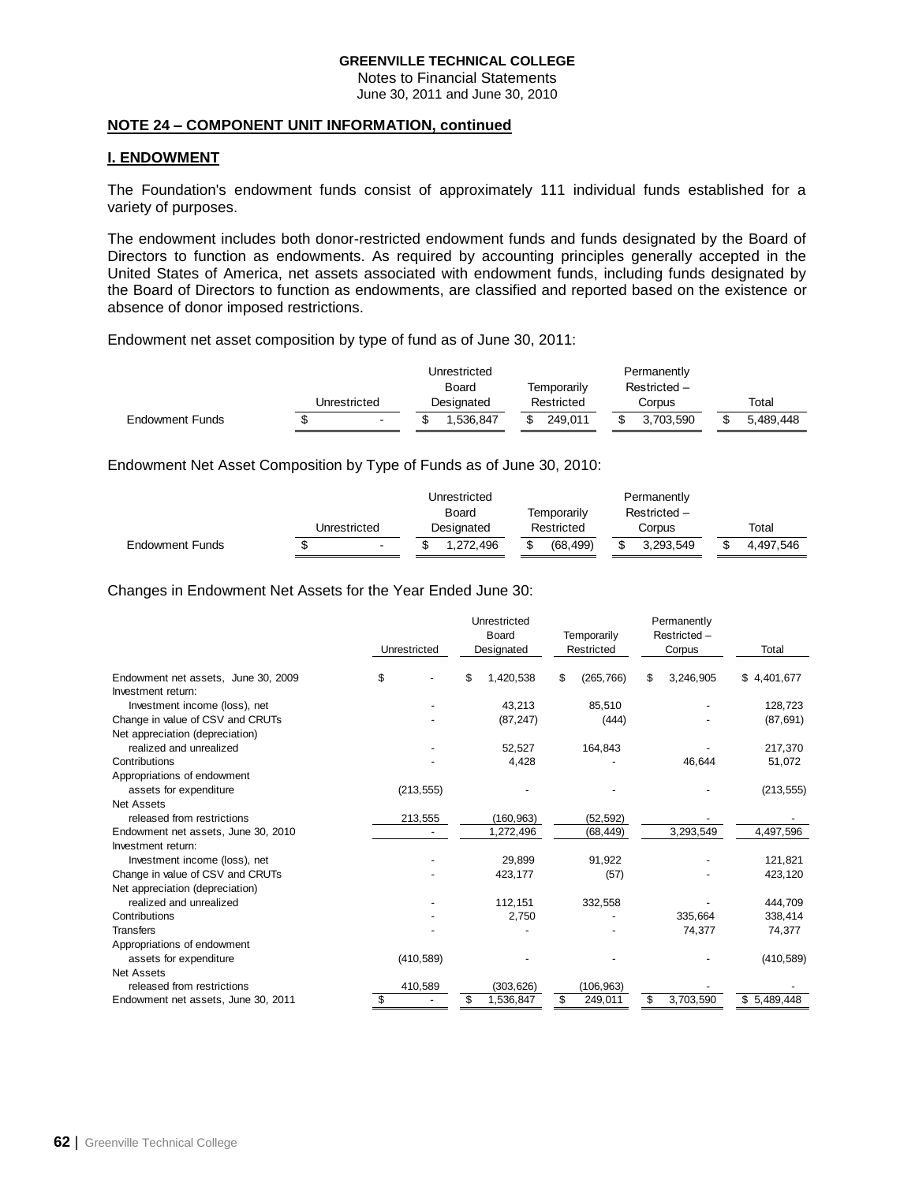**GREENVILLE TECHNICAL COLLEGE**
Notes to Financial Statements
June 30, 2011 and June 30, 2010

**NOTE 24 – COMPONENT UNIT INFORMATION, continued**

**I. ENDOWMENT**

The Foundation's endowment funds consist of approximately 111 individual funds established for a variety of purposes.

The endowment includes both donor-restricted endowment funds and funds designated by the Board of Directors to function as endowments. As required by accounting principles generally accepted in the United States of America, net assets associated with endowment funds, including funds designated by the Board of Directors to function as endowments, are classified and reported based on the existence or absence of donor imposed restrictions.

Endowment net asset composition by type of fund as of June 30, 2011:

| | Unrestricted | Unrestricted Board Designated | Temporarily Restricted | Permanently Restricted – Corpus | Total |
|---|---|---|---|---|---|
| Endowment Funds | $ - | $ 1,536,847 | $ 249,011 | $ 3,703,590 | $ 5,489,448 |

Endowment Net Asset Composition by Type of Funds as of June 30, 2010:

| | Unrestricted | Unrestricted Board Designated | Temporarily Restricted | Permanently Restricted – Corpus | Total |
|---|---|---|---|---|---|
| Endowment Funds | $ - | $ 1,272,496 | $ (68,499) | $ 3,293,549 | $ 4,497,546 |

Changes in Endowment Net Assets for the Year Ended June 30:

| | Unrestricted | Unrestricted Board Designated | Temporarily Restricted | Permanently Restricted – Corpus | Total |
|---|---|---|---|---|---|
| Endowment net assets, June 30, 2009 | $ - | $ 1,420,538 | $ (265,766) | $ 3,246,905 | $ 4,401,677 |
| Investment return: | | | | | |
| Investment income (loss), net | - | 43,213 | 85,510 | - | 128,723 |
| Change in value of CSV and CRUTs | - | (87,247) | (444) | - | (87,691) |
| Net appreciation (depreciation) realized and unrealized | - | 52,527 | 164,843 | - | 217,370 |
| Contributions | - | 4,428 | - | 46,644 | 51,072 |
| Appropriations of endowment assets for expenditure | (213,555) | - | - | - | (213,555) |
| Net Assets released from restrictions | 213,555 | (160,963) | (52,592) | - | - |
| Endowment net assets, June 30, 2010 | - | 1,272,496 | (68,449) | 3,293,549 | 4,497,596 |
| Investment return: | | | | | |
| Investment income (loss), net | - | 29,899 | 91,922 | - | 121,821 |
| Change in value of CSV and CRUTs | - | 423,177 | (57) | - | 423,120 |
| Net appreciation (depreciation) realized and unrealized | - | 112,151 | 332,558 | - | 444,709 |
| Contributions | - | 2,750 | - | 335,664 | 338,414 |
| Transfers | - | - | - | 74,377 | 74,377 |
| Appropriations of endowment assets for expenditure | (410,589) | - | - | - | (410,589) |
| Net Assets released from restrictions | 410,589 | (303,626) | (106,963) | - | - |
| Endowment net assets, June 30, 2011 | $ - | $ 1,536,847 | $ 249,011 | $ 3,703,590 | $ 5,489,448 |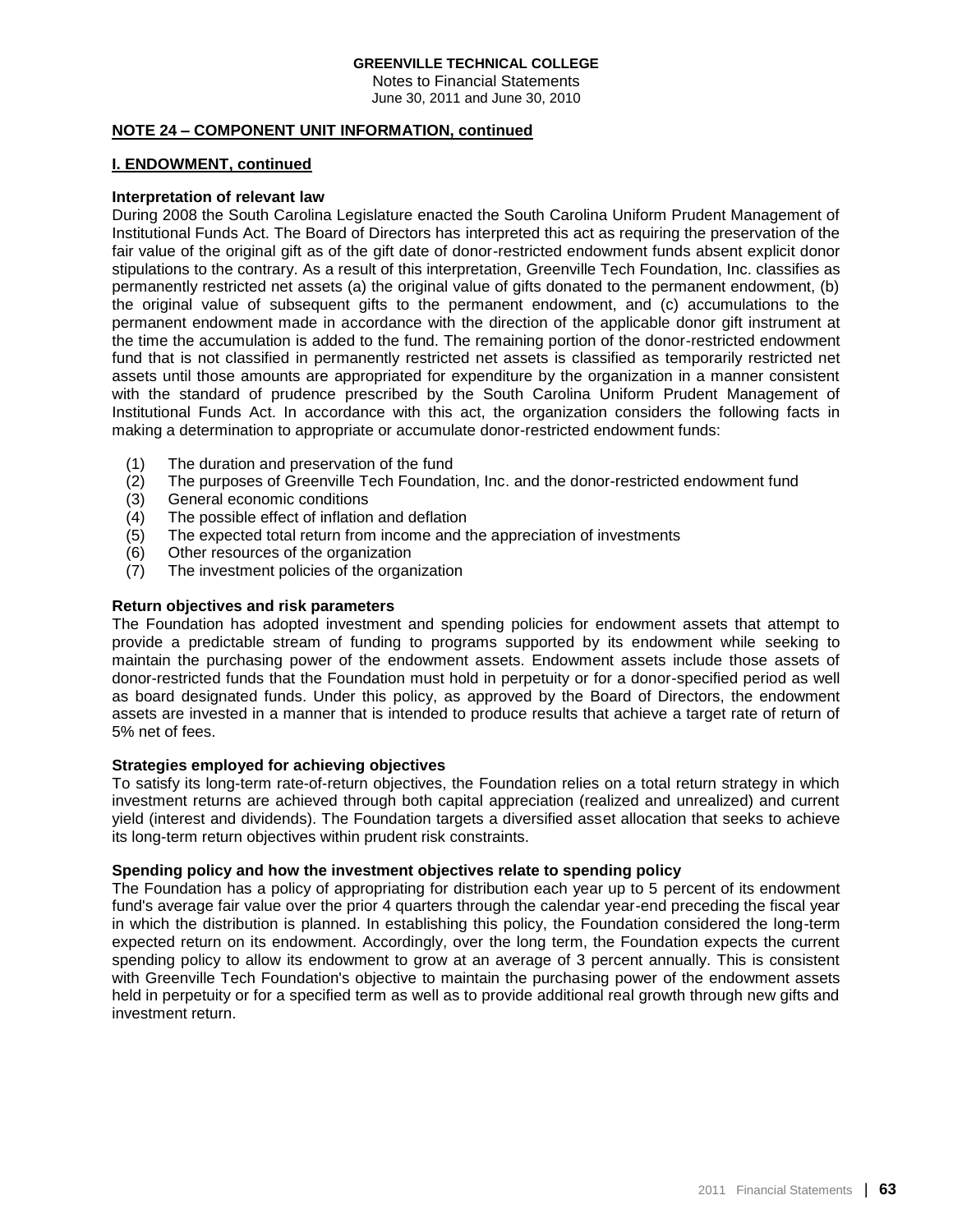**NOTE 24 – COMPONENT UNIT INFORMATION, continued**

**I. ENDOWMENT, continued**

**Interpretation of relevant law**

During 2008 the South Carolina Legislature enacted the South Carolina Uniform Prudent Management of Institutional Funds Act. The Board of Directors has interpreted this act as requiring the preservation of the fair value of the original gift as of the gift date of donor-restricted endowment funds absent explicit donor stipulations to the contrary. As a result of this interpretation, Greenville Tech Foundation, Inc. classifies as permanently restricted net assets (a) the original value of gifts donated to the permanent endowment, (b) the original value of subsequent gifts to the permanent endowment, and (c) accumulations to the permanent endowment made in accordance with the direction of the applicable donor gift instrument at the time the accumulation is added to the fund. The remaining portion of the donor-restricted endowment fund that is not classified in permanently restricted net assets is classified as temporarily restricted net assets until those amounts are appropriated for expenditure by the organization in a manner consistent with the standard of prudence prescribed by the South Carolina Uniform Prudent Management of Institutional Funds Act. In accordance with this act, the organization considers the following facts in making a determination to appropriate or accumulate donor-restricted endowment funds:

(1) The duration and preservation of the fund
(2) The purposes of Greenville Tech Foundation, Inc. and the donor-restricted endowment fund
(3) General economic conditions
(4) The possible effect of inflation and deflation
(5) The expected total return from income and the appreciation of investments
(6) Other resources of the organization
(7) The investment policies of the organization

**Return objectives and risk parameters**

The Foundation has adopted investment and spending policies for endowment assets that attempt to provide a predictable stream of funding to programs supported by its endowment while seeking to maintain the purchasing power of the endowment assets. Endowment assets include those assets of donor-restricted funds that the Foundation must hold in perpetuity or for a donor-specified period as well as board designated funds. Under this policy, as approved by the Board of Directors, the endowment assets are invested in a manner that is intended to produce results that achieve a target rate of return of 5% net of fees.

**Strategies employed for achieving objectives**

To satisfy its long-term rate-of-return objectives, the Foundation relies on a total return strategy in which investment returns are achieved through both capital appreciation (realized and unrealized) and current yield (interest and dividends). The Foundation targets a diversified asset allocation that seeks to achieve its long-term return objectives within prudent risk constraints.

**Spending policy and how the investment objectives relate to spending policy**

The Foundation has a policy of appropriating for distribution each year up to 5 percent of its endowment fund's average fair value over the prior 4 quarters through the calendar year-end preceding the fiscal year in which the distribution is planned. In establishing this policy, the Foundation considered the long-term expected return on its endowment. Accordingly, over the long term, the Foundation expects the current spending policy to allow its endowment to grow at an average of 3 percent annually. This is consistent with Greenville Tech Foundation's objective to maintain the purchasing power of the endowment assets held in perpetuity or for a specified term as well as to provide additional real growth through new gifts and investment return.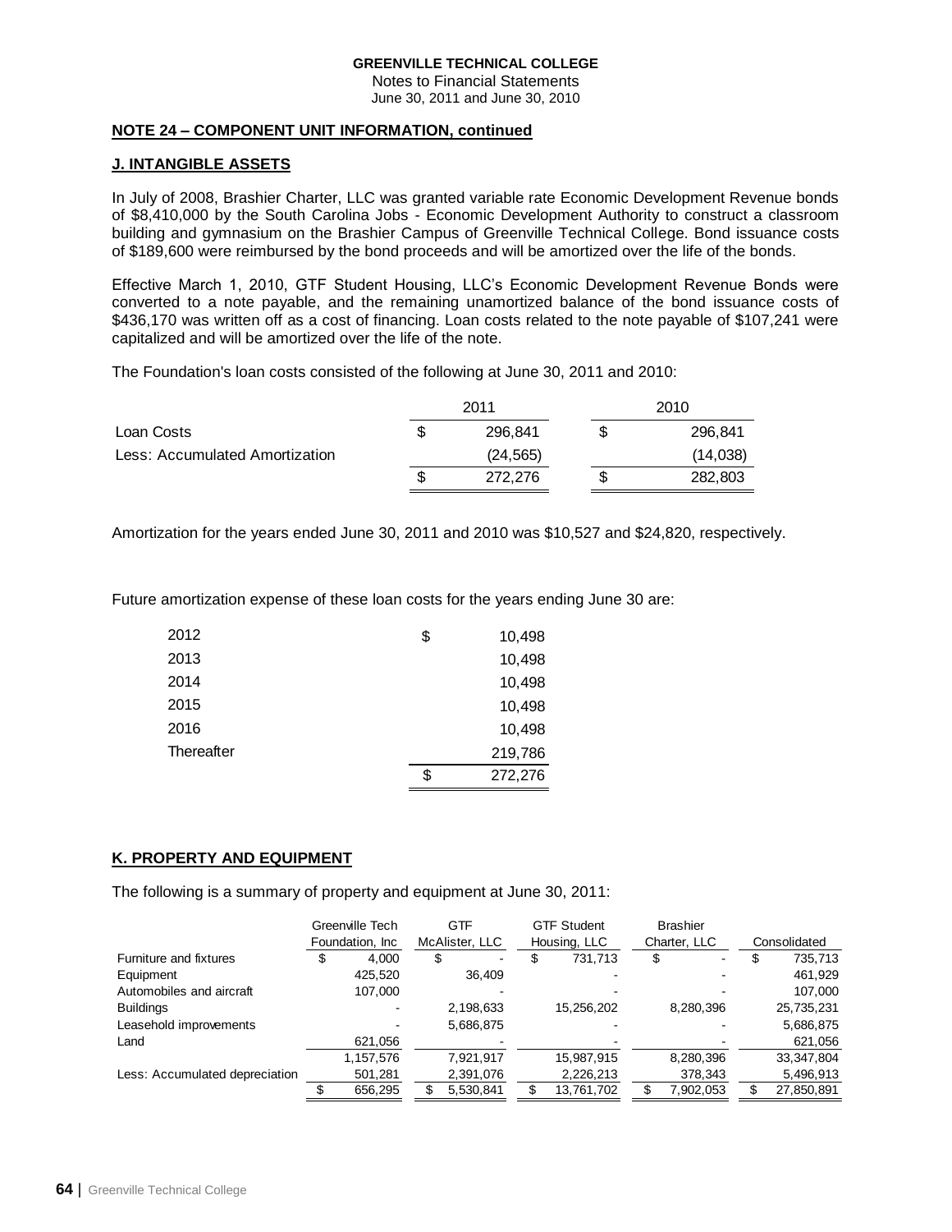**GREENVILLE TECHNICAL COLLEGE**
Notes to Financial Statements
June 30, 2011 and June 30, 2010

**NOTE 24 – COMPONENT UNIT INFORMATION, continued**

**J. INTANGIBLE ASSETS**

In July of 2008, Brashier Charter, LLC was granted variable rate Economic Development Revenue bonds of $8,410,000 by the South Carolina Jobs - Economic Development Authority to construct a classroom building and gymnasium on the Brashier Campus of Greenville Technical College. Bond issuance costs of $189,600 were reimbursed by the bond proceeds and will be amortized over the life of the bonds.

Effective March 1, 2010, GTF Student Housing, LLC's Economic Development Revenue Bonds were converted to a note payable, and the remaining unamortized balance of the bond issuance costs of $436,170 was written off as a cost of financing. Loan costs related to the note payable of $107,241 were capitalized and will be amortized over the life of the note.

The Foundation's loan costs consisted of the following at June 30, 2011 and 2010:

| | 2011 | 2010 |
|---|---|---|
| Loan Costs | $ 296,841 | $ 296,841 |
| Less: Accumulated Amortization | (24,565) | (14,038) |
| | $ 272,276 | $ 282,803 |

Amortization for the years ended June 30, 2011 and 2010 was $10,527 and $24,820, respectively.

Future amortization expense of these loan costs for the years ending June 30 are:

| | |
|---|---|
| 2012 | $ 10,498 |
| 2013 | 10,498 |
| 2014 | 10,498 |
| 2015 | 10,498 |
| 2016 | 10,498 |
| Thereafter | 219,786 |
| | $ 272,276 |

**K. PROPERTY AND EQUIPMENT**

The following is a summary of property and equipment at June 30, 2011:

| | Greenville Tech Foundation, Inc | GTF McAlister, LLC | GTF Student Housing, LLC | Brashier Charter, LLC | Consolidated |
|---|---|---|---|---|---|
| Furniture and fixtures | $ 4,000 | $ - | $ 731,713 | $ - | $ 735,713 |
| Equipment | 425,520 | 36,409 | - | - | 461,929 |
| Automobiles and aircraft | 107,000 | - | - | - | 107,000 |
| Buildings | - | 2,198,633 | 15,256,202 | 8,280,396 | 25,735,231 |
| Leasehold improvements | - | 5,686,875 | - | - | 5,686,875 |
| Land | 621,056 | - | - | - | 621,056 |
| | 1,157,576 | 7,921,917 | 15,987,915 | 8,280,396 | 33,347,804 |
| Less: Accumulated depreciation | 501,281 | 2,391,076 | 2,226,213 | 378,343 | 5,496,913 |
| | $ 656,295 | $ 5,530,841 | $ 13,761,702 | $ 7,902,053 | $ 27,850,891 |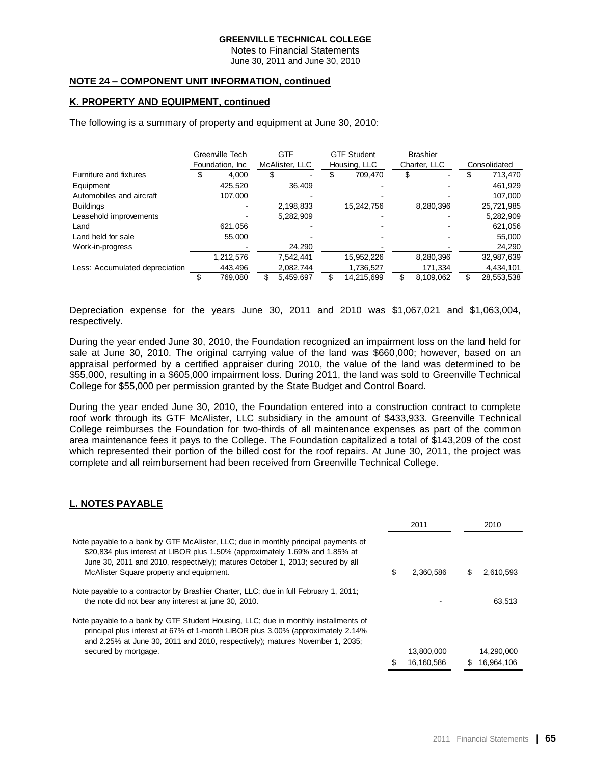**GREENVILLE TECHNICAL COLLEGE**
Notes to Financial Statements
June 30, 2011 and June 30, 2010

**NOTE 24 – COMPONENT UNIT INFORMATION, continued**

**K. PROPERTY AND EQUIPMENT, continued**

The following is a summary of property and equipment at June 30, 2010:

| | Greenville Tech Foundation, Inc | GTF McAlister, LLC | GTF Student Housing, LLC | Brashier Charter, LLC | Consolidated |
|---|---|---|---|---|---|
| Furniture and fixtures | $ 4,000 | $ - | $ 709,470 | $ - | $ 713,470 |
| Equipment | 425,520 | 36,409 | - | - | 461,929 |
| Automobiles and aircraft | 107,000 | - | - | - | 107,000 |
| Buildings | - | 2,198,833 | 15,242,756 | 8,280,396 | 25,721,985 |
| Leasehold improvements | - | 5,282,909 | - | - | 5,282,909 |
| Land | 621,056 | - | - | - | 621,056 |
| Land held for sale | 55,000 | - | - | - | 55,000 |
| Work-in-progress | - | 24,290 | - | - | 24,290 |
| | 1,212,576 | 7,542,441 | 15,952,226 | 8,280,396 | 32,987,639 |
| Less: Accumulated depreciation | 443,496 | 2,082,744 | 1,736,527 | 171,334 | 4,434,101 |
| | $ 769,080 | $ 5,459,697 | $ 14,215,699 | $ 8,109,062 | $ 28,553,538 |

Depreciation expense for the years June 30, 2011 and 2010 was $1,067,021 and $1,063,004, respectively.

During the year ended June 30, 2010, the Foundation recognized an impairment loss on the land held for sale at June 30, 2010. The original carrying value of the land was $660,000; however, based on an appraisal performed by a certified appraiser during 2010, the value of the land was determined to be $55,000, resulting in a $605,000 impairment loss. During 2011, the land was sold to Greenville Technical College for $55,000 per permission granted by the State Budget and Control Board.

During the year ended June 30, 2010, the Foundation entered into a construction contract to complete roof work through its GTF McAlister, LLC subsidiary in the amount of $433,933. Greenville Technical College reimburses the Foundation for two-thirds of all maintenance expenses as part of the common area maintenance fees it pays to the College. The Foundation capitalized a total of $143,209 of the cost which represented their portion of the billed cost for the roof repairs. At June 30, 2011, the project was complete and all reimbursement had been received from Greenville Technical College.

**L. NOTES PAYABLE**

| | 2011 | 2010 |
|---|---|---|
| Note payable to a bank by GTF McAlister, LLC; due in monthly principal payments of $20,834 plus interest at LIBOR plus 1.50% (approximately 1.69% and 1.85% at June 30, 2011 and 2010, respectively); matures October 1, 2013; secured by all McAlister Square property and equipment. | $ 2,360,586 | $ 2,610,593 |
| Note payable to a contractor by Brashier Charter, LLC; due in full February 1, 2011; the note did not bear any interest at june 30, 2010. | - | 63,513 |
| Note payable to a bank by GTF Student Housing, LLC; due in monthly installments of principal plus interest at 67% of 1-month LIBOR plus 3.00% (approximately 2.14% and 2.25% at June 30, 2011 and 2010, respectively); matures November 1, 2035; secured by mortgage. | 13,800,000 | 14,290,000 |
| | $ 16,160,586 | $ 16,964,106 |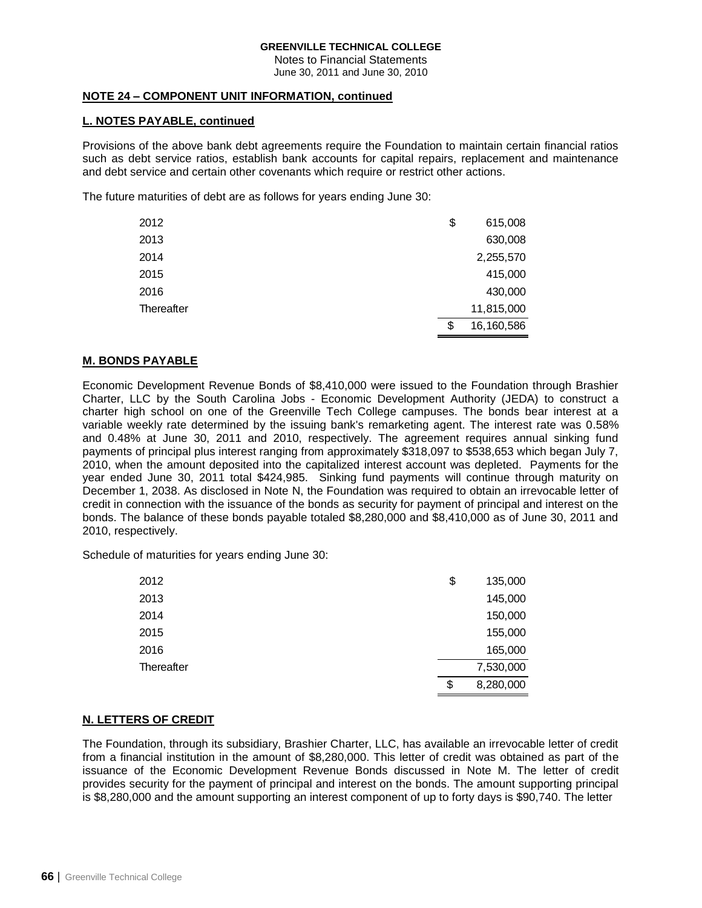**GREENVILLE TECHNICAL COLLEGE**
Notes to Financial Statements
June 30, 2011 and June 30, 2010

## NOTE 24 – COMPONENT UNIT INFORMATION, continued

### L. NOTES PAYABLE, continued

Provisions of the above bank debt agreements require the Foundation to maintain certain financial ratios such as debt service ratios, establish bank accounts for capital repairs, replacement and maintenance and debt service and certain other covenants which require or restrict other actions.

The future maturities of debt are as follows for years ending June 30:

| | |
|---|---|
| 2012 | $ 615,008 |
| 2013 | 630,008 |
| 2014 | 2,255,570 |
| 2015 | 415,000 |
| 2016 | 430,000 |
| Thereafter | 11,815,000 |
| | $ 16,160,586 |

### M. BONDS PAYABLE

Economic Development Revenue Bonds of $8,410,000 were issued to the Foundation through Brashier Charter, LLC by the South Carolina Jobs - Economic Development Authority (JEDA) to construct a charter high school on one of the Greenville Tech College campuses. The bonds bear interest at a variable weekly rate determined by the issuing bank's remarketing agent. The interest rate was 0.58% and 0.48% at June 30, 2011 and 2010, respectively. The agreement requires annual sinking fund payments of principal plus interest ranging from approximately $318,097 to $538,653 which began July 7, 2010, when the amount deposited into the capitalized interest account was depleted. Payments for the year ended June 30, 2011 total $424,985. Sinking fund payments will continue through maturity on December 1, 2038. As disclosed in Note N, the Foundation was required to obtain an irrevocable letter of credit in connection with the issuance of the bonds as security for payment of principal and interest on the bonds. The balance of these bonds payable totaled $8,280,000 and $8,410,000 as of June 30, 2011 and 2010, respectively.

Schedule of maturities for years ending June 30:

| | |
|---|---|
| 2012 | $ 135,000 |
| 2013 | 145,000 |
| 2014 | 150,000 |
| 2015 | 155,000 |
| 2016 | 165,000 |
| Thereafter | 7,530,000 |
| | $ 8,280,000 |

### N. LETTERS OF CREDIT

The Foundation, through its subsidiary, Brashier Charter, LLC, has available an irrevocable letter of credit from a financial institution in the amount of $8,280,000. This letter of credit was obtained as part of the issuance of the Economic Development Revenue Bonds discussed in Note M. The letter of credit provides security for the payment of principal and interest on the bonds. The amount supporting principal is $8,280,000 and the amount supporting an interest component of up to forty days is $90,740. The letter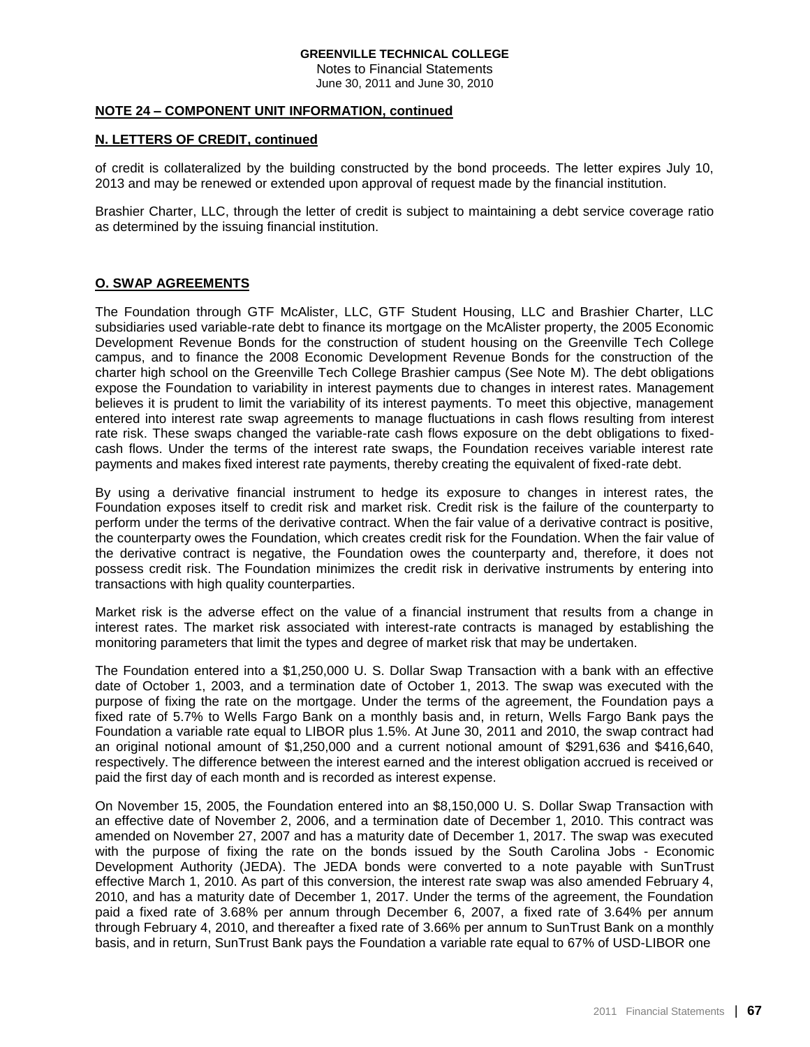**NOTE 24 – COMPONENT UNIT INFORMATION, continued**

**N. LETTERS OF CREDIT, continued**

of credit is collateralized by the building constructed by the bond proceeds. The letter expires July 10, 2013 and may be renewed or extended upon approval of request made by the financial institution.

Brashier Charter, LLC, through the letter of credit is subject to maintaining a debt service coverage ratio as determined by the issuing financial institution.

**O. SWAP AGREEMENTS**

The Foundation through GTF McAlister, LLC, GTF Student Housing, LLC and Brashier Charter, LLC subsidiaries used variable-rate debt to finance its mortgage on the McAlister property, the 2005 Economic Development Revenue Bonds for the construction of student housing on the Greenville Tech College campus, and to finance the 2008 Economic Development Revenue Bonds for the construction of the charter high school on the Greenville Tech College Brashier campus (See Note M). The debt obligations expose the Foundation to variability in interest payments due to changes in interest rates. Management believes it is prudent to limit the variability of its interest payments. To meet this objective, management entered into interest rate swap agreements to manage fluctuations in cash flows resulting from interest rate risk. These swaps changed the variable-rate cash flows exposure on the debt obligations to fixed-cash flows. Under the terms of the interest rate swaps, the Foundation receives variable interest rate payments and makes fixed interest rate payments, thereby creating the equivalent of fixed-rate debt.

By using a derivative financial instrument to hedge its exposure to changes in interest rates, the Foundation exposes itself to credit risk and market risk. Credit risk is the failure of the counterparty to perform under the terms of the derivative contract. When the fair value of a derivative contract is positive, the counterparty owes the Foundation, which creates credit risk for the Foundation. When the fair value of the derivative contract is negative, the Foundation owes the counterparty and, therefore, it does not possess credit risk. The Foundation minimizes the credit risk in derivative instruments by entering into transactions with high quality counterparties.

Market risk is the adverse effect on the value of a financial instrument that results from a change in interest rates. The market risk associated with interest-rate contracts is managed by establishing the monitoring parameters that limit the types and degree of market risk that may be undertaken.

The Foundation entered into a $1,250,000 U. S. Dollar Swap Transaction with a bank with an effective date of October 1, 2003, and a termination date of October 1, 2013. The swap was executed with the purpose of fixing the rate on the mortgage. Under the terms of the agreement, the Foundation pays a fixed rate of 5.7% to Wells Fargo Bank on a monthly basis and, in return, Wells Fargo Bank pays the Foundation a variable rate equal to LIBOR plus 1.5%. At June 30, 2011 and 2010, the swap contract had an original notional amount of $1,250,000 and a current notional amount of $291,636 and $416,640, respectively. The difference between the interest earned and the interest obligation accrued is received or paid the first day of each month and is recorded as interest expense.

On November 15, 2005, the Foundation entered into an $8,150,000 U. S. Dollar Swap Transaction with an effective date of November 2, 2006, and a termination date of December 1, 2010. This contract was amended on November 27, 2007 and has a maturity date of December 1, 2017. The swap was executed with the purpose of fixing the rate on the bonds issued by the South Carolina Jobs - Economic Development Authority (JEDA). The JEDA bonds were converted to a note payable with SunTrust effective March 1, 2010. As part of this conversion, the interest rate swap was also amended February 4, 2010, and has a maturity date of December 1, 2017. Under the terms of the agreement, the Foundation paid a fixed rate of 3.68% per annum through December 6, 2007, a fixed rate of 3.64% per annum through February 4, 2010, and thereafter a fixed rate of 3.66% per annum to SunTrust Bank on a monthly basis, and in return, SunTrust Bank pays the Foundation a variable rate equal to 67% of USD-LIBOR one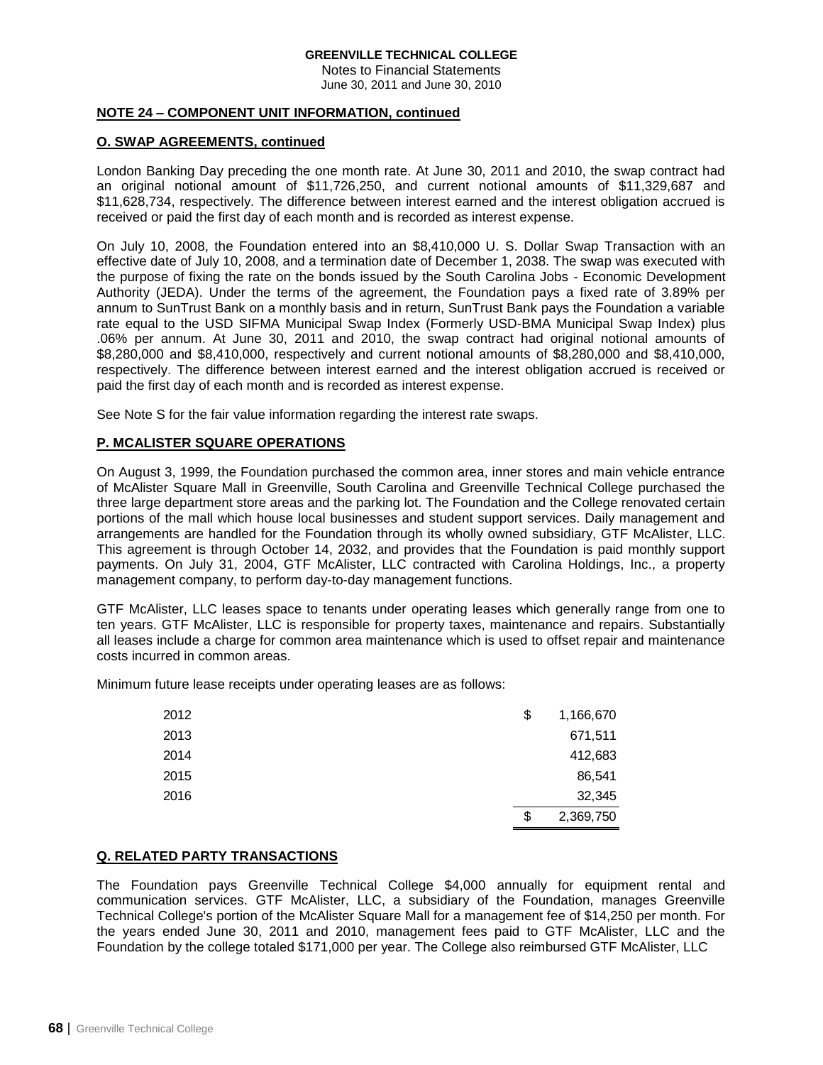**GREENVILLE TECHNICAL COLLEGE**
Notes to Financial Statements
June 30, 2011 and June 30, 2010

## NOTE 24 – COMPONENT UNIT INFORMATION, continued

### O. SWAP AGREEMENTS, continued

London Banking Day preceding the one month rate. At June 30, 2011 and 2010, the swap contract had an original notional amount of $11,726,250, and current notional amounts of $11,329,687 and $11,628,734, respectively. The difference between interest earned and the interest obligation accrued is received or paid the first day of each month and is recorded as interest expense.

On July 10, 2008, the Foundation entered into an $8,410,000 U. S. Dollar Swap Transaction with an effective date of July 10, 2008, and a termination date of December 1, 2038. The swap was executed with the purpose of fixing the rate on the bonds issued by the South Carolina Jobs - Economic Development Authority (JEDA). Under the terms of the agreement, the Foundation pays a fixed rate of 3.89% per annum to SunTrust Bank on a monthly basis and in return, SunTrust Bank pays the Foundation a variable rate equal to the USD SIFMA Municipal Swap Index (Formerly USD-BMA Municipal Swap Index) plus .06% per annum. At June 30, 2011 and 2010, the swap contract had original notional amounts of $8,280,000 and $8,410,000, respectively and current notional amounts of $8,280,000 and $8,410,000, respectively. The difference between interest earned and the interest obligation accrued is received or paid the first day of each month and is recorded as interest expense.

See Note S for the fair value information regarding the interest rate swaps.

### P. MCALISTER SQUARE OPERATIONS

On August 3, 1999, the Foundation purchased the common area, inner stores and main vehicle entrance of McAlister Square Mall in Greenville, South Carolina and Greenville Technical College purchased the three large department store areas and the parking lot. The Foundation and the College renovated certain portions of the mall which house local businesses and student support services. Daily management and arrangements are handled for the Foundation through its wholly owned subsidiary, GTF McAlister, LLC. This agreement is through October 14, 2032, and provides that the Foundation is paid monthly support payments. On July 31, 2004, GTF McAlister, LLC contracted with Carolina Holdings, Inc., a property management company, to perform day-to-day management functions.

GTF McAlister, LLC leases space to tenants under operating leases which generally range from one to ten years. GTF McAlister, LLC is responsible for property taxes, maintenance and repairs. Substantially all leases include a charge for common area maintenance which is used to offset repair and maintenance costs incurred in common areas.

Minimum future lease receipts under operating leases are as follows:

| | | |
|---|---|---|
| 2012 | $ | 1,166,670 |
| 2013 | | 671,511 |
| 2014 | | 412,683 |
| 2015 | | 86,541 |
| 2016 | | 32,345 |
| | $ | 2,369,750 |

### Q. RELATED PARTY TRANSACTIONS

The Foundation pays Greenville Technical College $4,000 annually for equipment rental and communication services. GTF McAlister, LLC, a subsidiary of the Foundation, manages Greenville Technical College's portion of the McAlister Square Mall for a management fee of $14,250 per month. For the years ended June 30, 2011 and 2010, management fees paid to GTF McAlister, LLC and the Foundation by the college totaled $171,000 per year. The College also reimbursed GTF McAlister, LLC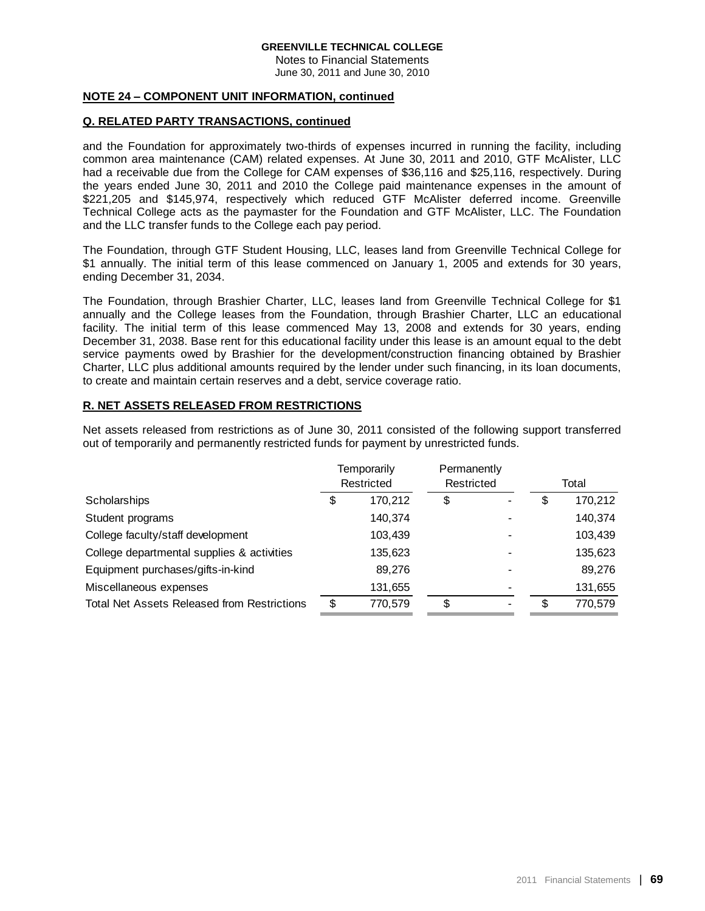**NOTE 24 – COMPONENT UNIT INFORMATION, continued**

**Q. RELATED PARTY TRANSACTIONS, continued**

and the Foundation for approximately two-thirds of expenses incurred in running the facility, including common area maintenance (CAM) related expenses. At June 30, 2011 and 2010, GTF McAlister, LLC had a receivable due from the College for CAM expenses of $36,116 and $25,116, respectively. During the years ended June 30, 2011 and 2010 the College paid maintenance expenses in the amount of $221,205 and $145,974, respectively which reduced GTF McAlister deferred income. Greenville Technical College acts as the paymaster for the Foundation and GTF McAlister, LLC. The Foundation and the LLC transfer funds to the College each pay period.

The Foundation, through GTF Student Housing, LLC, leases land from Greenville Technical College for $1 annually. The initial term of this lease commenced on January 1, 2005 and extends for 30 years, ending December 31, 2034.

The Foundation, through Brashier Charter, LLC, leases land from Greenville Technical College for $1 annually and the College leases from the Foundation, through Brashier Charter, LLC an educational facility. The initial term of this lease commenced May 13, 2008 and extends for 30 years, ending December 31, 2038. Base rent for this educational facility under this lease is an amount equal to the debt service payments owed by Brashier for the development/construction financing obtained by Brashier Charter, LLC plus additional amounts required by the lender under such financing, in its loan documents, to create and maintain certain reserves and a debt, service coverage ratio.

**R. NET ASSETS RELEASED FROM RESTRICTIONS**

Net assets released from restrictions as of June 30, 2011 consisted of the following support transferred out of temporarily and permanently restricted funds for payment by unrestricted funds.

| | Temporarily Restricted | Permanently Restricted | Total |
|---|---|---|---|
| Scholarships | $ 170,212 | $ - | $ 170,212 |
| Student programs | 140,374 | - | 140,374 |
| College faculty/staff development | 103,439 | - | 103,439 |
| College departmental supplies & activities | 135,623 | - | 135,623 |
| Equipment purchases/gifts-in-kind | 89,276 | - | 89,276 |
| Miscellaneous expenses | 131,655 | - | 131,655 |
| Total Net Assets Released from Restrictions | $ 770,579 | $ - | $ 770,579 |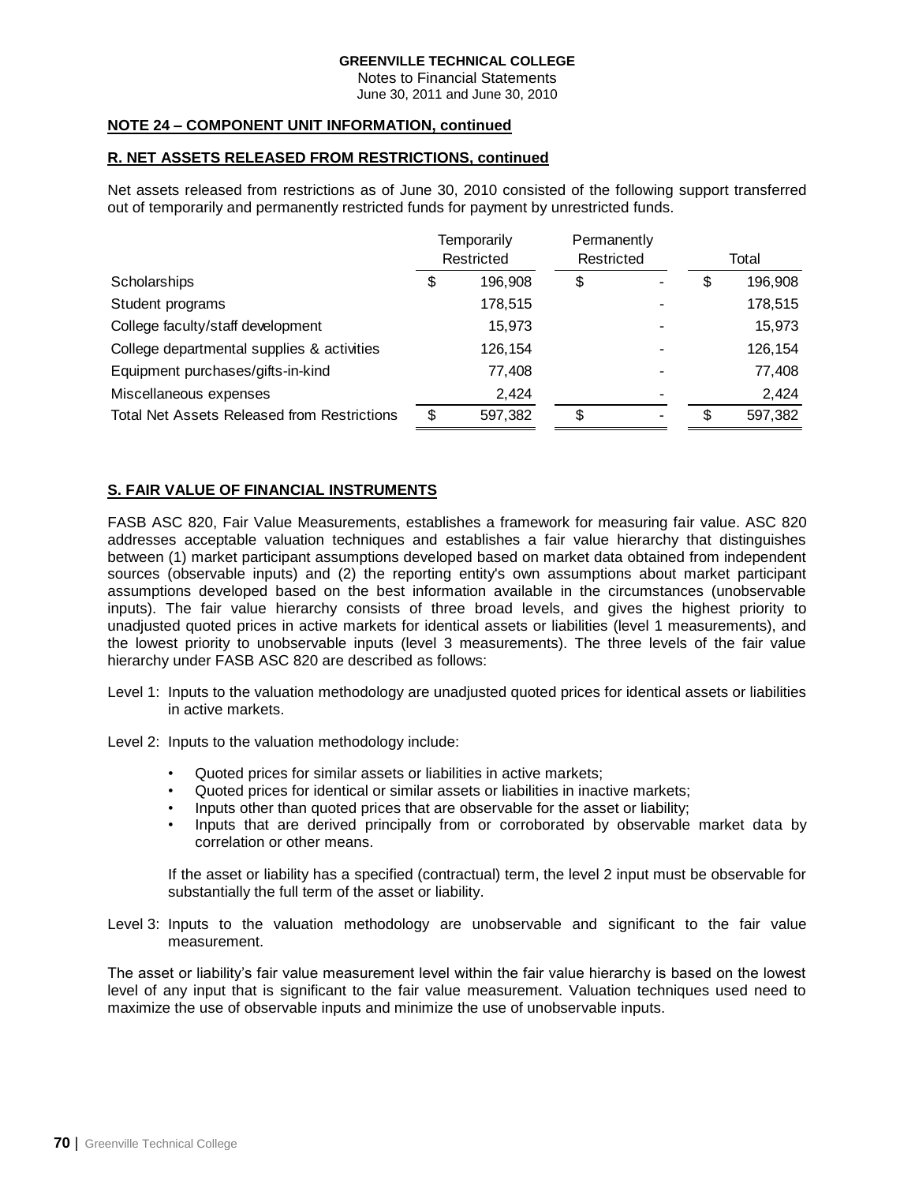**GREENVILLE TECHNICAL COLLEGE**
Notes to Financial Statements
June 30, 2011 and June 30, 2010

## NOTE 24 – COMPONENT UNIT INFORMATION, continued

### R. NET ASSETS RELEASED FROM RESTRICTIONS, continued

Net assets released from restrictions as of June 30, 2010 consisted of the following support transferred out of temporarily and permanently restricted funds for payment by unrestricted funds.

| | Temporarily Restricted | Permanently Restricted | Total |
|---|---|---|---|
| Scholarships | $ 196,908 | $ - | $ 196,908 |
| Student programs | 178,515 | - | 178,515 |
| College faculty/staff development | 15,973 | - | 15,973 |
| College departmental supplies & activities | 126,154 | - | 126,154 |
| Equipment purchases/gifts-in-kind | 77,408 | - | 77,408 |
| Miscellaneous expenses | 2,424 | - | 2,424 |
| Total Net Assets Released from Restrictions | $ 597,382 | $ - | $ 597,382 |

### S. FAIR VALUE OF FINANCIAL INSTRUMENTS

FASB ASC 820, Fair Value Measurements, establishes a framework for measuring fair value. ASC 820 addresses acceptable valuation techniques and establishes a fair value hierarchy that distinguishes between (1) market participant assumptions developed based on market data obtained from independent sources (observable inputs) and (2) the reporting entity's own assumptions about market participant assumptions developed based on the best information available in the circumstances (unobservable inputs). The fair value hierarchy consists of three broad levels, and gives the highest priority to unadjusted quoted prices in active markets for identical assets or liabilities (level 1 measurements), and the lowest priority to unobservable inputs (level 3 measurements). The three levels of the fair value hierarchy under FASB ASC 820 are described as follows:

Level 1: Inputs to the valuation methodology are unadjusted quoted prices for identical assets or liabilities in active markets.

Level 2: Inputs to the valuation methodology include:

- Quoted prices for similar assets or liabilities in active markets;
- Quoted prices for identical or similar assets or liabilities in inactive markets;
- Inputs other than quoted prices that are observable for the asset or liability;
- Inputs that are derived principally from or corroborated by observable market data by correlation or other means.

If the asset or liability has a specified (contractual) term, the level 2 input must be observable for substantially the full term of the asset or liability.

Level 3: Inputs to the valuation methodology are unobservable and significant to the fair value measurement.

The asset or liability's fair value measurement level within the fair value hierarchy is based on the lowest level of any input that is significant to the fair value measurement. Valuation techniques used need to maximize the use of observable inputs and minimize the use of unobservable inputs.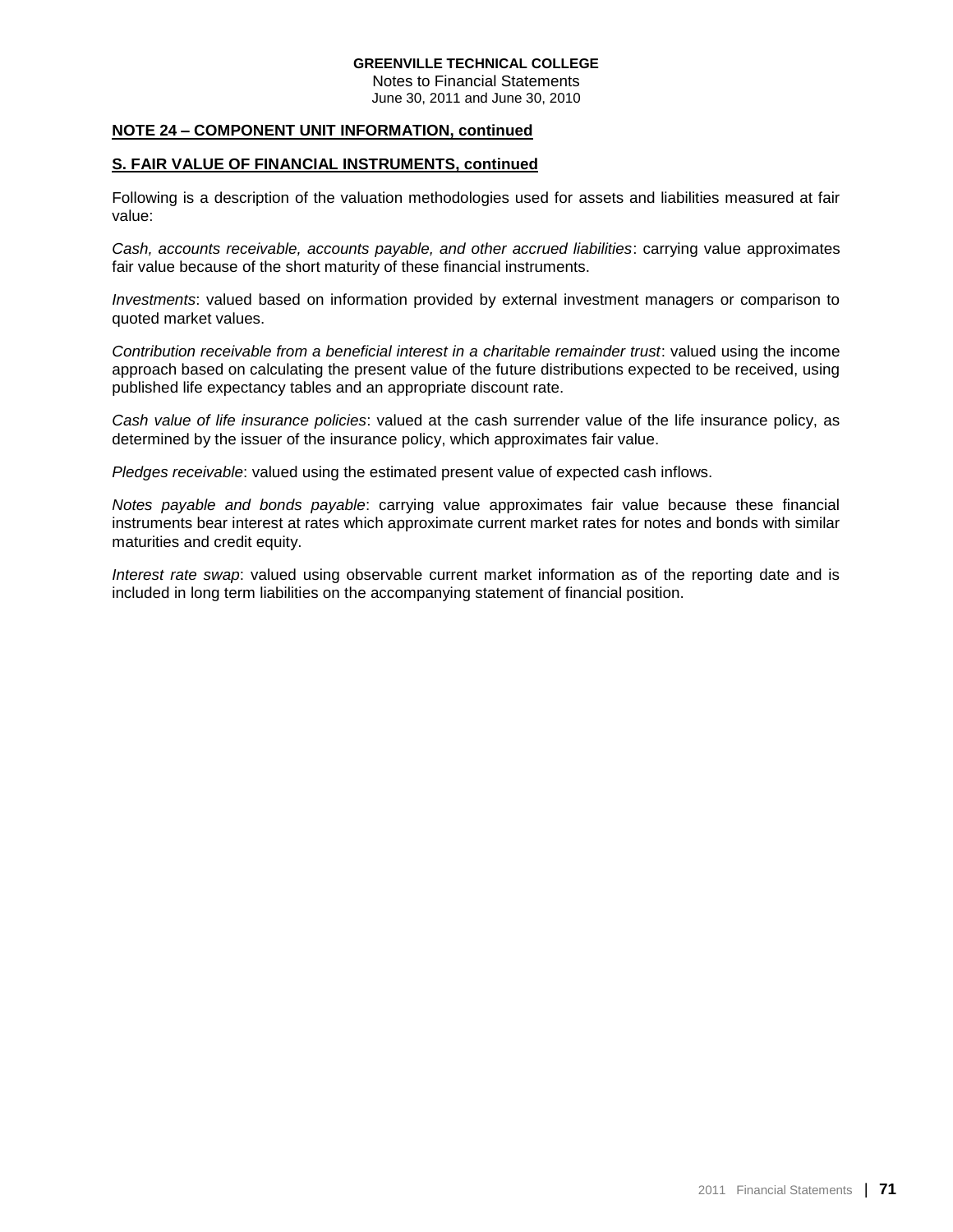**NOTE 24 – COMPONENT UNIT INFORMATION, continued**

**S. FAIR VALUE OF FINANCIAL INSTRUMENTS, continued**

Following is a description of the valuation methodologies used for assets and liabilities measured at fair value:

*Cash, accounts receivable, accounts payable, and other accrued liabilities*: carrying value approximates fair value because of the short maturity of these financial instruments.

*Investments*: valued based on information provided by external investment managers or comparison to quoted market values.

*Contribution receivable from a beneficial interest in a charitable remainder trust*: valued using the income approach based on calculating the present value of the future distributions expected to be received, using published life expectancy tables and an appropriate discount rate.

*Cash value of life insurance policies*: valued at the cash surrender value of the life insurance policy, as determined by the issuer of the insurance policy, which approximates fair value.

*Pledges receivable*: valued using the estimated present value of expected cash inflows.

*Notes payable and bonds payable*: carrying value approximates fair value because these financial instruments bear interest at rates which approximate current market rates for notes and bonds with similar maturities and credit equity.

*Interest rate swap*: valued using observable current market information as of the reporting date and is included in long term liabilities on the accompanying statement of financial position.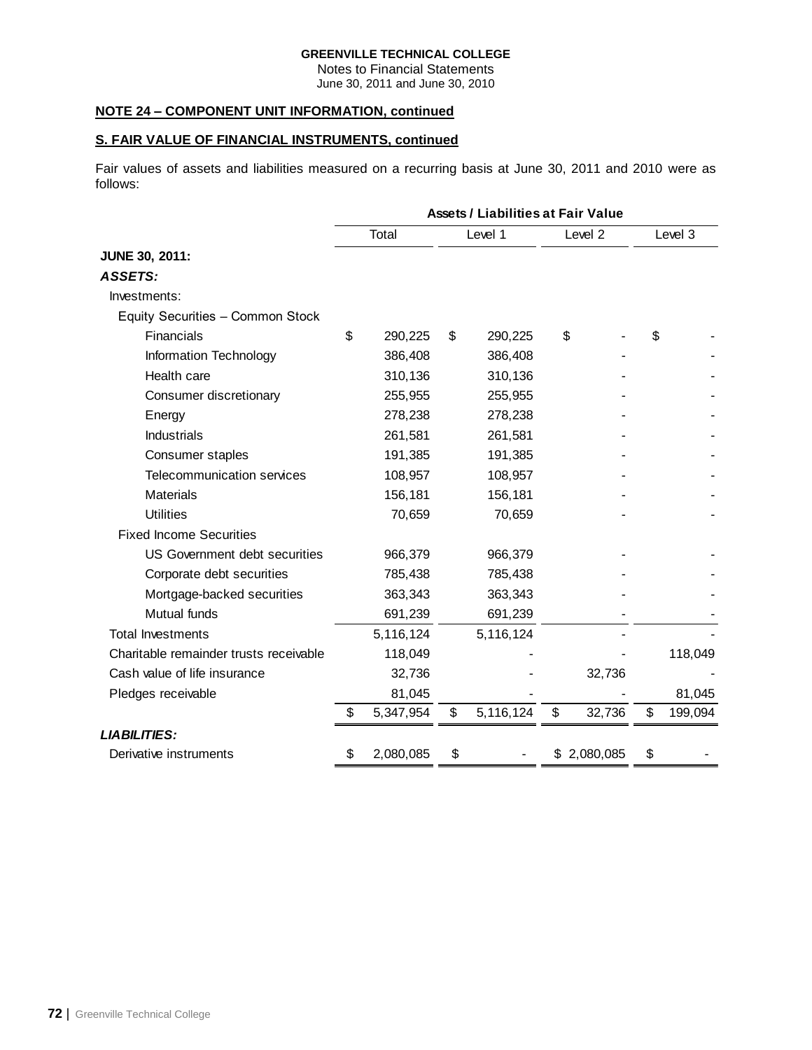GREENVILLE TECHNICAL COLLEGE
Notes to Financial Statements
June 30, 2011 and June 30, 2010

**NOTE 24 – COMPONENT UNIT INFORMATION, continued**

**S. FAIR VALUE OF FINANCIAL INSTRUMENTS, continued**

Fair values of assets and liabilities measured on a recurring basis at June 30, 2011 and 2010 were as follows:

| | Assets / Liabilities at Fair Value | | | |
|---|---|---|---|---|
| | Total | Level 1 | Level 2 | Level 3 |
| **JUNE 30, 2011:** | | | | |
| ***ASSETS:*** | | | | |
| Investments: | | | | |
| Equity Securities – Common Stock | | | | |
| Financials | $ 290,225 | $ 290,225 | $ - | $ - |
| Information Technology | 386,408 | 386,408 | - | - |
| Health care | 310,136 | 310,136 | - | - |
| Consumer discretionary | 255,955 | 255,955 | - | - |
| Energy | 278,238 | 278,238 | - | - |
| Industrials | 261,581 | 261,581 | - | - |
| Consumer staples | 191,385 | 191,385 | - | - |
| Telecommunication services | 108,957 | 108,957 | - | - |
| Materials | 156,181 | 156,181 | - | - |
| Utilities | 70,659 | 70,659 | - | - |
| Fixed Income Securities | | | | |
| US Government debt securities | 966,379 | 966,379 | - | - |
| Corporate debt securities | 785,438 | 785,438 | - | - |
| Mortgage-backed securities | 363,343 | 363,343 | - | - |
| Mutual funds | 691,239 | 691,239 | - | - |
| Total Investments | 5,116,124 | 5,116,124 | - | - |
| Charitable remainder trusts receivable | 118,049 | - | - | 118,049 |
| Cash value of life insurance | 32,736 | - | 32,736 | - |
| Pledges receivable | 81,045 | - | - | 81,045 |
| | $ 5,347,954 | $ 5,116,124 | $ 32,736 | $ 199,094 |
| ***LIABILITIES:*** | | | | |
| Derivative instruments | $ 2,080,085 | $ - | $ 2,080,085 | $ - |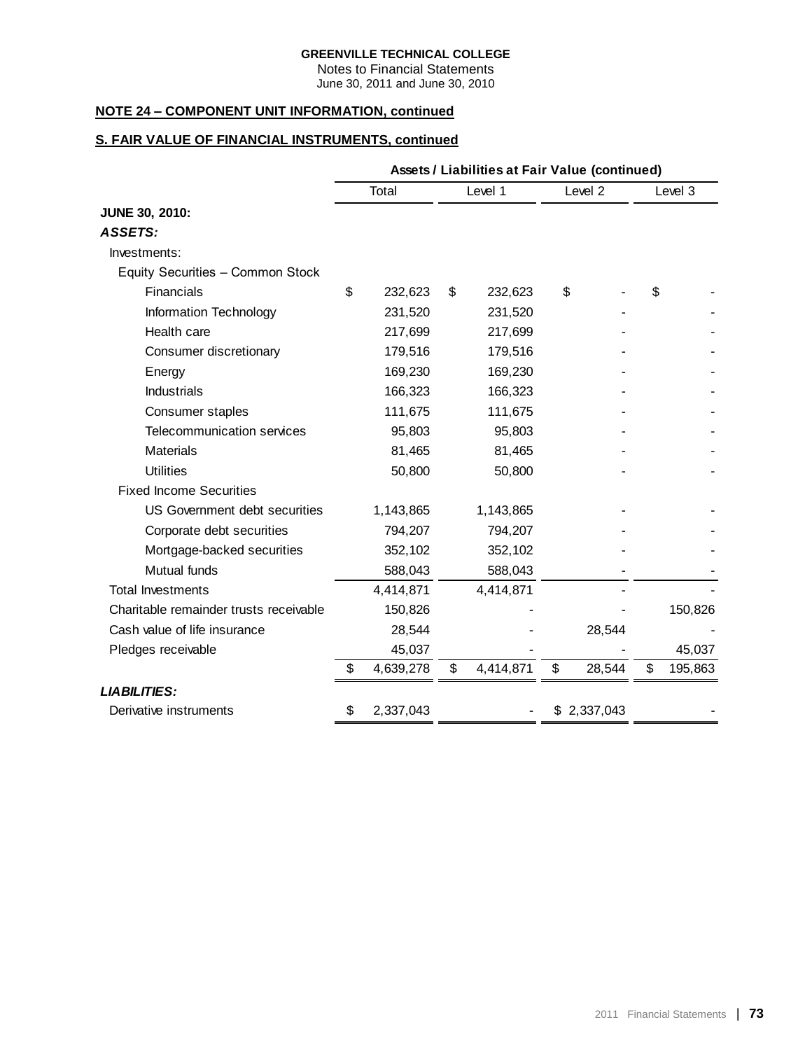**GREENVILLE TECHNICAL COLLEGE**
Notes to Financial Statements
June 30, 2011 and June 30, 2010

**NOTE 24 – COMPONENT UNIT INFORMATION, continued**

**S. FAIR VALUE OF FINANCIAL INSTRUMENTS, continued**

| | Assets / Liabilities at Fair Value (continued) | | | |
|---|---|---|---|---|
| | Total | Level 1 | Level 2 | Level 3 |
| **JUNE 30, 2010:** | | | | |
| ***ASSETS:*** | | | | |
| Investments: | | | | |
| Equity Securities – Common Stock | | | | |
| Financials | $ 232,623 | $ 232,623 | $ - | $ - |
| Information Technology | 231,520 | 231,520 | - | - |
| Health care | 217,699 | 217,699 | - | - |
| Consumer discretionary | 179,516 | 179,516 | - | - |
| Energy | 169,230 | 169,230 | - | - |
| Industrials | 166,323 | 166,323 | - | - |
| Consumer staples | 111,675 | 111,675 | - | - |
| Telecommunication services | 95,803 | 95,803 | - | - |
| Materials | 81,465 | 81,465 | - | - |
| Utilities | 50,800 | 50,800 | - | - |
| Fixed Income Securities | | | | |
| US Government debt securities | 1,143,865 | 1,143,865 | - | - |
| Corporate debt securities | 794,207 | 794,207 | - | - |
| Mortgage-backed securities | 352,102 | 352,102 | - | - |
| Mutual funds | 588,043 | 588,043 | - | - |
| Total Investments | 4,414,871 | 4,414,871 | - | - |
| Charitable remainder trusts receivable | 150,826 | - | - | 150,826 |
| Cash value of life insurance | 28,544 | - | 28,544 | - |
| Pledges receivable | 45,037 | - | - | 45,037 |
| | $ 4,639,278 | $ 4,414,871 | $ 28,544 | $ 195,863 |
| ***LIABILITIES:*** | | | | |
| Derivative instruments | $ 2,337,043 | - | $ 2,337,043 | - |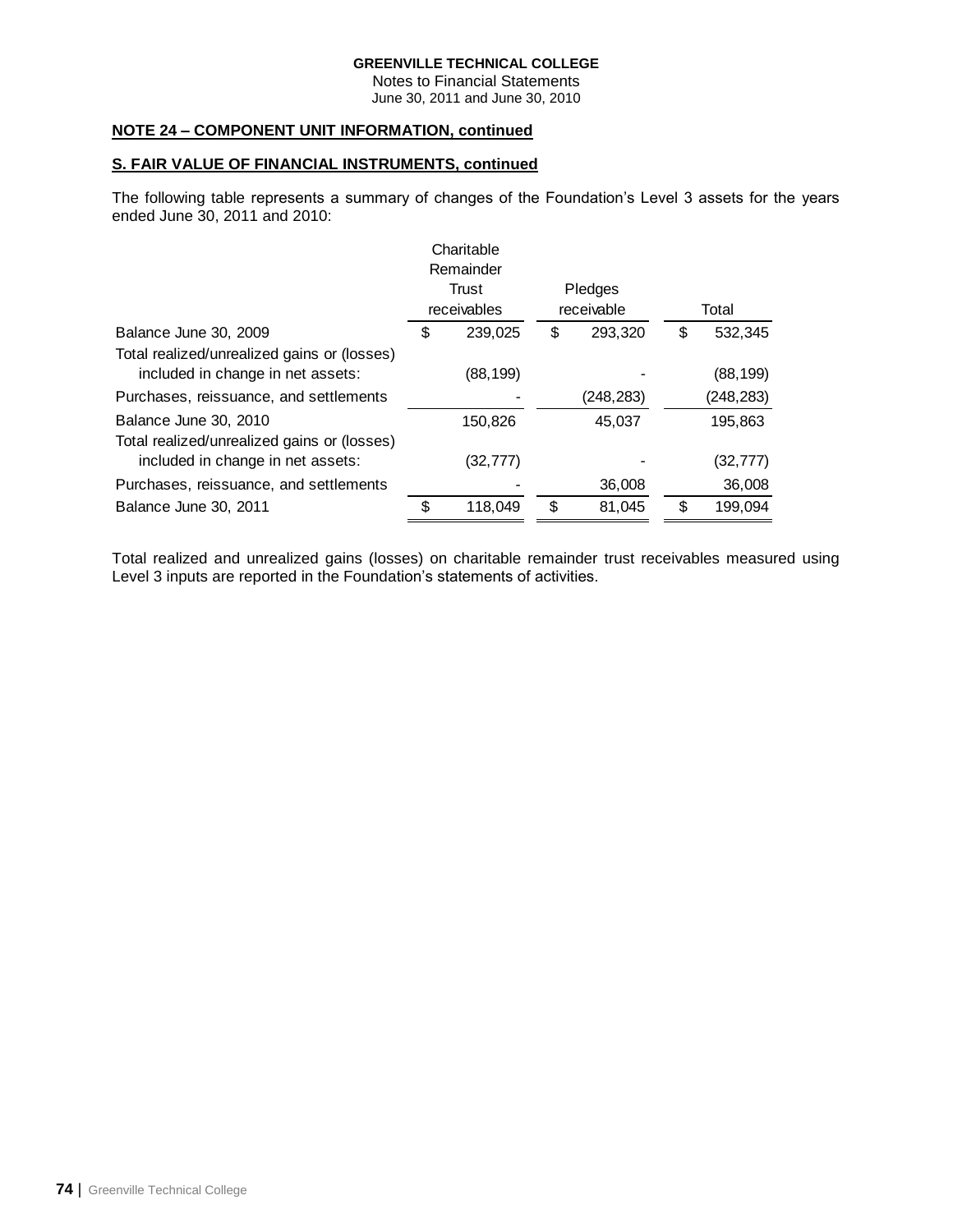**NOTE 24 – COMPONENT UNIT INFORMATION, continued**

**S. FAIR VALUE OF FINANCIAL INSTRUMENTS, continued**

The following table represents a summary of changes of the Foundation's Level 3 assets for the years ended June 30, 2011 and 2010:

| | Charitable Remainder Trust receivables | Pledges receivable | Total |
|---|---|---|---|
| Balance June 30, 2009 | $ 239,025 | $ 293,320 | $ 532,345 |
| Total realized/unrealized gains or (losses) included in change in net assets: | (88,199) | - | (88,199) |
| Purchases, reissuance, and settlements | - | (248,283) | (248,283) |
| Balance June 30, 2010 | 150,826 | 45,037 | 195,863 |
| Total realized/unrealized gains or (losses) included in change in net assets: | (32,777) | - | (32,777) |
| Purchases, reissuance, and settlements | - | 36,008 | 36,008 |
| Balance June 30, 2011 | $ 118,049 | $ 81,045 | $ 199,094 |

Total realized and unrealized gains (losses) on charitable remainder trust receivables measured using Level 3 inputs are reported in the Foundation's statements of activities.